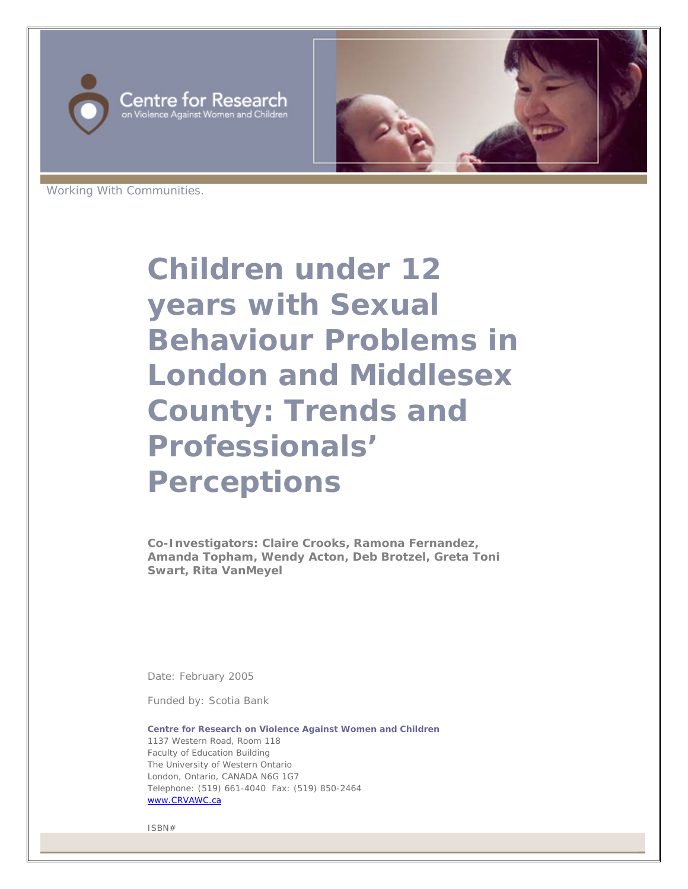Centre for Research on Violence Against Women and Children

Working With Communities.

# Children under 12 years with Sexual Behaviour Problems in London and Middlesex County: Trends and Professionals' Perceptions

**Co-Investigators: Claire Crooks, Ramona Fernandez, Amanda Topham, Wendy Acton, Deb Brotzel, Greta Toni Swart, Rita VanMeyel**

Date: February 2005

Funded by: Scotia Bank

**Centre for Research on Violence Against Women and Children**
1137 Western Road, Room 118
Faculty of Education Building
The University of Western Ontario
London, Ontario, CANADA N6G 1G7
Telephone: (519) 661-4040 Fax: (519) 850-2464
www.CRVAWC.ca

ISBN#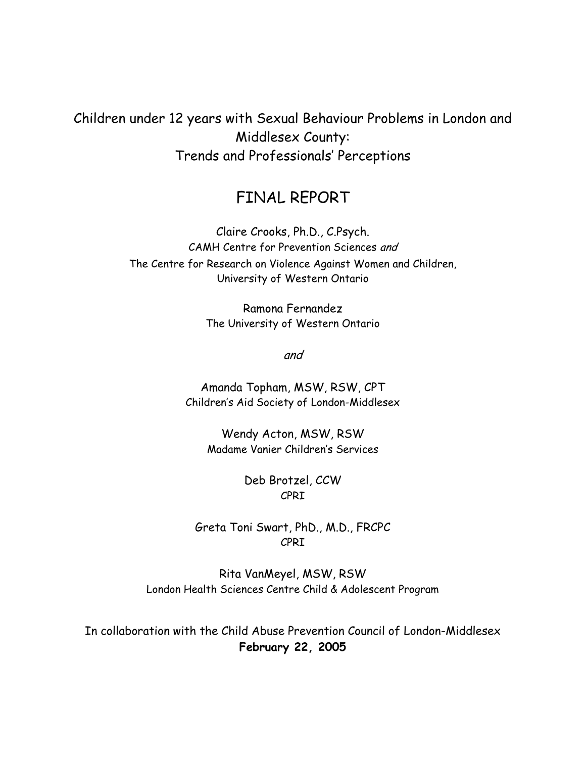# Children under 12 years with Sexual Behaviour Problems in London and Middlesex County: Trends and Professionals' Perceptions

## FINAL REPORT

Claire Crooks, Ph.D., C.Psych.
CAMH Centre for Prevention Sciences *and*
The Centre for Research on Violence Against Women and Children,
University of Western Ontario

Ramona Fernandez
The University of Western Ontario

*and*

Amanda Topham, MSW, RSW, CPT
Children's Aid Society of London-Middlesex

Wendy Acton, MSW, RSW
Madame Vanier Children's Services

Deb Brotzel, CCW
CPRI

Greta Toni Swart, PhD., M.D., FRCPC
CPRI

Rita VanMeyel, MSW, RSW
London Health Sciences Centre Child & Adolescent Program

In collaboration with the Child Abuse Prevention Council of London-Middlesex
**February 22, 2005**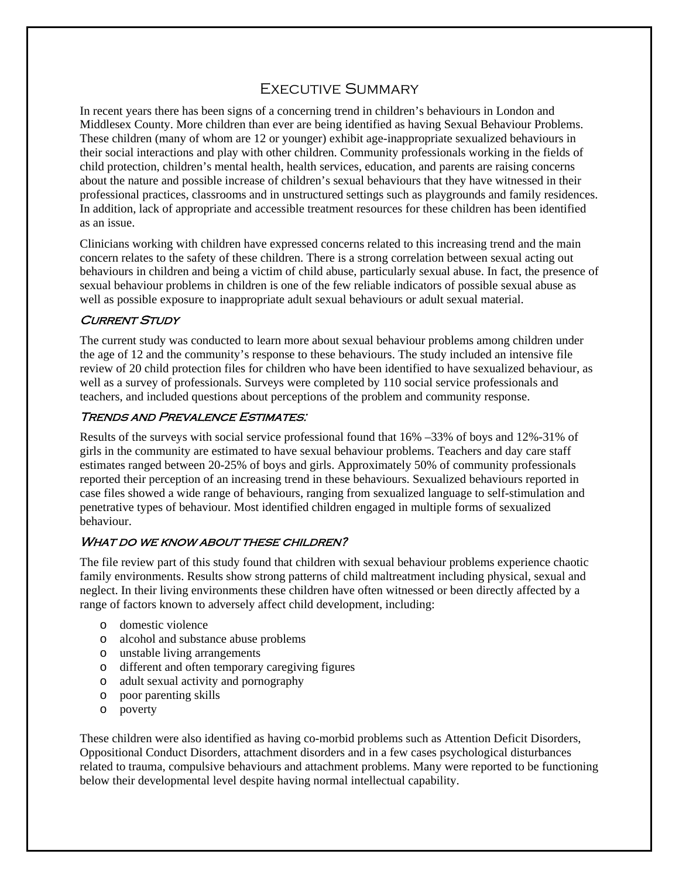# Executive Summary

In recent years there has been signs of a concerning trend in children's behaviours in London and Middlesex County. More children than ever are being identified as having Sexual Behaviour Problems. These children (many of whom are 12 or younger) exhibit age-inappropriate sexualized behaviours in their social interactions and play with other children. Community professionals working in the fields of child protection, children's mental health, health services, education, and parents are raising concerns about the nature and possible increase of children's sexual behaviours that they have witnessed in their professional practices, classrooms and in unstructured settings such as playgrounds and family residences. In addition, lack of appropriate and accessible treatment resources for these children has been identified as an issue.

Clinicians working with children have expressed concerns related to this increasing trend and the main concern relates to the safety of these children. There is a strong correlation between sexual acting out behaviours in children and being a victim of child abuse, particularly sexual abuse. In fact, the presence of sexual behaviour problems in children is one of the few reliable indicators of possible sexual abuse as well as possible exposure to inappropriate adult sexual behaviours or adult sexual material.

## *Current Study*

The current study was conducted to learn more about sexual behaviour problems among children under the age of 12 and the community's response to these behaviours. The study included an intensive file review of 20 child protection files for children who have been identified to have sexualized behaviour, as well as a survey of professionals. Surveys were completed by 110 social service professionals and teachers, and included questions about perceptions of the problem and community response.

## *Trends and Prevalence Estimates:*

Results of the surveys with social service professional found that 16% –33% of boys and 12%-31% of girls in the community are estimated to have sexual behaviour problems. Teachers and day care staff estimates ranged between 20-25% of boys and girls. Approximately 50% of community professionals reported their perception of an increasing trend in these behaviours. Sexualized behaviours reported in case files showed a wide range of behaviours, ranging from sexualized language to self-stimulation and penetrative types of behaviour. Most identified children engaged in multiple forms of sexualized behaviour.

## *What do we know about these children?*

The file review part of this study found that children with sexual behaviour problems experience chaotic family environments. Results show strong patterns of child maltreatment including physical, sexual and neglect. In their living environments these children have often witnessed or been directly affected by a range of factors known to adversely affect child development, including:

- domestic violence
- alcohol and substance abuse problems
- unstable living arrangements
- different and often temporary caregiving figures
- adult sexual activity and pornography
- poor parenting skills
- poverty

These children were also identified as having co-morbid problems such as Attention Deficit Disorders, Oppositional Conduct Disorders, attachment disorders and in a few cases psychological disturbances related to trauma, compulsive behaviours and attachment problems. Many were reported to be functioning below their developmental level despite having normal intellectual capability.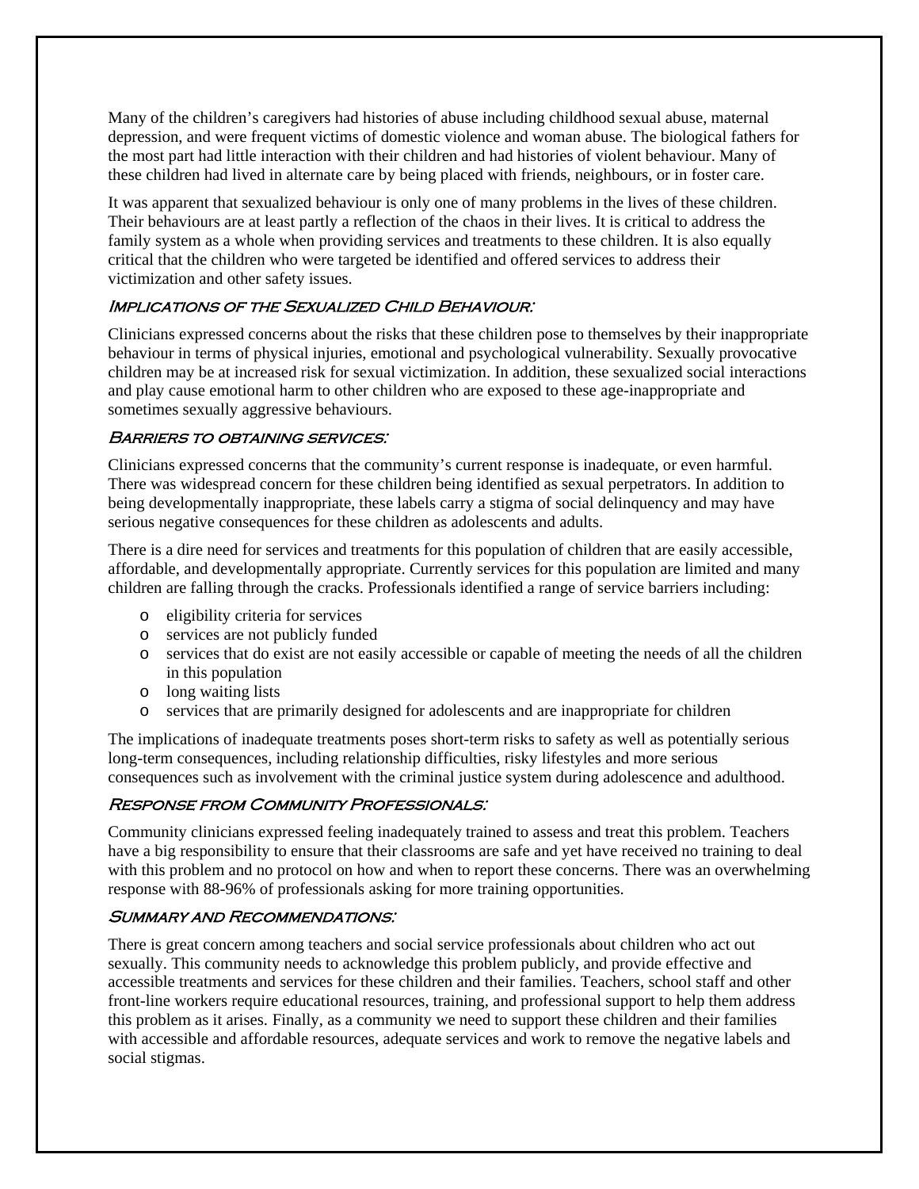Many of the children's caregivers had histories of abuse including childhood sexual abuse, maternal depression, and were frequent victims of domestic violence and woman abuse. The biological fathers for the most part had little interaction with their children and had histories of violent behaviour. Many of these children had lived in alternate care by being placed with friends, neighbours, or in foster care.

It was apparent that sexualized behaviour is only one of many problems in the lives of these children. Their behaviours are at least partly a reflection of the chaos in their lives. It is critical to address the family system as a whole when providing services and treatments to these children. It is also equally critical that the children who were targeted be identified and offered services to address their victimization and other safety issues.

### Implications of the Sexualized Child Behaviour:

Clinicians expressed concerns about the risks that these children pose to themselves by their inappropriate behaviour in terms of physical injuries, emotional and psychological vulnerability. Sexually provocative children may be at increased risk for sexual victimization. In addition, these sexualized social interactions and play cause emotional harm to other children who are exposed to these age-inappropriate and sometimes sexually aggressive behaviours.

### Barriers to obtaining services:

Clinicians expressed concerns that the community's current response is inadequate, or even harmful. There was widespread concern for these children being identified as sexual perpetrators. In addition to being developmentally inappropriate, these labels carry a stigma of social delinquency and may have serious negative consequences for these children as adolescents and adults.

There is a dire need for services and treatments for this population of children that are easily accessible, affordable, and developmentally appropriate. Currently services for this population are limited and many children are falling through the cracks. Professionals identified a range of service barriers including:

- eligibility criteria for services
- services are not publicly funded
- services that do exist are not easily accessible or capable of meeting the needs of all the children in this population
- long waiting lists
- services that are primarily designed for adolescents and are inappropriate for children

The implications of inadequate treatments poses short-term risks to safety as well as potentially serious long-term consequences, including relationship difficulties, risky lifestyles and more serious consequences such as involvement with the criminal justice system during adolescence and adulthood.

### Response from Community Professionals:

Community clinicians expressed feeling inadequately trained to assess and treat this problem. Teachers have a big responsibility to ensure that their classrooms are safe and yet have received no training to deal with this problem and no protocol on how and when to report these concerns. There was an overwhelming response with 88-96% of professionals asking for more training opportunities.

### Summary and Recommendations:

There is great concern among teachers and social service professionals about children who act out sexually. This community needs to acknowledge this problem publicly, and provide effective and accessible treatments and services for these children and their families. Teachers, school staff and other front-line workers require educational resources, training, and professional support to help them address this problem as it arises. Finally, as a community we need to support these children and their families with accessible and affordable resources, adequate services and work to remove the negative labels and social stigmas.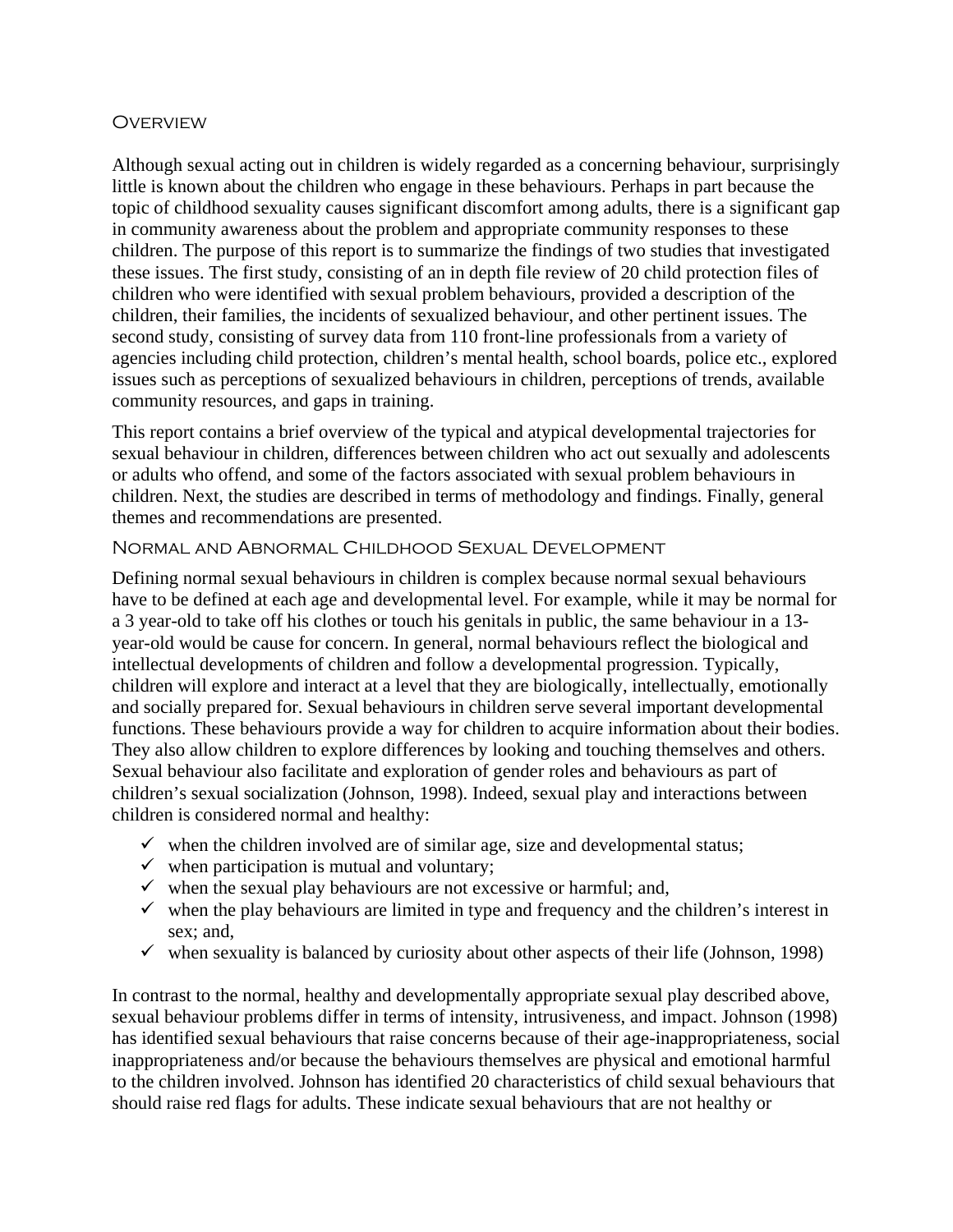## Overview

Although sexual acting out in children is widely regarded as a concerning behaviour, surprisingly little is known about the children who engage in these behaviours. Perhaps in part because the topic of childhood sexuality causes significant discomfort among adults, there is a significant gap in community awareness about the problem and appropriate community responses to these children. The purpose of this report is to summarize the findings of two studies that investigated these issues. The first study, consisting of an in depth file review of 20 child protection files of children who were identified with sexual problem behaviours, provided a description of the children, their families, the incidents of sexualized behaviour, and other pertinent issues. The second study, consisting of survey data from 110 front-line professionals from a variety of agencies including child protection, children's mental health, school boards, police etc., explored issues such as perceptions of sexualized behaviours in children, perceptions of trends, available community resources, and gaps in training.

This report contains a brief overview of the typical and atypical developmental trajectories for sexual behaviour in children, differences between children who act out sexually and adolescents or adults who offend, and some of the factors associated with sexual problem behaviours in children. Next, the studies are described in terms of methodology and findings. Finally, general themes and recommendations are presented.

### Normal and Abnormal Childhood Sexual Development

Defining normal sexual behaviours in children is complex because normal sexual behaviours have to be defined at each age and developmental level. For example, while it may be normal for a 3 year-old to take off his clothes or touch his genitals in public, the same behaviour in a 13-year-old would be cause for concern. In general, normal behaviours reflect the biological and intellectual developments of children and follow a developmental progression. Typically, children will explore and interact at a level that they are biologically, intellectually, emotionally and socially prepared for. Sexual behaviours in children serve several important developmental functions. These behaviours provide a way for children to acquire information about their bodies. They also allow children to explore differences by looking and touching themselves and others. Sexual behaviour also facilitate and exploration of gender roles and behaviours as part of children's sexual socialization (Johnson, 1998). Indeed, sexual play and interactions between children is considered normal and healthy:

- ✓ when the children involved are of similar age, size and developmental status;
- ✓ when participation is mutual and voluntary;
- ✓ when the sexual play behaviours are not excessive or harmful; and,
- ✓ when the play behaviours are limited in type and frequency and the children's interest in sex; and,
- ✓ when sexuality is balanced by curiosity about other aspects of their life (Johnson, 1998)

In contrast to the normal, healthy and developmentally appropriate sexual play described above, sexual behaviour problems differ in terms of intensity, intrusiveness, and impact. Johnson (1998) has identified sexual behaviours that raise concerns because of their age-inappropriateness, social inappropriateness and/or because the behaviours themselves are physical and emotional harmful to the children involved. Johnson has identified 20 characteristics of child sexual behaviours that should raise red flags for adults. These indicate sexual behaviours that are not healthy or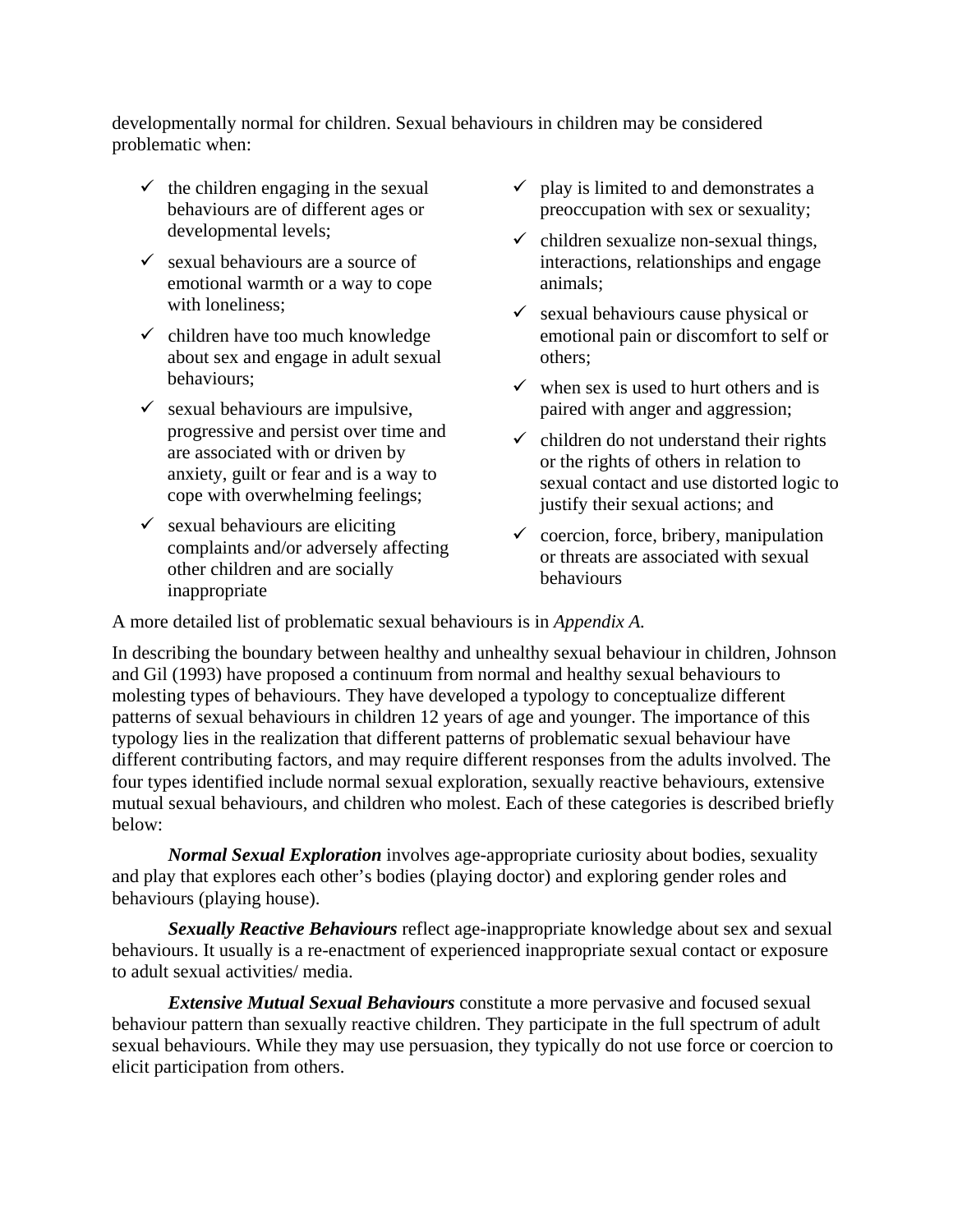developmentally normal for children. Sexual behaviours in children may be considered problematic when:

- ✓ the children engaging in the sexual behaviours are of different ages or developmental levels;
- ✓ sexual behaviours are a source of emotional warmth or a way to cope with loneliness;
- ✓ children have too much knowledge about sex and engage in adult sexual behaviours;
- ✓ sexual behaviours are impulsive, progressive and persist over time and are associated with or driven by anxiety, guilt or fear and is a way to cope with overwhelming feelings;
- ✓ sexual behaviours are eliciting complaints and/or adversely affecting other children and are socially inappropriate
- ✓ play is limited to and demonstrates a preoccupation with sex or sexuality;
- ✓ children sexualize non-sexual things, interactions, relationships and engage animals;
- ✓ sexual behaviours cause physical or emotional pain or discomfort to self or others;
- ✓ when sex is used to hurt others and is paired with anger and aggression;
- ✓ children do not understand their rights or the rights of others in relation to sexual contact and use distorted logic to justify their sexual actions; and
- ✓ coercion, force, bribery, manipulation or threats are associated with sexual behaviours

A more detailed list of problematic sexual behaviours is in *Appendix A.*

In describing the boundary between healthy and unhealthy sexual behaviour in children, Johnson and Gil (1993) have proposed a continuum from normal and healthy sexual behaviours to molesting types of behaviours. They have developed a typology to conceptualize different patterns of sexual behaviours in children 12 years of age and younger. The importance of this typology lies in the realization that different patterns of problematic sexual behaviour have different contributing factors, and may require different responses from the adults involved. The four types identified include normal sexual exploration, sexually reactive behaviours, extensive mutual sexual behaviours, and children who molest. Each of these categories is described briefly below:

***Normal Sexual Exploration*** involves age-appropriate curiosity about bodies, sexuality and play that explores each other's bodies (playing doctor) and exploring gender roles and behaviours (playing house).

***Sexually Reactive Behaviours*** reflect age-inappropriate knowledge about sex and sexual behaviours. It usually is a re-enactment of experienced inappropriate sexual contact or exposure to adult sexual activities/ media.

***Extensive Mutual Sexual Behaviours*** constitute a more pervasive and focused sexual behaviour pattern than sexually reactive children. They participate in the full spectrum of adult sexual behaviours. While they may use persuasion, they typically do not use force or coercion to elicit participation from others.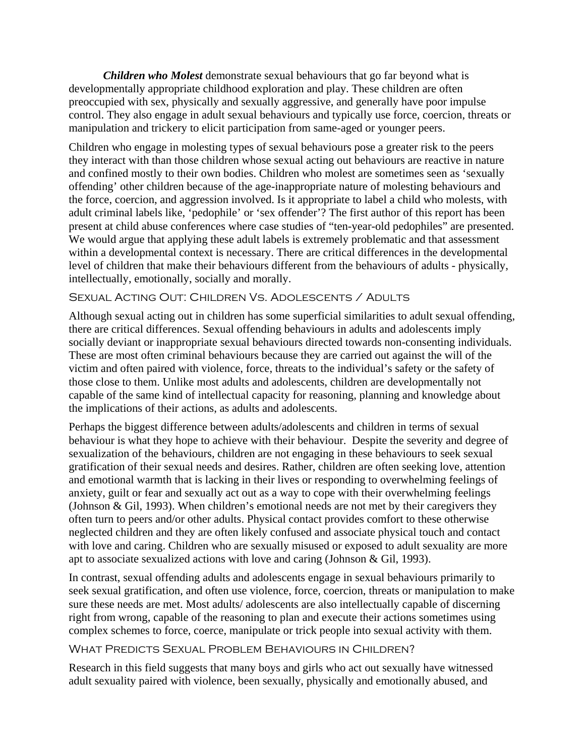***Children who Molest*** demonstrate sexual behaviours that go far beyond what is developmentally appropriate childhood exploration and play. These children are often preoccupied with sex, physically and sexually aggressive, and generally have poor impulse control. They also engage in adult sexual behaviours and typically use force, coercion, threats or manipulation and trickery to elicit participation from same-aged or younger peers.

Children who engage in molesting types of sexual behaviours pose a greater risk to the peers they interact with than those children whose sexual acting out behaviours are reactive in nature and confined mostly to their own bodies. Children who molest are sometimes seen as 'sexually offending' other children because of the age-inappropriate nature of molesting behaviours and the force, coercion, and aggression involved. Is it appropriate to label a child who molests, with adult criminal labels like, 'pedophile' or 'sex offender'? The first author of this report has been present at child abuse conferences where case studies of "ten-year-old pedophiles" are presented. We would argue that applying these adult labels is extremely problematic and that assessment within a developmental context is necessary. There are critical differences in the developmental level of children that make their behaviours different from the behaviours of adults - physically, intellectually, emotionally, socially and morally.

### Sexual Acting Out: Children Vs. Adolescents / Adults

Although sexual acting out in children has some superficial similarities to adult sexual offending, there are critical differences. Sexual offending behaviours in adults and adolescents imply socially deviant or inappropriate sexual behaviours directed towards non-consenting individuals. These are most often criminal behaviours because they are carried out against the will of the victim and often paired with violence, force, threats to the individual's safety or the safety of those close to them. Unlike most adults and adolescents, children are developmentally not capable of the same kind of intellectual capacity for reasoning, planning and knowledge about the implications of their actions, as adults and adolescents.

Perhaps the biggest difference between adults/adolescents and children in terms of sexual behaviour is what they hope to achieve with their behaviour. Despite the severity and degree of sexualization of the behaviours, children are not engaging in these behaviours to seek sexual gratification of their sexual needs and desires. Rather, children are often seeking love, attention and emotional warmth that is lacking in their lives or responding to overwhelming feelings of anxiety, guilt or fear and sexually act out as a way to cope with their overwhelming feelings (Johnson & Gil, 1993). When children's emotional needs are not met by their caregivers they often turn to peers and/or other adults. Physical contact provides comfort to these otherwise neglected children and they are often likely confused and associate physical touch and contact with love and caring. Children who are sexually misused or exposed to adult sexuality are more apt to associate sexualized actions with love and caring (Johnson & Gil, 1993).

In contrast, sexual offending adults and adolescents engage in sexual behaviours primarily to seek sexual gratification, and often use violence, force, coercion, threats or manipulation to make sure these needs are met. Most adults/ adolescents are also intellectually capable of discerning right from wrong, capable of the reasoning to plan and execute their actions sometimes using complex schemes to force, coerce, manipulate or trick people into sexual activity with them.

### What Predicts Sexual Problem Behaviours in Children?

Research in this field suggests that many boys and girls who act out sexually have witnessed adult sexuality paired with violence, been sexually, physically and emotionally abused, and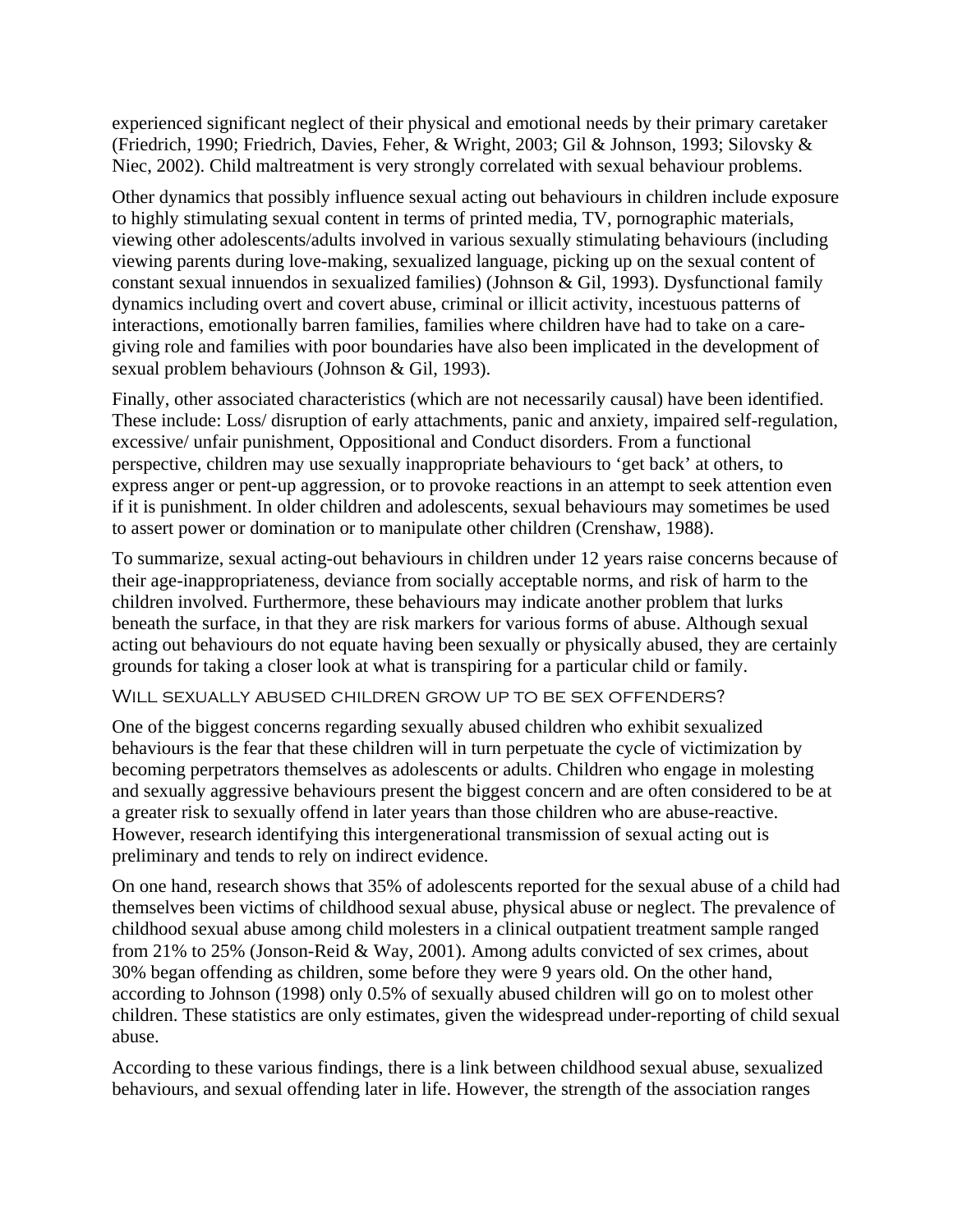experienced significant neglect of their physical and emotional needs by their primary caretaker (Friedrich, 1990; Friedrich, Davies, Feher, & Wright, 2003; Gil & Johnson, 1993; Silovsky & Niec, 2002). Child maltreatment is very strongly correlated with sexual behaviour problems.

Other dynamics that possibly influence sexual acting out behaviours in children include exposure to highly stimulating sexual content in terms of printed media, TV, pornographic materials, viewing other adolescents/adults involved in various sexually stimulating behaviours (including viewing parents during love-making, sexualized language, picking up on the sexual content of constant sexual innuendos in sexualized families) (Johnson & Gil, 1993). Dysfunctional family dynamics including overt and covert abuse, criminal or illicit activity, incestuous patterns of interactions, emotionally barren families, families where children have had to take on a care-giving role and families with poor boundaries have also been implicated in the development of sexual problem behaviours (Johnson & Gil, 1993).

Finally, other associated characteristics (which are not necessarily causal) have been identified. These include: Loss/ disruption of early attachments, panic and anxiety, impaired self-regulation, excessive/ unfair punishment, Oppositional and Conduct disorders. From a functional perspective, children may use sexually inappropriate behaviours to 'get back' at others, to express anger or pent-up aggression, or to provoke reactions in an attempt to seek attention even if it is punishment. In older children and adolescents, sexual behaviours may sometimes be used to assert power or domination or to manipulate other children (Crenshaw, 1988).

To summarize, sexual acting-out behaviours in children under 12 years raise concerns because of their age-inappropriateness, deviance from socially acceptable norms, and risk of harm to the children involved. Furthermore, these behaviours may indicate another problem that lurks beneath the surface, in that they are risk markers for various forms of abuse. Although sexual acting out behaviours do not equate having been sexually or physically abused, they are certainly grounds for taking a closer look at what is transpiring for a particular child or family.

### Will sexually abused children grow up to be sex offenders?

One of the biggest concerns regarding sexually abused children who exhibit sexualized behaviours is the fear that these children will in turn perpetuate the cycle of victimization by becoming perpetrators themselves as adolescents or adults. Children who engage in molesting and sexually aggressive behaviours present the biggest concern and are often considered to be at a greater risk to sexually offend in later years than those children who are abuse-reactive. However, research identifying this intergenerational transmission of sexual acting out is preliminary and tends to rely on indirect evidence.

On one hand, research shows that 35% of adolescents reported for the sexual abuse of a child had themselves been victims of childhood sexual abuse, physical abuse or neglect. The prevalence of childhood sexual abuse among child molesters in a clinical outpatient treatment sample ranged from 21% to 25% (Jonson-Reid & Way, 2001). Among adults convicted of sex crimes, about 30% began offending as children, some before they were 9 years old. On the other hand, according to Johnson (1998) only 0.5% of sexually abused children will go on to molest other children. These statistics are only estimates, given the widespread under-reporting of child sexual abuse.

According to these various findings, there is a link between childhood sexual abuse, sexualized behaviours, and sexual offending later in life. However, the strength of the association ranges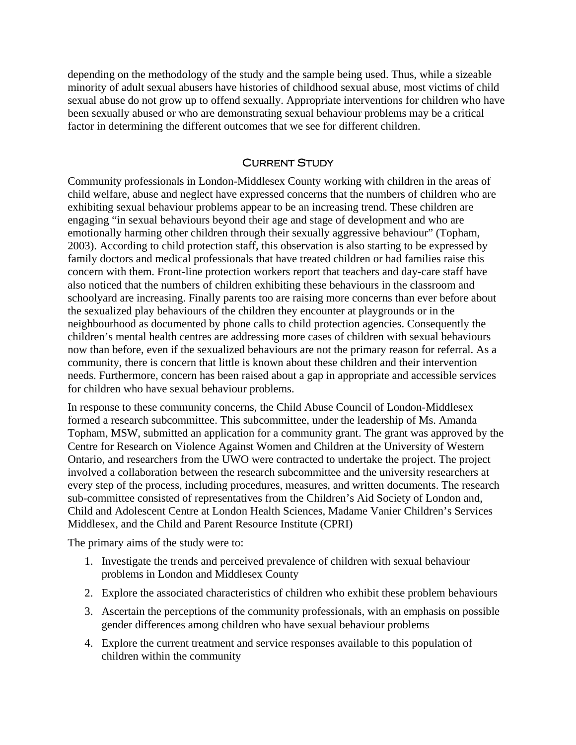depending on the methodology of the study and the sample being used. Thus, while a sizeable minority of adult sexual abusers have histories of childhood sexual abuse, most victims of child sexual abuse do not grow up to offend sexually. Appropriate interventions for children who have been sexually abused or who are demonstrating sexual behaviour problems may be a critical factor in determining the different outcomes that we see for different children.

## Current Study

Community professionals in London-Middlesex County working with children in the areas of child welfare, abuse and neglect have expressed concerns that the numbers of children who are exhibiting sexual behaviour problems appear to be an increasing trend. These children are engaging "in sexual behaviours beyond their age and stage of development and who are emotionally harming other children through their sexually aggressive behaviour" (Topham, 2003). According to child protection staff, this observation is also starting to be expressed by family doctors and medical professionals that have treated children or had families raise this concern with them. Front-line protection workers report that teachers and day-care staff have also noticed that the numbers of children exhibiting these behaviours in the classroom and schoolyard are increasing. Finally parents too are raising more concerns than ever before about the sexualized play behaviours of the children they encounter at playgrounds or in the neighbourhood as documented by phone calls to child protection agencies. Consequently the children's mental health centres are addressing more cases of children with sexual behaviours now than before, even if the sexualized behaviours are not the primary reason for referral. As a community, there is concern that little is known about these children and their intervention needs. Furthermore, concern has been raised about a gap in appropriate and accessible services for children who have sexual behaviour problems.

In response to these community concerns, the Child Abuse Council of London-Middlesex formed a research subcommittee. This subcommittee, under the leadership of Ms. Amanda Topham, MSW, submitted an application for a community grant. The grant was approved by the Centre for Research on Violence Against Women and Children at the University of Western Ontario, and researchers from the UWO were contracted to undertake the project. The project involved a collaboration between the research subcommittee and the university researchers at every step of the process, including procedures, measures, and written documents. The research sub-committee consisted of representatives from the Children's Aid Society of London and, Child and Adolescent Centre at London Health Sciences, Madame Vanier Children's Services Middlesex, and the Child and Parent Resource Institute (CPRI)

The primary aims of the study were to:

1. Investigate the trends and perceived prevalence of children with sexual behaviour problems in London and Middlesex County
2. Explore the associated characteristics of children who exhibit these problem behaviours
3. Ascertain the perceptions of the community professionals, with an emphasis on possible gender differences among children who have sexual behaviour problems
4. Explore the current treatment and service responses available to this population of children within the community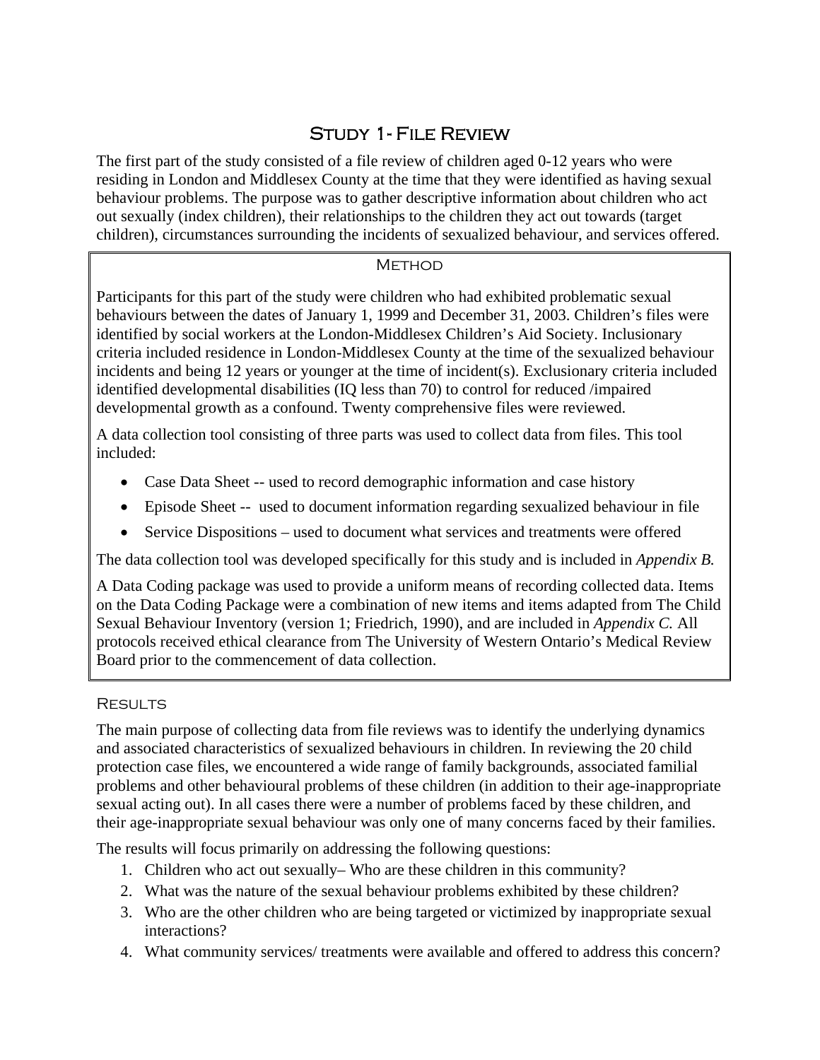# Study 1- File Review

The first part of the study consisted of a file review of children aged 0-12 years who were residing in London and Middlesex County at the time that they were identified as having sexual behaviour problems. The purpose was to gather descriptive information about children who act out sexually (index children), their relationships to the children they act out towards (target children), circumstances surrounding the incidents of sexualized behaviour, and services offered.

## Method

Participants for this part of the study were children who had exhibited problematic sexual behaviours between the dates of January 1, 1999 and December 31, 2003. Children's files were identified by social workers at the London-Middlesex Children's Aid Society. Inclusionary criteria included residence in London-Middlesex County at the time of the sexualized behaviour incidents and being 12 years or younger at the time of incident(s). Exclusionary criteria included identified developmental disabilities (IQ less than 70) to control for reduced /impaired developmental growth as a confound. Twenty comprehensive files were reviewed.

A data collection tool consisting of three parts was used to collect data from files. This tool included:

- Case Data Sheet -- used to record demographic information and case history
- Episode Sheet -- used to document information regarding sexualized behaviour in file
- Service Dispositions – used to document what services and treatments were offered

The data collection tool was developed specifically for this study and is included in *Appendix B.*

A Data Coding package was used to provide a uniform means of recording collected data. Items on the Data Coding Package were a combination of new items and items adapted from The Child Sexual Behaviour Inventory (version 1; Friedrich, 1990), and are included in *Appendix C.* All protocols received ethical clearance from The University of Western Ontario's Medical Review Board prior to the commencement of data collection.

## Results

The main purpose of collecting data from file reviews was to identify the underlying dynamics and associated characteristics of sexualized behaviours in children. In reviewing the 20 child protection case files, we encountered a wide range of family backgrounds, associated familial problems and other behavioural problems of these children (in addition to their age-inappropriate sexual acting out). In all cases there were a number of problems faced by these children, and their age-inappropriate sexual behaviour was only one of many concerns faced by their families.

The results will focus primarily on addressing the following questions:

1. Children who act out sexually– Who are these children in this community?
2. What was the nature of the sexual behaviour problems exhibited by these children?
3. Who are the other children who are being targeted or victimized by inappropriate sexual interactions?
4. What community services/ treatments were available and offered to address this concern?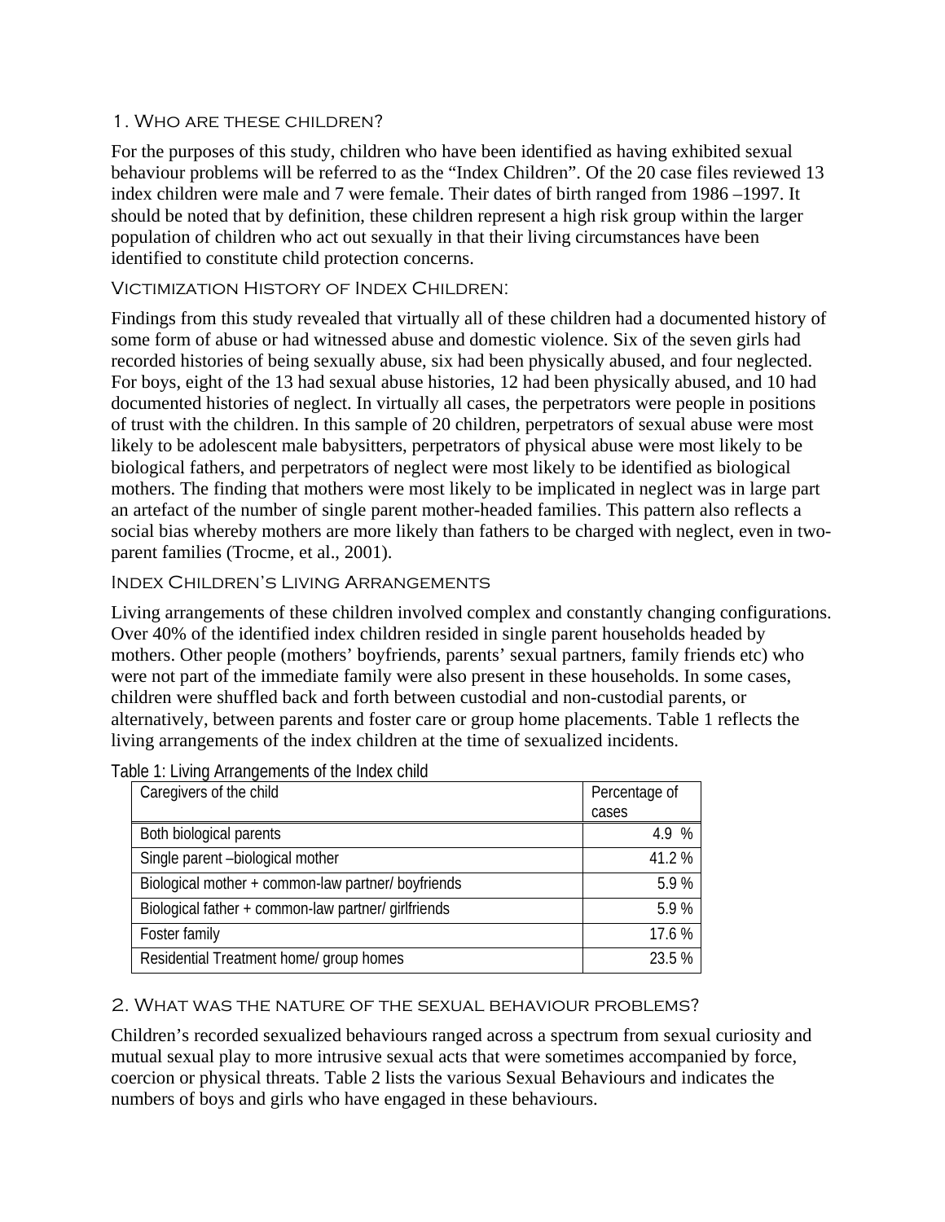## 1. Who are these children?

For the purposes of this study, children who have been identified as having exhibited sexual behaviour problems will be referred to as the "Index Children". Of the 20 case files reviewed 13 index children were male and 7 were female. Their dates of birth ranged from 1986 –1997. It should be noted that by definition, these children represent a high risk group within the larger population of children who act out sexually in that their living circumstances have been identified to constitute child protection concerns.

### Victimization History of Index Children:

Findings from this study revealed that virtually all of these children had a documented history of some form of abuse or had witnessed abuse and domestic violence. Six of the seven girls had recorded histories of being sexually abuse, six had been physically abused, and four neglected. For boys, eight of the 13 had sexual abuse histories, 12 had been physically abused, and 10 had documented histories of neglect. In virtually all cases, the perpetrators were people in positions of trust with the children. In this sample of 20 children, perpetrators of sexual abuse were most likely to be adolescent male babysitters, perpetrators of physical abuse were most likely to be biological fathers, and perpetrators of neglect were most likely to be identified as biological mothers. The finding that mothers were most likely to be implicated in neglect was in large part an artefact of the number of single parent mother-headed families. This pattern also reflects a social bias whereby mothers are more likely than fathers to be charged with neglect, even in two-parent families (Trocme, et al., 2001).

### Index Children's Living Arrangements

Living arrangements of these children involved complex and constantly changing configurations. Over 40% of the identified index children resided in single parent households headed by mothers. Other people (mothers' boyfriends, parents' sexual partners, family friends etc) who were not part of the immediate family were also present in these households. In some cases, children were shuffled back and forth between custodial and non-custodial parents, or alternatively, between parents and foster care or group home placements. Table 1 reflects the living arrangements of the index children at the time of sexualized incidents.

Table 1: Living Arrangements of the Index child

| Caregivers of the child | Percentage of cases |
|---|---|
| Both biological parents | 4.9 % |
| Single parent –biological mother | 41.2 % |
| Biological mother + common-law partner/ boyfriends | 5.9 % |
| Biological father + common-law partner/ girlfriends | 5.9 % |
| Foster family | 17.6 % |
| Residential Treatment home/ group homes | 23.5 % |

## 2. What was the nature of the sexual behaviour problems?

Children's recorded sexualized behaviours ranged across a spectrum from sexual curiosity and mutual sexual play to more intrusive sexual acts that were sometimes accompanied by force, coercion or physical threats. Table 2 lists the various Sexual Behaviours and indicates the numbers of boys and girls who have engaged in these behaviours.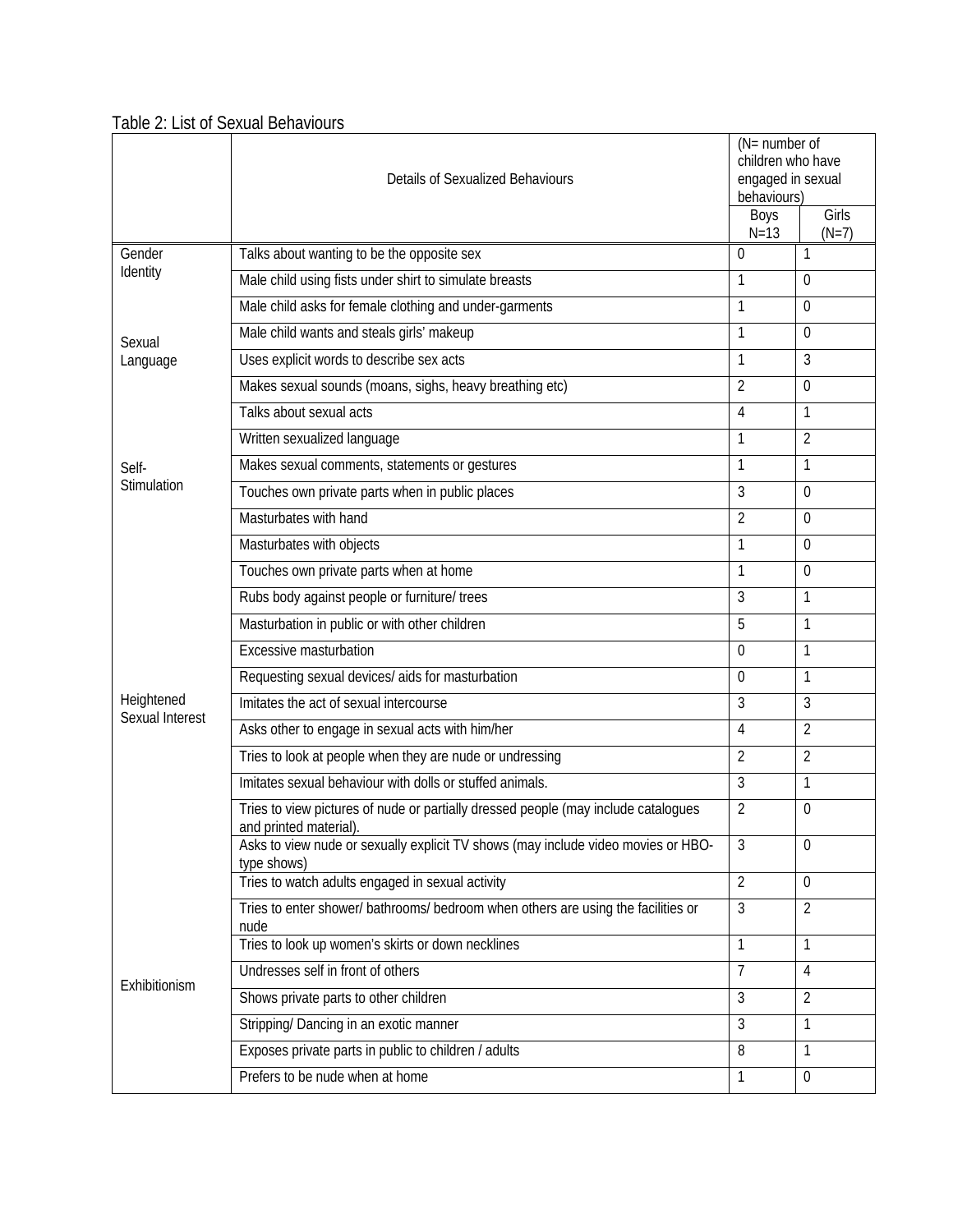Table 2: List of Sexual Behaviours

| | Details of Sexualized Behaviours | (N= number of children who have engaged in sexual behaviours) | |
|---|---|---|---|
| | | Boys N=13 | Girls (N=7) |
| Gender Identity | Talks about wanting to be the opposite sex | 0 | 1 |
| | Male child using fists under shirt to simulate breasts | 1 | 0 |
| | Male child asks for female clothing and under-garments | 1 | 0 |
| | Male child wants and steals girls' makeup | 1 | 0 |
| Sexual Language | Uses explicit words to describe sex acts | 1 | 3 |
| | Makes sexual sounds (moans, sighs, heavy breathing etc) | 2 | 0 |
| | Talks about sexual acts | 4 | 1 |
| | Written sexualized language | 1 | 2 |
| | Makes sexual comments, statements or gestures | 1 | 1 |
| Self-Stimulation | Touches own private parts when in public places | 3 | 0 |
| | Masturbates with hand | 2 | 0 |
| | Masturbates with objects | 1 | 0 |
| | Touches own private parts when at home | 1 | 0 |
| | Rubs body against people or furniture/ trees | 3 | 1 |
| | Masturbation in public or with other children | 5 | 1 |
| | Excessive masturbation | 0 | 1 |
| | Requesting sexual devices/ aids for masturbation | 0 | 1 |
| Heightened Sexual Interest | Imitates the act of sexual intercourse | 3 | 3 |
| | Asks other to engage in sexual acts with him/her | 4 | 2 |
| | Tries to look at people when they are nude or undressing | 2 | 2 |
| | Imitates sexual behaviour with dolls or stuffed animals. | 3 | 1 |
| | Tries to view pictures of nude or partially dressed people (may include catalogues and printed material). | 2 | 0 |
| | Asks to view nude or sexually explicit TV shows (may include video movies or HBO-type shows) | 3 | 0 |
| | Tries to watch adults engaged in sexual activity | 2 | 0 |
| | Tries to enter shower/ bathrooms/ bedroom when others are using the facilities or nude | 3 | 2 |
| | Tries to look up women's skirts or down necklines | 1 | 1 |
| Exhibitionism | Undresses self in front of others | 7 | 4 |
| | Shows private parts to other children | 3 | 2 |
| | Stripping/ Dancing in an exotic manner | 3 | 1 |
| | Exposes private parts in public to children / adults | 8 | 1 |
| | Prefers to be nude when at home | 1 | 0 |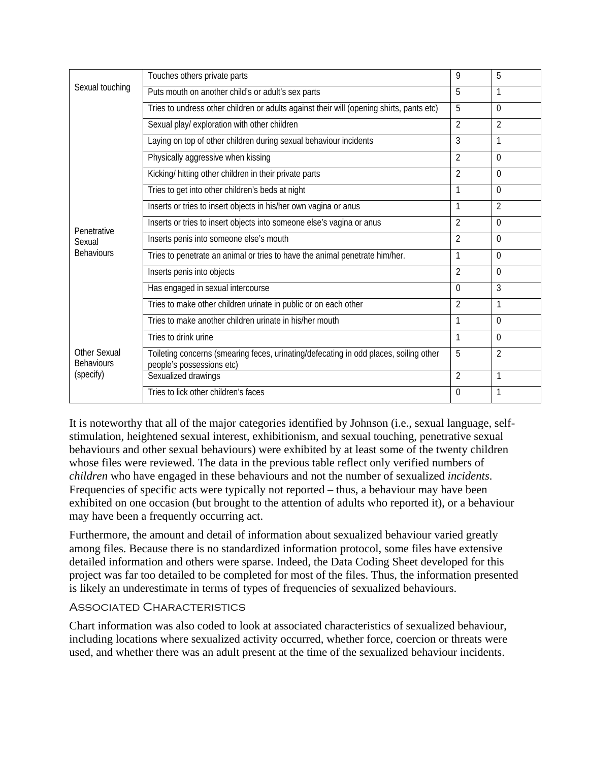| | | | |
|---|---|---|---|
| Sexual touching | Touches others private parts | 9 | 5 |
| | Puts mouth on another child's or adult's sex parts | 5 | 1 |
| | Tries to undress other children or adults against their will (opening shirts, pants etc) | 5 | 0 |
| | Sexual play/ exploration with other children | 2 | 2 |
| | Laying on top of other children during sexual behaviour incidents | 3 | 1 |
| | Physically aggressive when kissing | 2 | 0 |
| | Kicking/ hitting other children in their private parts | 2 | 0 |
| | Tries to get into other children's beds at night | 1 | 0 |
| Penetrative Sexual Behaviours | Inserts or tries to insert objects in his/her own vagina or anus | 1 | 2 |
| | Inserts or tries to insert objects into someone else's vagina or anus | 2 | 0 |
| | Inserts penis into someone else's mouth | 2 | 0 |
| | Tries to penetrate an animal or tries to have the animal penetrate him/her. | 1 | 0 |
| | Inserts penis into objects | 2 | 0 |
| | Has engaged in sexual intercourse | 0 | 3 |
| Other Sexual Behaviours (specify) | Tries to make other children urinate in public or on each other | 2 | 1 |
| | Tries to make another children urinate in his/her mouth | 1 | 0 |
| | Tries to drink urine | 1 | 0 |
| | Toileting concerns (smearing feces, urinating/defecating in odd places, soiling other people's possessions etc) | 5 | 2 |
| | Sexualized drawings | 2 | 1 |
| | Tries to lick other children's faces | 0 | 1 |

It is noteworthy that all of the major categories identified by Johnson (i.e., sexual language, self-stimulation, heightened sexual interest, exhibitionism, and sexual touching, penetrative sexual behaviours and other sexual behaviours) were exhibited by at least some of the twenty children whose files were reviewed. The data in the previous table reflect only verified numbers of *children* who have engaged in these behaviours and not the number of sexualized *incidents*. Frequencies of specific acts were typically not reported – thus, a behaviour may have been exhibited on one occasion (but brought to the attention of adults who reported it), or a behaviour may have been a frequently occurring act.

Furthermore, the amount and detail of information about sexualized behaviour varied greatly among files. Because there is no standardized information protocol, some files have extensive detailed information and others were sparse. Indeed, the Data Coding Sheet developed for this project was far too detailed to be completed for most of the files. Thus, the information presented is likely an underestimate in terms of types of frequencies of sexualized behaviours.

### Associated Characteristics

Chart information was also coded to look at associated characteristics of sexualized behaviour, including locations where sexualized activity occurred, whether force, coercion or threats were used, and whether there was an adult present at the time of the sexualized behaviour incidents.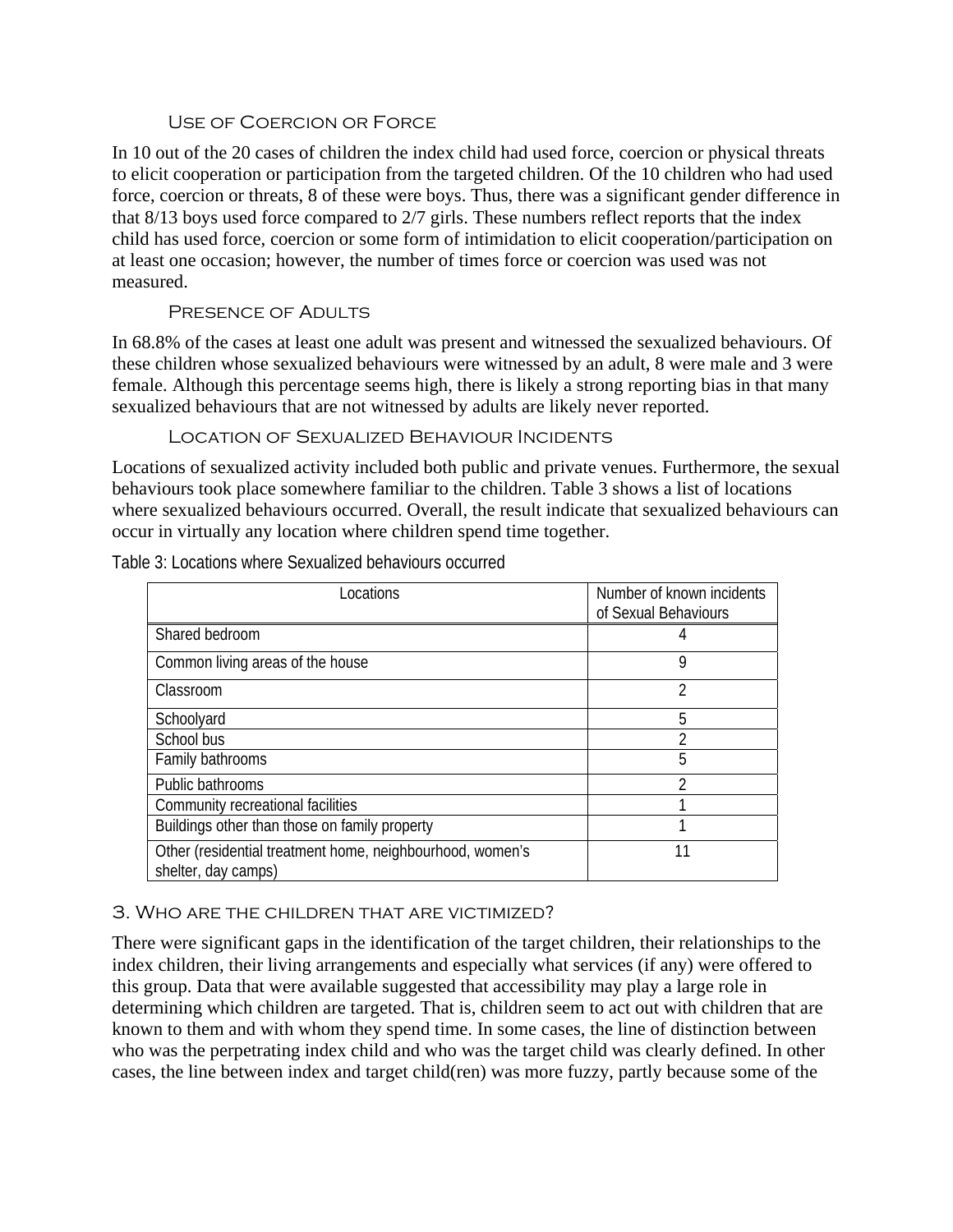#### Use of Coercion or Force

In 10 out of the 20 cases of children the index child had used force, coercion or physical threats to elicit cooperation or participation from the targeted children. Of the 10 children who had used force, coercion or threats, 8 of these were boys. Thus, there was a significant gender difference in that 8/13 boys used force compared to 2/7 girls. These numbers reflect reports that the index child has used force, coercion or some form of intimidation to elicit cooperation/participation on at least one occasion; however, the number of times force or coercion was used was not measured.

#### Presence of Adults

In 68.8% of the cases at least one adult was present and witnessed the sexualized behaviours. Of these children whose sexualized behaviours were witnessed by an adult, 8 were male and 3 were female. Although this percentage seems high, there is likely a strong reporting bias in that many sexualized behaviours that are not witnessed by adults are likely never reported.

#### Location of Sexualized Behaviour Incidents

Locations of sexualized activity included both public and private venues. Furthermore, the sexual behaviours took place somewhere familiar to the children. Table 3 shows a list of locations where sexualized behaviours occurred. Overall, the result indicate that sexualized behaviours can occur in virtually any location where children spend time together.

Table 3: Locations where Sexualized behaviours occurred

| Locations | Number of known incidents of Sexual Behaviours |
|---|---|
| Shared bedroom | 4 |
| Common living areas of the house | 9 |
| Classroom | 2 |
| Schoolyard | 5 |
| School bus | 2 |
| Family bathrooms | 5 |
| Public bathrooms | 2 |
| Community recreational facilities | 1 |
| Buildings other than those on family property | 1 |
| Other (residential treatment home, neighbourhood, women's shelter, day camps) | 11 |

### 3. Who are the children that are victimized?

There were significant gaps in the identification of the target children, their relationships to the index children, their living arrangements and especially what services (if any) were offered to this group. Data that were available suggested that accessibility may play a large role in determining which children are targeted. That is, children seem to act out with children that are known to them and with whom they spend time. In some cases, the line of distinction between who was the perpetrating index child and who was the target child was clearly defined. In other cases, the line between index and target child(ren) was more fuzzy, partly because some of the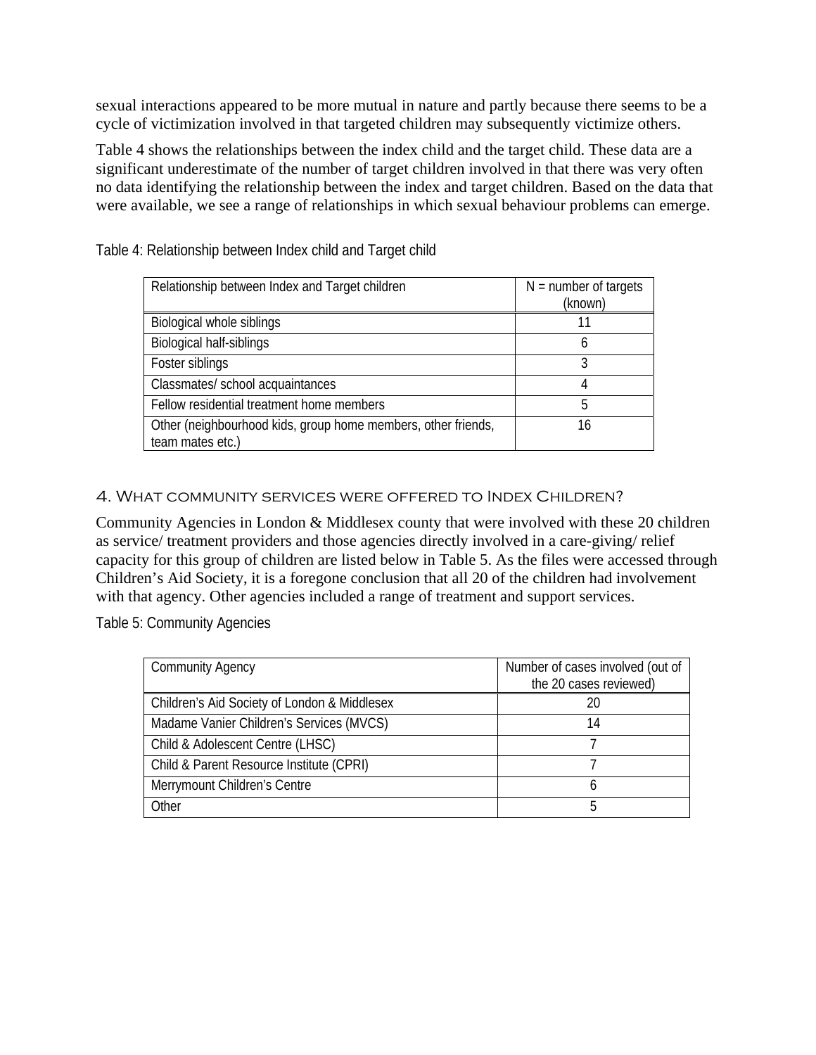sexual interactions appeared to be more mutual in nature and partly because there seems to be a cycle of victimization involved in that targeted children may subsequently victimize others.

Table 4 shows the relationships between the index child and the target child. These data are a significant underestimate of the number of target children involved in that there was very often no data identifying the relationship between the index and target children. Based on the data that were available, we see a range of relationships in which sexual behaviour problems can emerge.

Table 4: Relationship between Index child and Target child

| Relationship between Index and Target children | N = number of targets (known) |
|---|---|
| Biological whole siblings | 11 |
| Biological half-siblings | 6 |
| Foster siblings | 3 |
| Classmates/ school acquaintances | 4 |
| Fellow residential treatment home members | 5 |
| Other (neighbourhood kids, group home members, other friends, team mates etc.) | 16 |

### 4. What community services were offered to Index Children?

Community Agencies in London & Middlesex county that were involved with these 20 children as service/ treatment providers and those agencies directly involved in a care-giving/ relief capacity for this group of children are listed below in Table 5. As the files were accessed through Children's Aid Society, it is a foregone conclusion that all 20 of the children had involvement with that agency. Other agencies included a range of treatment and support services.

Table 5: Community Agencies

| Community Agency | Number of cases involved (out of the 20 cases reviewed) |
|---|---|
| Children's Aid Society of London & Middlesex | 20 |
| Madame Vanier Children's Services (MVCS) | 14 |
| Child & Adolescent Centre (LHSC) | 7 |
| Child & Parent Resource Institute (CPRI) | 7 |
| Merrymount Children's Centre | 6 |
| Other | 5 |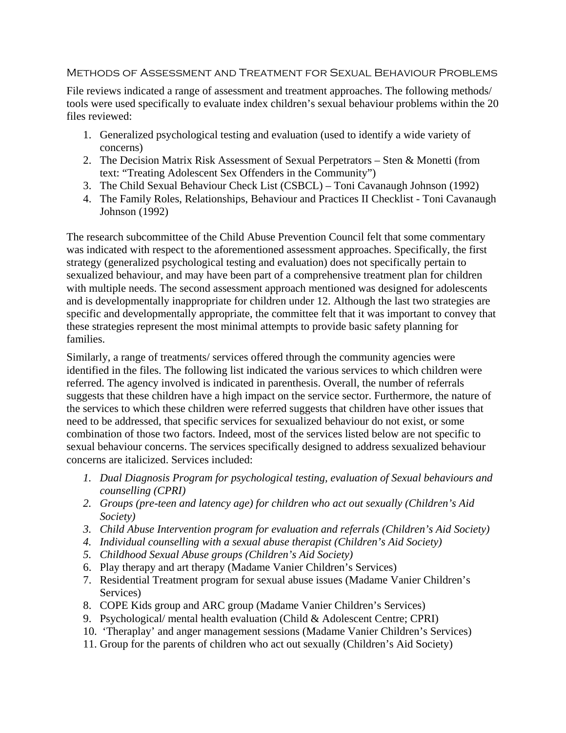## Methods of Assessment and Treatment for Sexual Behaviour Problems

File reviews indicated a range of assessment and treatment approaches. The following methods/ tools were used specifically to evaluate index children's sexual behaviour problems within the 20 files reviewed:

1. Generalized psychological testing and evaluation (used to identify a wide variety of concerns)
2. The Decision Matrix Risk Assessment of Sexual Perpetrators – Sten & Monetti (from text: "Treating Adolescent Sex Offenders in the Community")
3. The Child Sexual Behaviour Check List (CSBCL) – Toni Cavanaugh Johnson (1992)
4. The Family Roles, Relationships, Behaviour and Practices II Checklist - Toni Cavanaugh Johnson (1992)

The research subcommittee of the Child Abuse Prevention Council felt that some commentary was indicated with respect to the aforementioned assessment approaches. Specifically, the first strategy (generalized psychological testing and evaluation) does not specifically pertain to sexualized behaviour, and may have been part of a comprehensive treatment plan for children with multiple needs. The second assessment approach mentioned was designed for adolescents and is developmentally inappropriate for children under 12. Although the last two strategies are specific and developmentally appropriate, the committee felt that it was important to convey that these strategies represent the most minimal attempts to provide basic safety planning for families.

Similarly, a range of treatments/ services offered through the community agencies were identified in the files. The following list indicated the various services to which children were referred. The agency involved is indicated in parenthesis. Overall, the number of referrals suggests that these children have a high impact on the service sector. Furthermore, the nature of the services to which these children were referred suggests that children have other issues that need to be addressed, that specific services for sexualized behaviour do not exist, or some combination of those two factors. Indeed, most of the services listed below are not specific to sexual behaviour concerns. The services specifically designed to address sexualized behaviour concerns are italicized. Services included:

1. *Dual Diagnosis Program for psychological testing, evaluation of Sexual behaviours and counselling (CPRI)*
2. *Groups (pre-teen and latency age) for children who act out sexually (Children's Aid Society)*
3. *Child Abuse Intervention program for evaluation and referrals (Children's Aid Society)*
4. *Individual counselling with a sexual abuse therapist (Children's Aid Society)*
5. *Childhood Sexual Abuse groups (Children's Aid Society)*
6. Play therapy and art therapy (Madame Vanier Children's Services)
7. Residential Treatment program for sexual abuse issues (Madame Vanier Children's Services)
8. COPE Kids group and ARC group (Madame Vanier Children's Services)
9. Psychological/ mental health evaluation (Child & Adolescent Centre; CPRI)
10. 'Theraplay' and anger management sessions (Madame Vanier Children's Services)
11. Group for the parents of children who act out sexually (Children's Aid Society)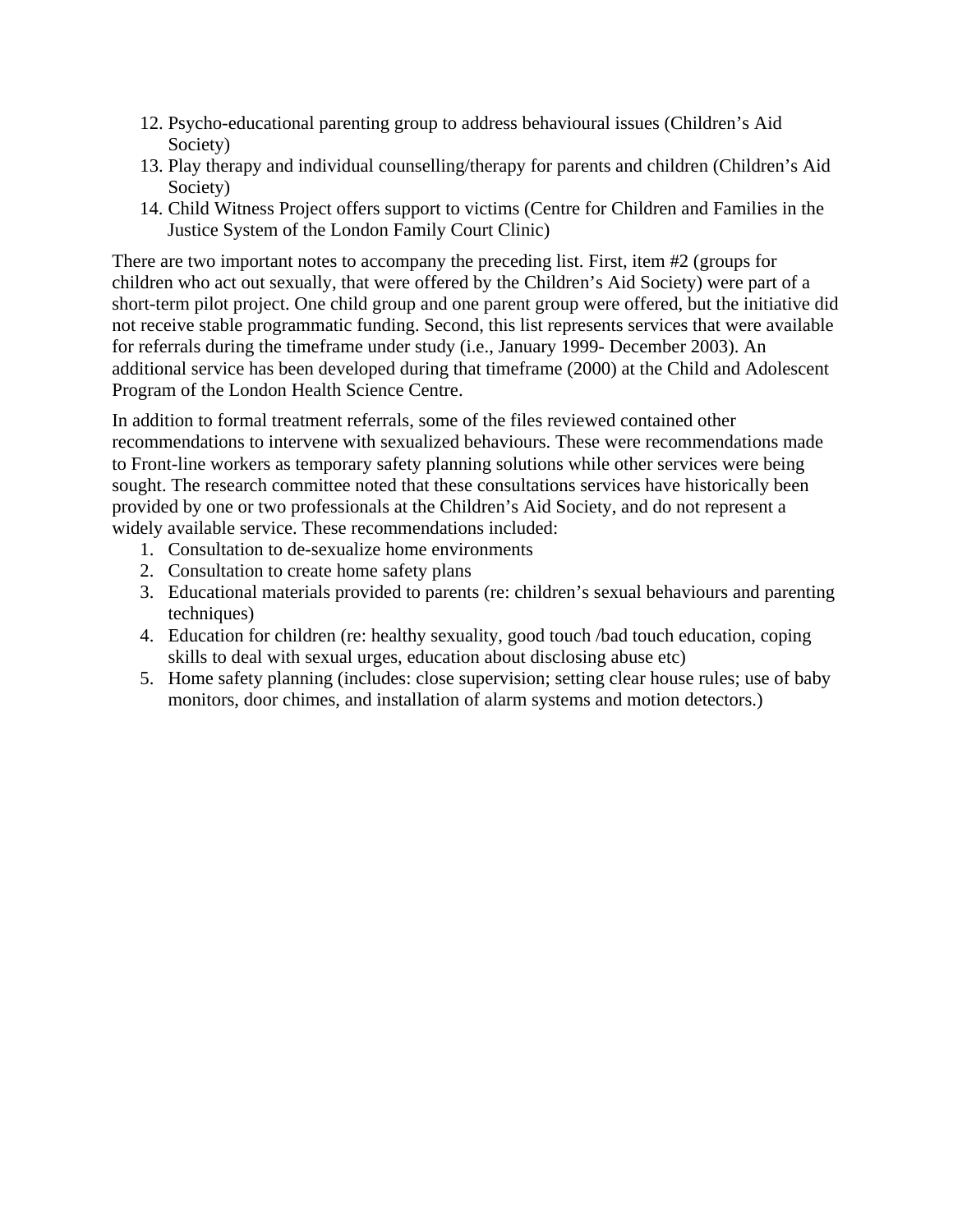12. Psycho-educational parenting group to address behavioural issues (Children's Aid Society)
13. Play therapy and individual counselling/therapy for parents and children (Children's Aid Society)
14. Child Witness Project offers support to victims (Centre for Children and Families in the Justice System of the London Family Court Clinic)

There are two important notes to accompany the preceding list. First, item #2 (groups for children who act out sexually, that were offered by the Children's Aid Society) were part of a short-term pilot project. One child group and one parent group were offered, but the initiative did not receive stable programmatic funding. Second, this list represents services that were available for referrals during the timeframe under study (i.e., January 1999- December 2003). An additional service has been developed during that timeframe (2000) at the Child and Adolescent Program of the London Health Science Centre.

In addition to formal treatment referrals, some of the files reviewed contained other recommendations to intervene with sexualized behaviours. These were recommendations made to Front-line workers as temporary safety planning solutions while other services were being sought. The research committee noted that these consultations services have historically been provided by one or two professionals at the Children's Aid Society, and do not represent a widely available service. These recommendations included:

1. Consultation to de-sexualize home environments
2. Consultation to create home safety plans
3. Educational materials provided to parents (re: children's sexual behaviours and parenting techniques)
4. Education for children (re: healthy sexuality, good touch /bad touch education, coping skills to deal with sexual urges, education about disclosing abuse etc)
5. Home safety planning (includes: close supervision; setting clear house rules; use of baby monitors, door chimes, and installation of alarm systems and motion detectors.)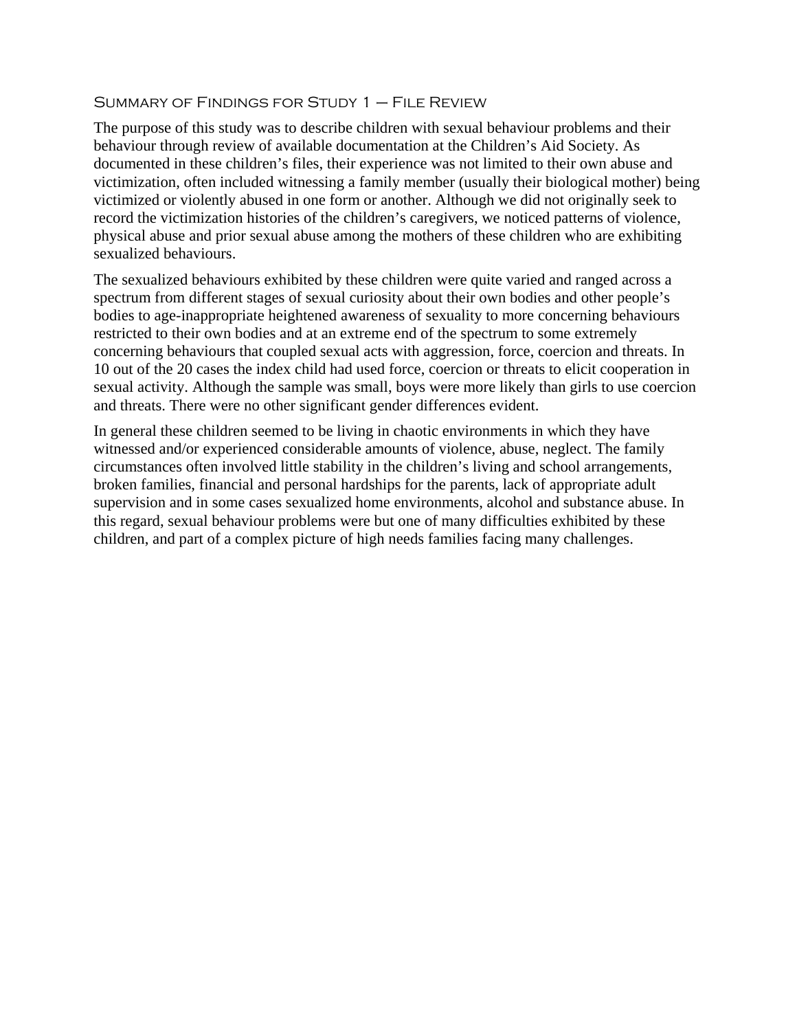## Summary of Findings for Study 1 – File Review

The purpose of this study was to describe children with sexual behaviour problems and their behaviour through review of available documentation at the Children's Aid Society. As documented in these children's files, their experience was not limited to their own abuse and victimization, often included witnessing a family member (usually their biological mother) being victimized or violently abused in one form or another. Although we did not originally seek to record the victimization histories of the children's caregivers, we noticed patterns of violence, physical abuse and prior sexual abuse among the mothers of these children who are exhibiting sexualized behaviours.

The sexualized behaviours exhibited by these children were quite varied and ranged across a spectrum from different stages of sexual curiosity about their own bodies and other people's bodies to age-inappropriate heightened awareness of sexuality to more concerning behaviours restricted to their own bodies and at an extreme end of the spectrum to some extremely concerning behaviours that coupled sexual acts with aggression, force, coercion and threats. In 10 out of the 20 cases the index child had used force, coercion or threats to elicit cooperation in sexual activity. Although the sample was small, boys were more likely than girls to use coercion and threats. There were no other significant gender differences evident.

In general these children seemed to be living in chaotic environments in which they have witnessed and/or experienced considerable amounts of violence, abuse, neglect. The family circumstances often involved little stability in the children's living and school arrangements, broken families, financial and personal hardships for the parents, lack of appropriate adult supervision and in some cases sexualized home environments, alcohol and substance abuse. In this regard, sexual behaviour problems were but one of many difficulties exhibited by these children, and part of a complex picture of high needs families facing many challenges.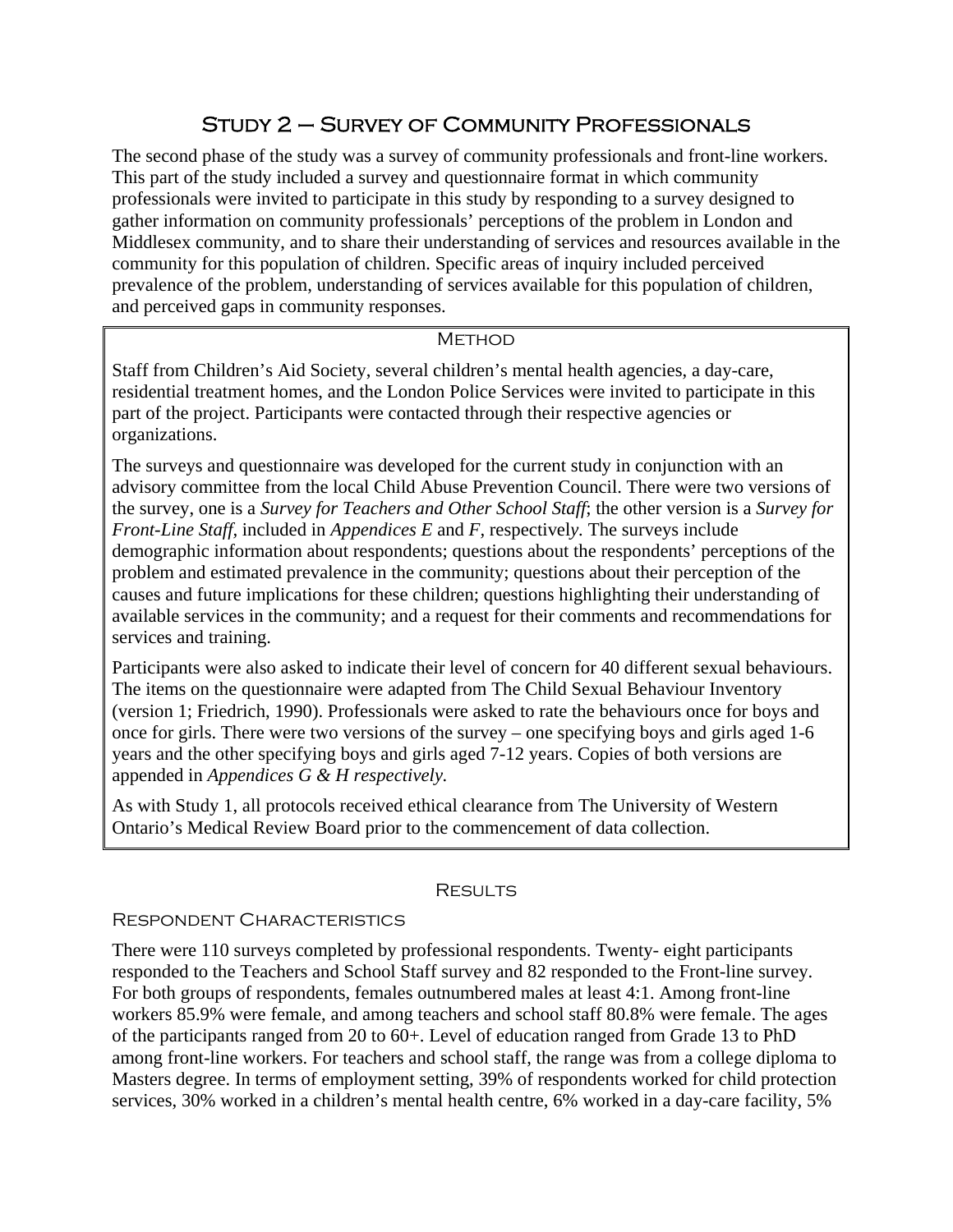# Study 2 – Survey of Community Professionals

The second phase of the study was a survey of community professionals and front-line workers. This part of the study included a survey and questionnaire format in which community professionals were invited to participate in this study by responding to a survey designed to gather information on community professionals' perceptions of the problem in London and Middlesex community, and to share their understanding of services and resources available in the community for this population of children. Specific areas of inquiry included perceived prevalence of the problem, understanding of services available for this population of children, and perceived gaps in community responses.

## Method

Staff from Children's Aid Society, several children's mental health agencies, a day-care, residential treatment homes, and the London Police Services were invited to participate in this part of the project. Participants were contacted through their respective agencies or organizations.

The surveys and questionnaire was developed for the current study in conjunction with an advisory committee from the local Child Abuse Prevention Council. There were two versions of the survey, one is a *Survey for Teachers and Other School Staff*; the other version is a *Survey for Front-Line Staff*, included in *Appendices E* and *F*, respectively. The surveys include demographic information about respondents; questions about the respondents' perceptions of the problem and estimated prevalence in the community; questions about their perception of the causes and future implications for these children; questions highlighting their understanding of available services in the community; and a request for their comments and recommendations for services and training.

Participants were also asked to indicate their level of concern for 40 different sexual behaviours. The items on the questionnaire were adapted from The Child Sexual Behaviour Inventory (version 1; Friedrich, 1990). Professionals were asked to rate the behaviours once for boys and once for girls. There were two versions of the survey – one specifying boys and girls aged 1-6 years and the other specifying boys and girls aged 7-12 years. Copies of both versions are appended in *Appendices G & H respectively.*

As with Study 1, all protocols received ethical clearance from The University of Western Ontario's Medical Review Board prior to the commencement of data collection.

## Results

### Respondent Characteristics

There were 110 surveys completed by professional respondents. Twenty- eight participants responded to the Teachers and School Staff survey and 82 responded to the Front-line survey. For both groups of respondents, females outnumbered males at least 4:1. Among front-line workers 85.9% were female, and among teachers and school staff 80.8% were female. The ages of the participants ranged from 20 to 60+. Level of education ranged from Grade 13 to PhD among front-line workers. For teachers and school staff, the range was from a college diploma to Masters degree. In terms of employment setting, 39% of respondents worked for child protection services, 30% worked in a children's mental health centre, 6% worked in a day-care facility, 5%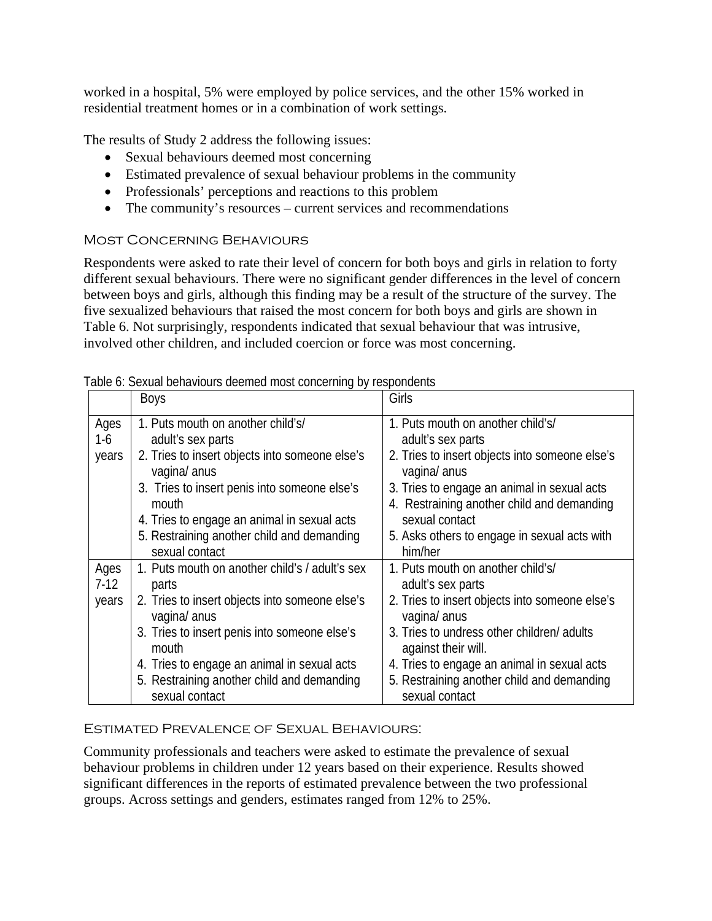worked in a hospital, 5% were employed by police services, and the other 15% worked in residential treatment homes or in a combination of work settings.

The results of Study 2 address the following issues:

- Sexual behaviours deemed most concerning
- Estimated prevalence of sexual behaviour problems in the community
- Professionals' perceptions and reactions to this problem
- The community's resources – current services and recommendations

## Most Concerning Behaviours

Respondents were asked to rate their level of concern for both boys and girls in relation to forty different sexual behaviours. There were no significant gender differences in the level of concern between boys and girls, although this finding may be a result of the structure of the survey. The five sexualized behaviours that raised the most concern for both boys and girls are shown in Table 6. Not surprisingly, respondents indicated that sexual behaviour that was intrusive, involved other children, and included coercion or force was most concerning.

Table 6: Sexual behaviours deemed most concerning by respondents

| | Boys | Girls |
|---|---|---|
| Ages 1-6 years | 1. Puts mouth on another child's/ adult's sex parts<br>2. Tries to insert objects into someone else's vagina/ anus<br>3. Tries to insert penis into someone else's mouth<br>4. Tries to engage an animal in sexual acts<br>5. Restraining another child and demanding sexual contact | 1. Puts mouth on another child's/ adult's sex parts<br>2. Tries to insert objects into someone else's vagina/ anus<br>3. Tries to engage an animal in sexual acts<br>4. Restraining another child and demanding sexual contact<br>5. Asks others to engage in sexual acts with him/her |
| Ages 7-12 years | 1. Puts mouth on another child's / adult's sex parts<br>2. Tries to insert objects into someone else's vagina/ anus<br>3. Tries to insert penis into someone else's mouth<br>4. Tries to engage an animal in sexual acts<br>5. Restraining another child and demanding sexual contact | 1. Puts mouth on another child's/ adult's sex parts<br>2. Tries to insert objects into someone else's vagina/ anus<br>3. Tries to undress other children/ adults against their will.<br>4. Tries to engage an animal in sexual acts<br>5. Restraining another child and demanding sexual contact |

## Estimated Prevalence of Sexual Behaviours:

Community professionals and teachers were asked to estimate the prevalence of sexual behaviour problems in children under 12 years based on their experience. Results showed significant differences in the reports of estimated prevalence between the two professional groups. Across settings and genders, estimates ranged from 12% to 25%.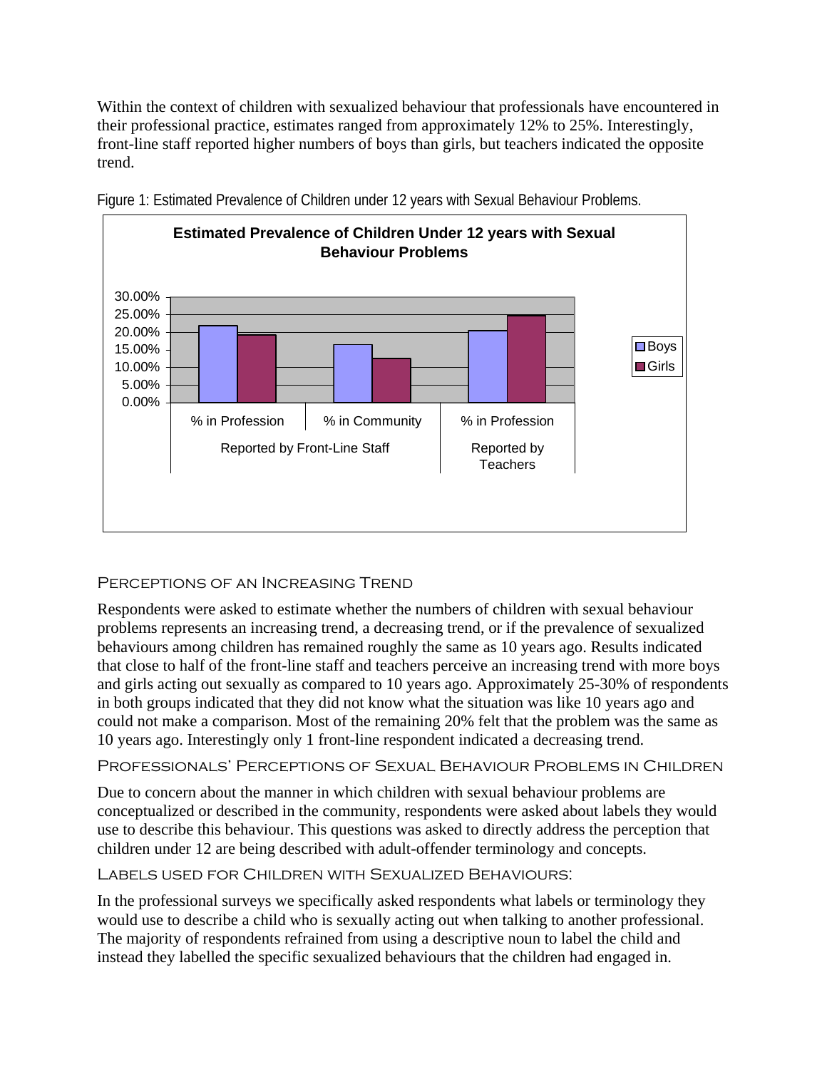Within the context of children with sexualized behaviour that professionals have encountered in their professional practice, estimates ranged from approximately 12% to 25%. Interestingly, front-line staff reported higher numbers of boys than girls, but teachers indicated the opposite trend.

Figure 1: Estimated Prevalence of Children under 12 years with Sexual Behaviour Problems.

### Perceptions of an Increasing Trend

Respondents were asked to estimate whether the numbers of children with sexual behaviour problems represents an increasing trend, a decreasing trend, or if the prevalence of sexualized behaviours among children has remained roughly the same as 10 years ago. Results indicated that close to half of the front-line staff and teachers perceive an increasing trend with more boys and girls acting out sexually as compared to 10 years ago. Approximately 25-30% of respondents in both groups indicated that they did not know what the situation was like 10 years ago and could not make a comparison. Most of the remaining 20% felt that the problem was the same as 10 years ago. Interestingly only 1 front-line respondent indicated a decreasing trend.

### Professionals' Perceptions of Sexual Behaviour Problems in Children

Due to concern about the manner in which children with sexual behaviour problems are conceptualized or described in the community, respondents were asked about labels they would use to describe this behaviour. This questions was asked to directly address the perception that children under 12 are being described with adult-offender terminology and concepts.

### Labels used for Children with Sexualized Behaviours:

In the professional surveys we specifically asked respondents what labels or terminology they would use to describe a child who is sexually acting out when talking to another professional. The majority of respondents refrained from using a descriptive noun to label the child and instead they labelled the specific sexualized behaviours that the children had engaged in.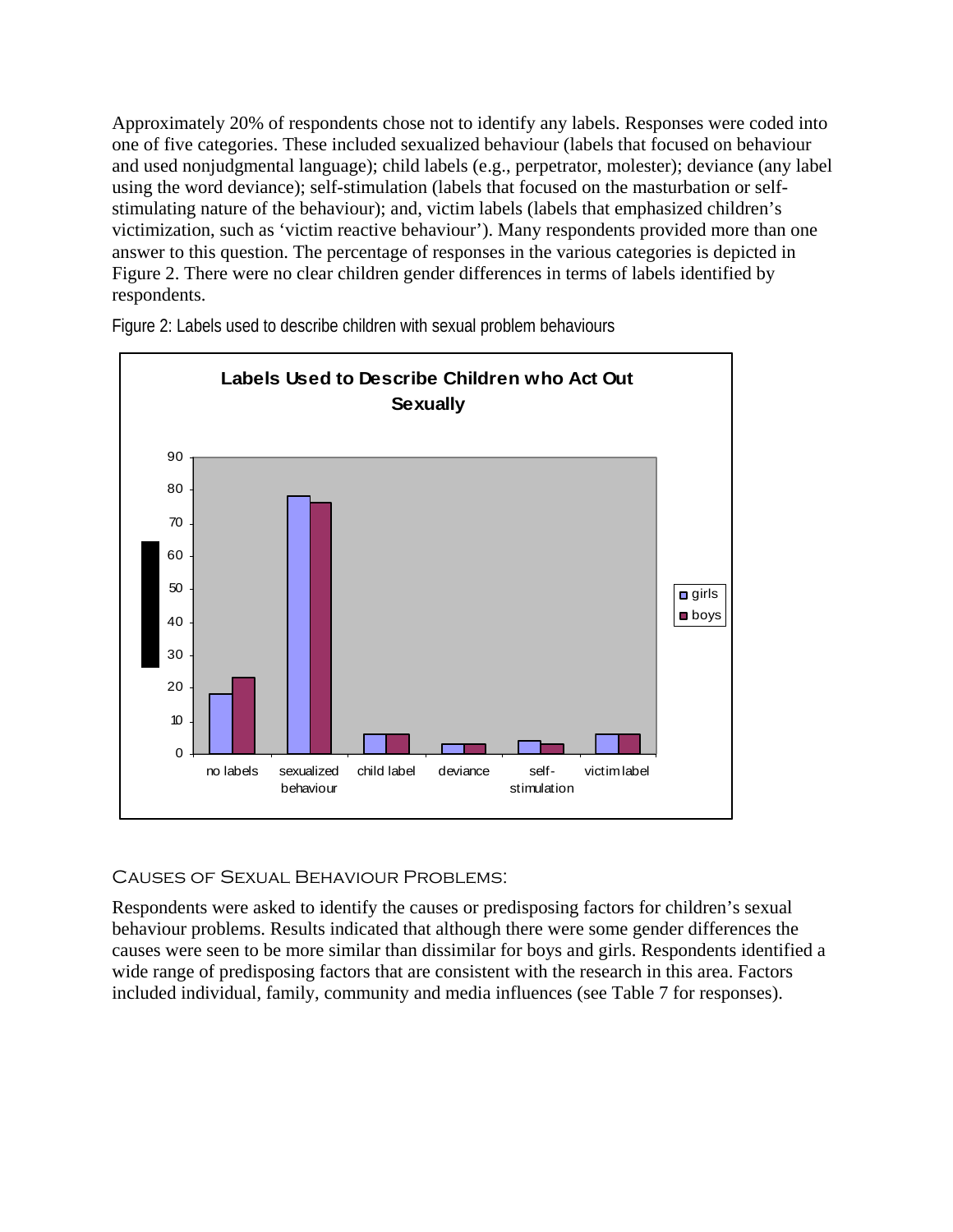Approximately 20% of respondents chose not to identify any labels. Responses were coded into one of five categories. These included sexualized behaviour (labels that focused on behaviour and used nonjudgmental language); child labels (e.g., perpetrator, molester); deviance (any label using the word deviance); self-stimulation (labels that focused on the masturbation or self-stimulating nature of the behaviour); and, victim labels (labels that emphasized children's victimization, such as 'victim reactive behaviour'). Many respondents provided more than one answer to this question. The percentage of responses in the various categories is depicted in Figure 2. There were no clear children gender differences in terms of labels identified by respondents.

Figure 2: Labels used to describe children with sexual problem behaviours

**Labels Used to Describe Children who Act Out Sexually**

| | no labels | sexualized behaviour | child label | deviance | self-stimulation | victim label |
|---|---|---|---|---|---|---|
| girls | 18 | 78 | 6 | 3 | 4 | 6 |
| boys | 23 | 76 | 6 | 3 | 3 | 6 |

## Causes of Sexual Behaviour Problems:

Respondents were asked to identify the causes or predisposing factors for children's sexual behaviour problems. Results indicated that although there were some gender differences the causes were seen to be more similar than dissimilar for boys and girls. Respondents identified a wide range of predisposing factors that are consistent with the research in this area. Factors included individual, family, community and media influences (see Table 7 for responses).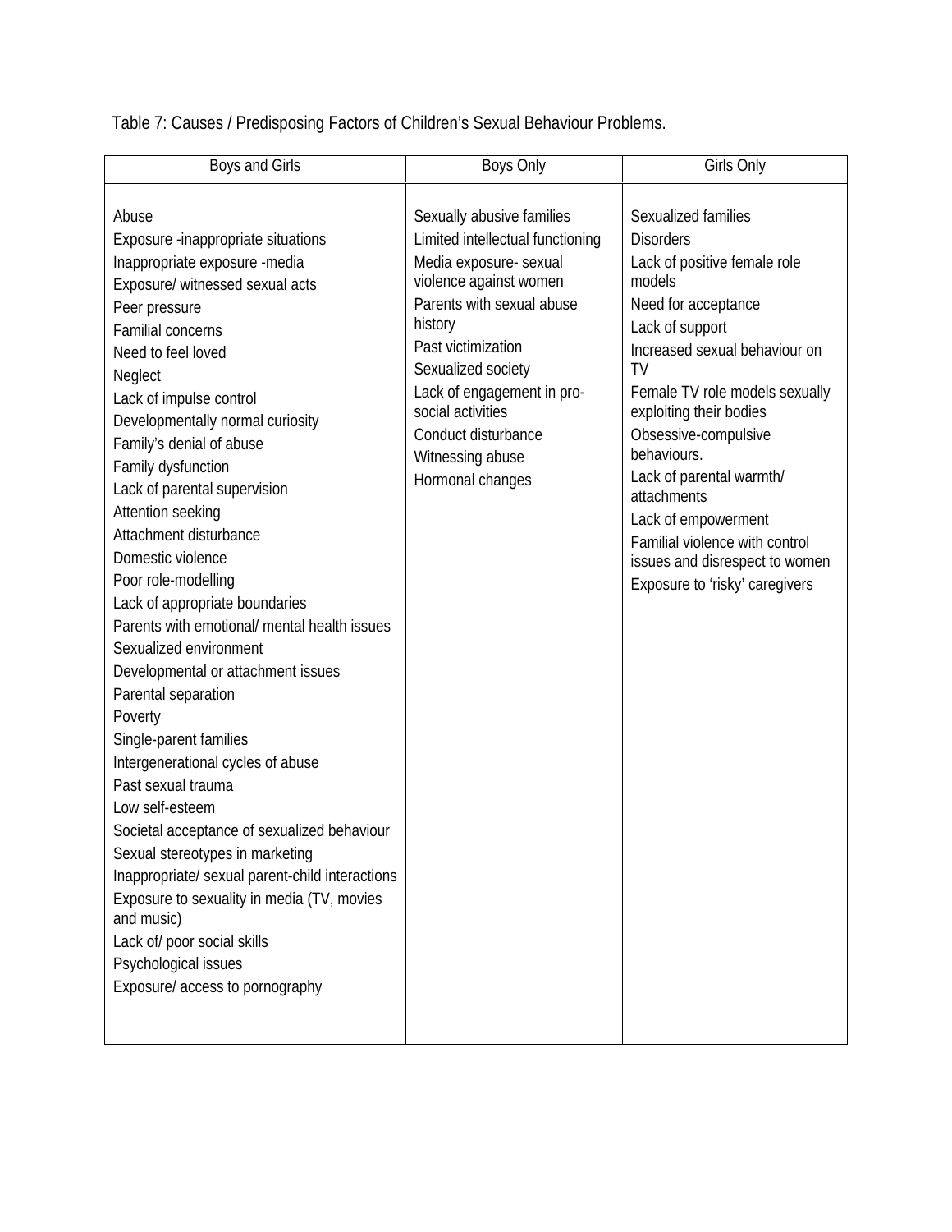Table 7: Causes / Predisposing Factors of Children's Sexual Behaviour Problems.

| Boys and Girls | Boys Only | Girls Only |
|---|---|---|
| Abuse | Sexually abusive families | Sexualized families |
| Exposure -inappropriate situations | Limited intellectual functioning | Disorders |
| Inappropriate exposure -media | Media exposure- sexual violence against women | Lack of positive female role models |
| Exposure/ witnessed sexual acts | Parents with sexual abuse history | Need for acceptance |
| Peer pressure | Past victimization | Lack of support |
| Familial concerns | Sexualized society | Increased sexual behaviour on TV |
| Need to feel loved | Lack of engagement in pro-social activities | Female TV role models sexually exploiting their bodies |
| Neglect | Conduct disturbance | Obsessive-compulsive behaviours. |
| Lack of impulse control | Witnessing abuse | Lack of parental warmth/ attachments |
| Developmentally normal curiosity | Hormonal changes | Lack of empowerment |
| Family's denial of abuse | | Familial violence with control issues and disrespect to women |
| Family dysfunction | | Exposure to 'risky' caregivers |
| Lack of parental supervision | | |
| Attention seeking | | |
| Attachment disturbance | | |
| Domestic violence | | |
| Poor role-modelling | | |
| Lack of appropriate boundaries | | |
| Parents with emotional/ mental health issues | | |
| Sexualized environment | | |
| Developmental or attachment issues | | |
| Parental separation | | |
| Poverty | | |
| Single-parent families | | |
| Intergenerational cycles of abuse | | |
| Past sexual trauma | | |
| Low self-esteem | | |
| Societal acceptance of sexualized behaviour | | |
| Sexual stereotypes in marketing | | |
| Inappropriate/ sexual parent-child interactions | | |
| Exposure to sexuality in media (TV, movies and music) | | |
| Lack of/ poor social skills | | |
| Psychological issues | | |
| Exposure/ access to pornography | | |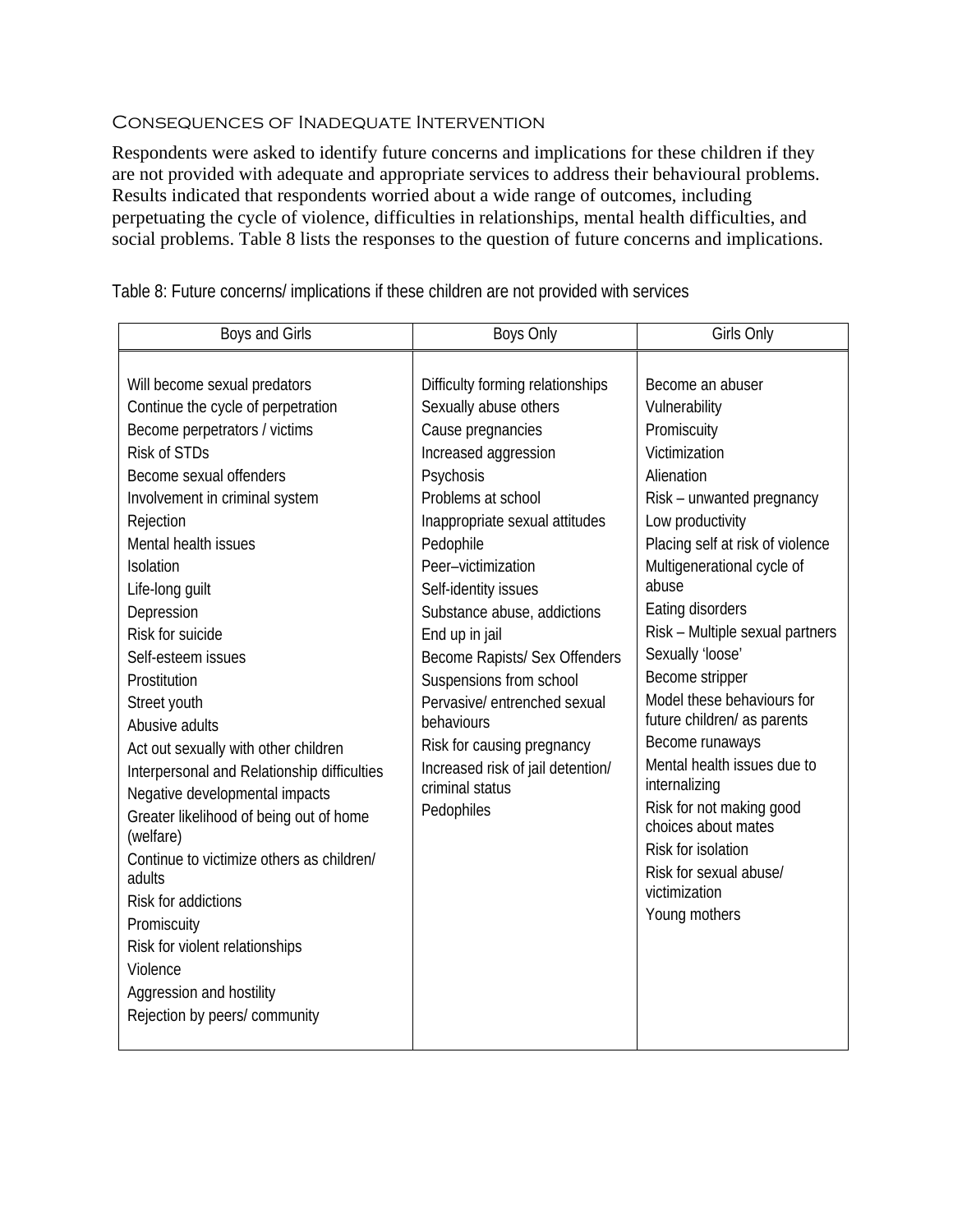## Consequences of Inadequate Intervention

Respondents were asked to identify future concerns and implications for these children if they are not provided with adequate and appropriate services to address their behavioural problems. Results indicated that respondents worried about a wide range of outcomes, including perpetuating the cycle of violence, difficulties in relationships, mental health difficulties, and social problems. Table 8 lists the responses to the question of future concerns and implications.

Table 8: Future concerns/ implications if these children are not provided with services

| Boys and Girls | Boys Only | Girls Only |
|---|---|---|
| Will become sexual predators | Difficulty forming relationships | Become an abuser |
| Continue the cycle of perpetration | Sexually abuse others | Vulnerability |
| Become perpetrators / victims | Cause pregnancies | Promiscuity |
| Risk of STDs | Increased aggression | Victimization |
| Become sexual offenders | Psychosis | Alienation |
| Involvement in criminal system | Problems at school | Risk – unwanted pregnancy |
| Rejection | Inappropriate sexual attitudes | Low productivity |
| Mental health issues | Pedophile | Placing self at risk of violence |
| Isolation | Peer–victimization | Multigenerational cycle of abuse |
| Life-long guilt | Self-identity issues | Eating disorders |
| Depression | Substance abuse, addictions | Risk – Multiple sexual partners |
| Risk for suicide | End up in jail | Sexually 'loose' |
| Self-esteem issues | Become Rapists/ Sex Offenders | Become stripper |
| Prostitution | Suspensions from school | Model these behaviours for future children/ as parents |
| Street youth | Pervasive/ entrenched sexual behaviours | Become runaways |
| Abusive adults | Risk for causing pregnancy | Mental health issues due to internalizing |
| Act out sexually with other children | Increased risk of jail detention/ criminal status | Risk for not making good choices about mates |
| Interpersonal and Relationship difficulties | Pedophiles | Risk for isolation |
| Negative developmental impacts | | Risk for sexual abuse/ victimization |
| Greater likelihood of being out of home (welfare) | | Young mothers |
| Continue to victimize others as children/ adults | | |
| Risk for addictions | | |
| Promiscuity | | |
| Risk for violent relationships | | |
| Violence | | |
| Aggression and hostility | | |
| Rejection by peers/ community | | |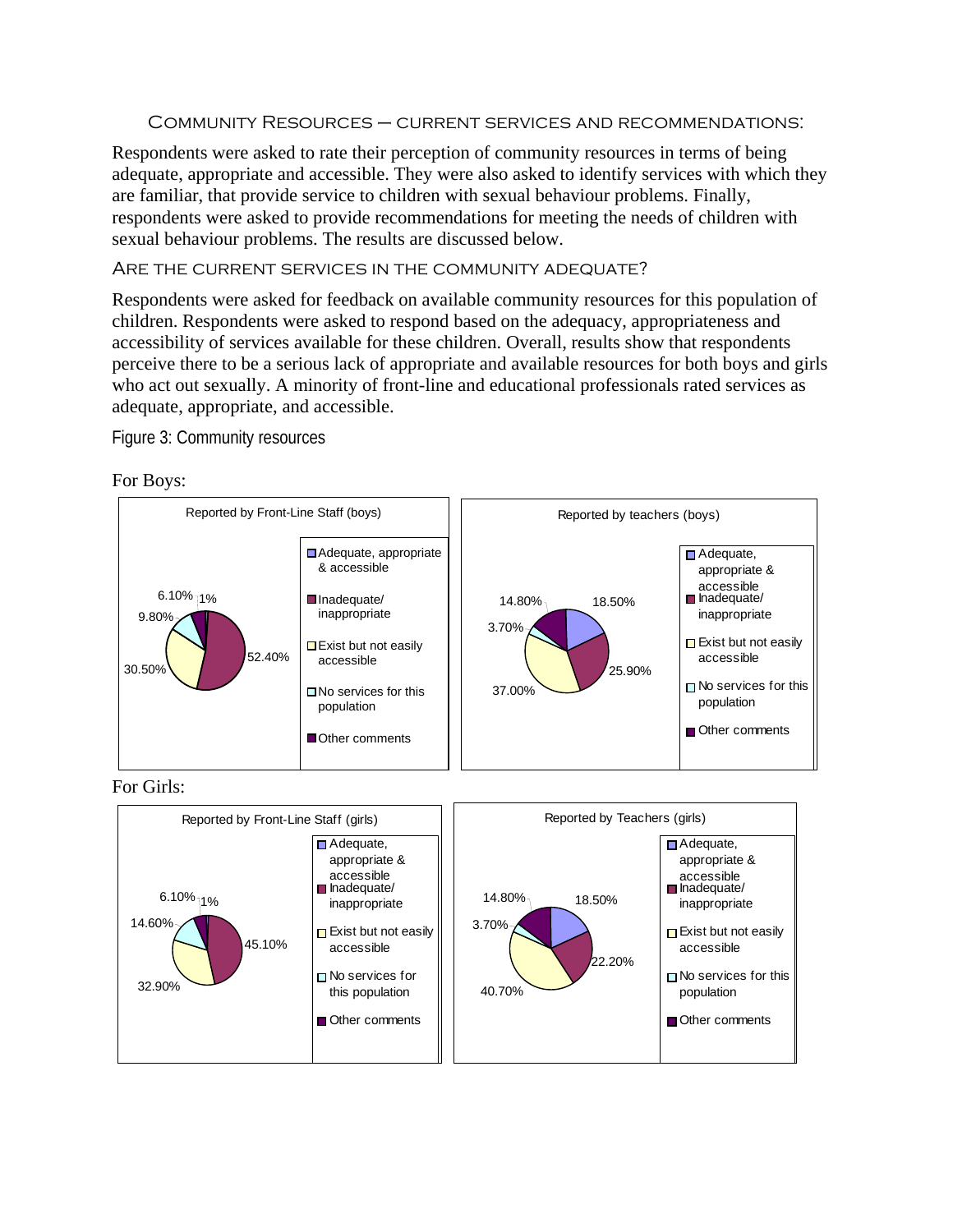## Community Resources – current services and recommendations:

Respondents were asked to rate their perception of community resources in terms of being adequate, appropriate and accessible. They were also asked to identify services with which they are familiar, that provide service to children with sexual behaviour problems. Finally, respondents were asked to provide recommendations for meeting the needs of children with sexual behaviour problems. The results are discussed below.

### Are the current services in the community adequate?

Respondents were asked for feedback on available community resources for this population of children. Respondents were asked to respond based on the adequacy, appropriateness and accessibility of services available for these children. Overall, results show that respondents perceive there to be a serious lack of appropriate and available resources for both boys and girls who act out sexually. A minority of front-line and educational professionals rated services as adequate, appropriate, and accessible.

Figure 3: Community resources

For Boys:

Reported by Front-Line Staff (boys)

| Category | Percentage |
|---|---|
| Adequate, appropriate & accessible | 1% |
| Inadequate/ inappropriate | 52.40% |
| Exist but not easily accessible | 30.50% |
| No services for this population | 9.80% |
| Other comments | 6.10% |

Reported by teachers (boys)

| Category | Percentage |
|---|---|
| Adequate, appropriate & accessible | 18.50% |
| Inadequate/ inappropriate | 25.90% |
| Exist but not easily accessible | 37.00% |
| No services for this population | 3.70% |
| Other comments | 14.80% |

For Girls:

Reported by Front-Line Staff (girls)

| Category | Percentage |
|---|---|
| Adequate, appropriate & accessible | 1% |
| Inadequate/ inappropriate | 45.10% |
| Exist but not easily accessible | 32.90% |
| No services for this population | 14.60% |
| Other comments | 6.10% |

Reported by Teachers (girls)

| Category | Percentage |
|---|---|
| Adequate, appropriate & accessible | 18.50% |
| Inadequate/ inappropriate | 22.20% |
| Exist but not easily accessible | 40.70% |
| No services for this population | 3.70% |
| Other comments | 14.80% |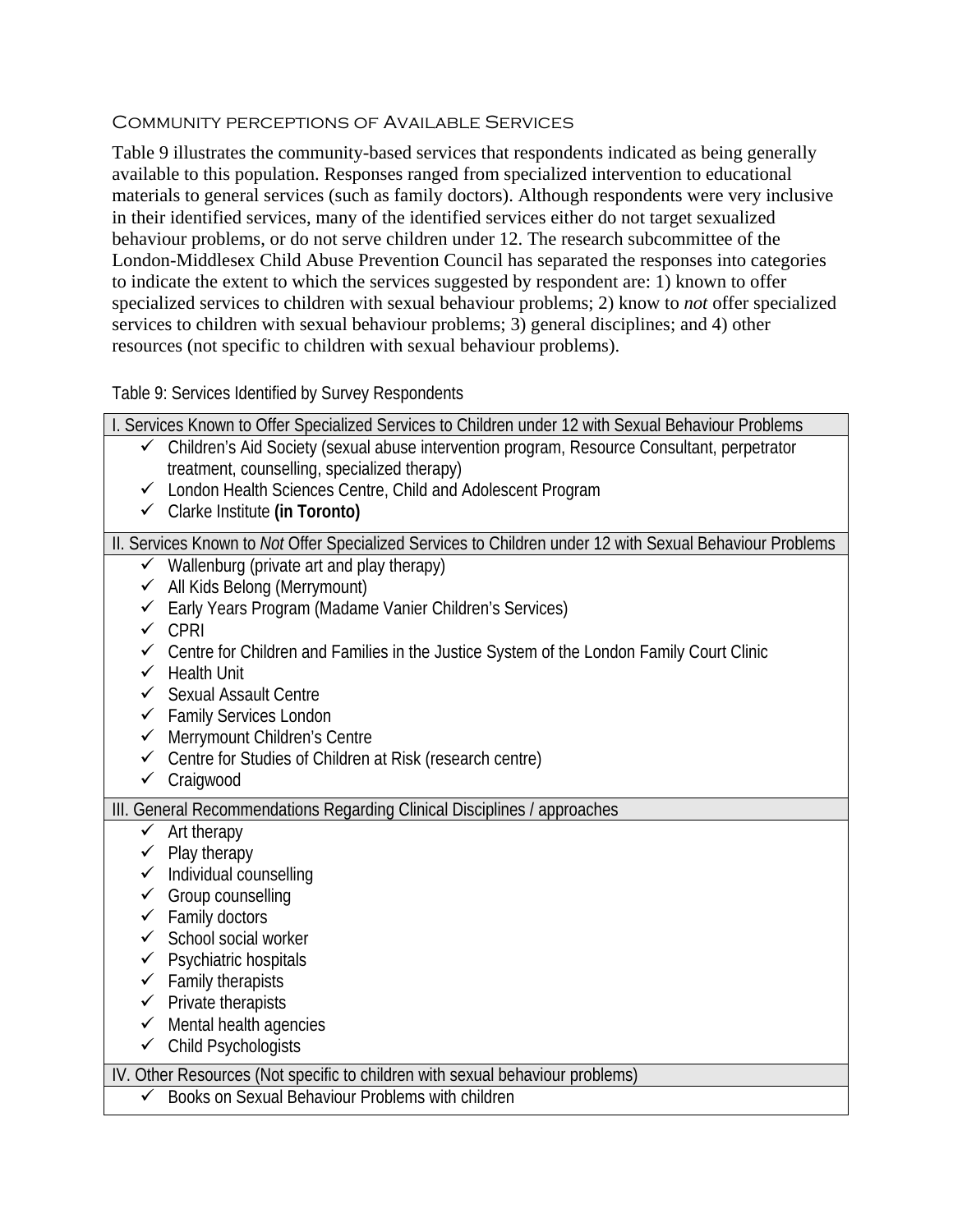### Community perceptions of Available Services

Table 9 illustrates the community-based services that respondents indicated as being generally available to this population. Responses ranged from specialized intervention to educational materials to general services (such as family doctors). Although respondents were very inclusive in their identified services, many of the identified services either do not target sexualized behaviour problems, or do not serve children under 12. The research subcommittee of the London-Middlesex Child Abuse Prevention Council has separated the responses into categories to indicate the extent to which the services suggested by respondent are: 1) known to offer specialized services to children with sexual behaviour problems; 2) know to *not* offer specialized services to children with sexual behaviour problems; 3) general disciplines; and 4) other resources (not specific to children with sexual behaviour problems).

Table 9: Services Identified by Survey Respondents

| I. Services Known to Offer Specialized Services to Children under 12 with Sexual Behaviour Problems |
|---|
| ✓ Children's Aid Society (sexual abuse intervention program, Resource Consultant, perpetrator treatment, counselling, specialized therapy)<br>✓ London Health Sciences Centre, Child and Adolescent Program<br>✓ Clarke Institute **(in Toronto)** |
| II. Services Known to *Not* Offer Specialized Services to Children under 12 with Sexual Behaviour Problems |
| ✓ Wallenburg (private art and play therapy)<br>✓ All Kids Belong (Merrymount)<br>✓ Early Years Program (Madame Vanier Children's Services)<br>✓ CPRI<br>✓ Centre for Children and Families in the Justice System of the London Family Court Clinic<br>✓ Health Unit<br>✓ Sexual Assault Centre<br>✓ Family Services London<br>✓ Merrymount Children's Centre<br>✓ Centre for Studies of Children at Risk (research centre)<br>✓ Craigwood |
| III. General Recommendations Regarding Clinical Disciplines / approaches |
| ✓ Art therapy<br>✓ Play therapy<br>✓ Individual counselling<br>✓ Group counselling<br>✓ Family doctors<br>✓ School social worker<br>✓ Psychiatric hospitals<br>✓ Family therapists<br>✓ Private therapists<br>✓ Mental health agencies<br>✓ Child Psychologists |
| IV. Other Resources (Not specific to children with sexual behaviour problems) |
| ✓ Books on Sexual Behaviour Problems with children |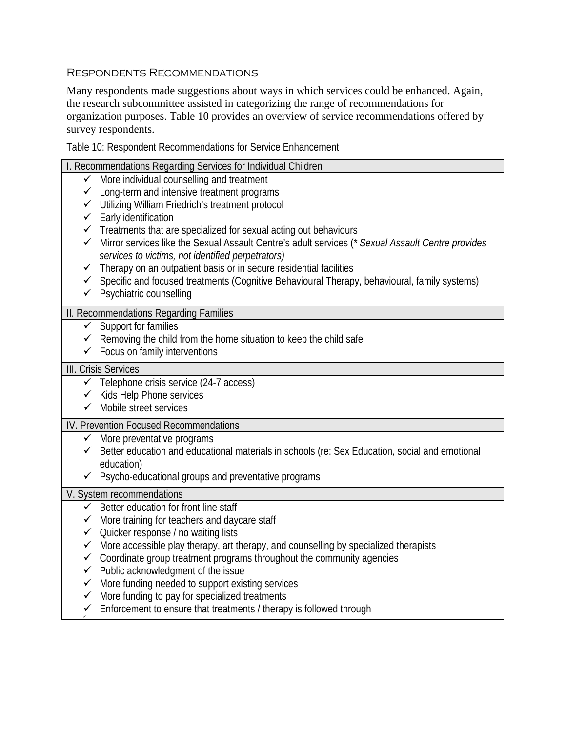### Respondents Recommendations

Many respondents made suggestions about ways in which services could be enhanced. Again, the research subcommittee assisted in categorizing the range of recommendations for organization purposes. Table 10 provides an overview of service recommendations offered by survey respondents.

Table 10: Respondent Recommendations for Service Enhancement

| I. Recommendations Regarding Services for Individual Children |
|---|
| ✓ More individual counselling and treatment<br>✓ Long-term and intensive treatment programs<br>✓ Utilizing William Friedrich's treatment protocol<br>✓ Early identification<br>✓ Treatments that are specialized for sexual acting out behaviours<br>✓ Mirror services like the Sexual Assault Centre's adult services (* *Sexual Assault Centre provides services to victims, not identified perpetrators)*<br>✓ Therapy on an outpatient basis or in secure residential facilities<br>✓ Specific and focused treatments (Cognitive Behavioural Therapy, behavioural, family systems)<br>✓ Psychiatric counselling |
| **II. Recommendations Regarding Families** |
| ✓ Support for families<br>✓ Removing the child from the home situation to keep the child safe<br>✓ Focus on family interventions |
| **III. Crisis Services** |
| ✓ Telephone crisis service (24-7 access)<br>✓ Kids Help Phone services<br>✓ Mobile street services |
| **IV. Prevention Focused Recommendations** |
| ✓ More preventative programs<br>✓ Better education and educational materials in schools (re: Sex Education, social and emotional education)<br>✓ Psycho-educational groups and preventative programs |
| **V. System recommendations** |
| ✓ Better education for front-line staff<br>✓ More training for teachers and daycare staff<br>✓ Quicker response / no waiting lists<br>✓ More accessible play therapy, art therapy, and counselling by specialized therapists<br>✓ Coordinate group treatment programs throughout the community agencies<br>✓ Public acknowledgment of the issue<br>✓ More funding needed to support existing services<br>✓ More funding to pay for specialized treatments<br>✓ Enforcement to ensure that treatments / therapy is followed through |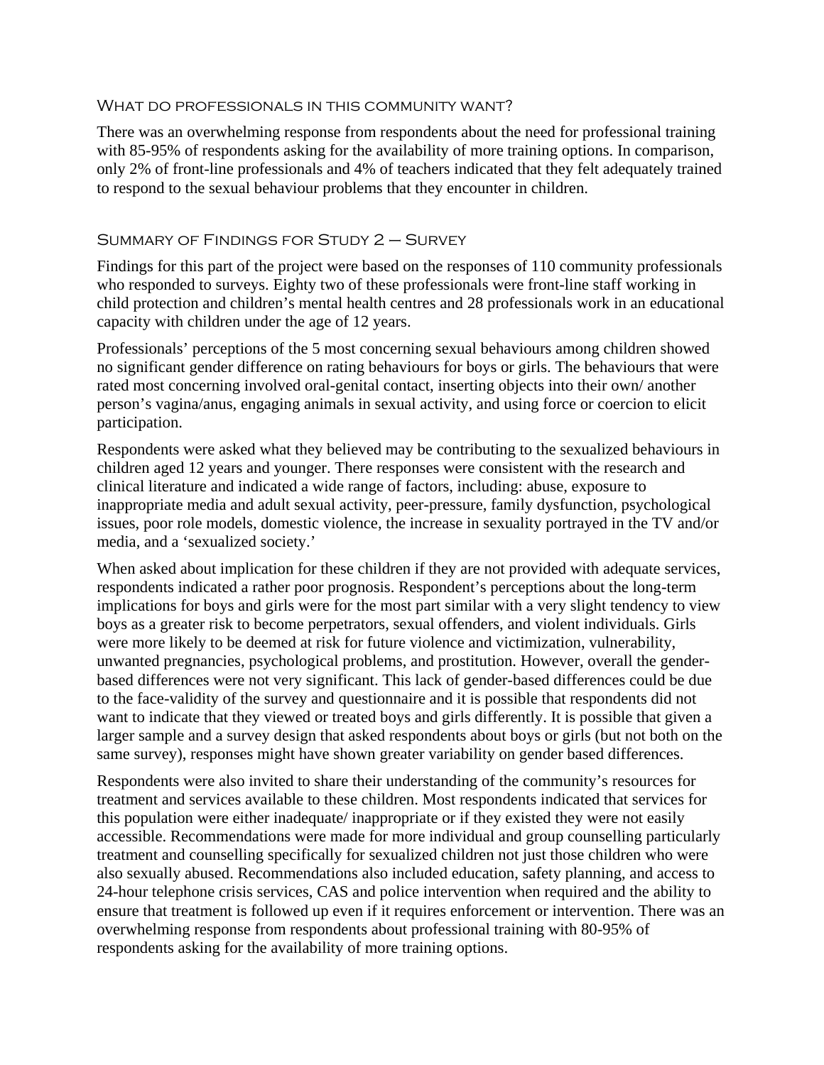### What do professionals in this community want?

There was an overwhelming response from respondents about the need for professional training with 85-95% of respondents asking for the availability of more training options. In comparison, only 2% of front-line professionals and 4% of teachers indicated that they felt adequately trained to respond to the sexual behaviour problems that they encounter in children.

### Summary of Findings for Study 2 – Survey

Findings for this part of the project were based on the responses of 110 community professionals who responded to surveys. Eighty two of these professionals were front-line staff working in child protection and children's mental health centres and 28 professionals work in an educational capacity with children under the age of 12 years.

Professionals' perceptions of the 5 most concerning sexual behaviours among children showed no significant gender difference on rating behaviours for boys or girls. The behaviours that were rated most concerning involved oral-genital contact, inserting objects into their own/ another person's vagina/anus, engaging animals in sexual activity, and using force or coercion to elicit participation.

Respondents were asked what they believed may be contributing to the sexualized behaviours in children aged 12 years and younger. There responses were consistent with the research and clinical literature and indicated a wide range of factors, including: abuse, exposure to inappropriate media and adult sexual activity, peer-pressure, family dysfunction, psychological issues, poor role models, domestic violence, the increase in sexuality portrayed in the TV and/or media, and a 'sexualized society.'

When asked about implication for these children if they are not provided with adequate services, respondents indicated a rather poor prognosis. Respondent's perceptions about the long-term implications for boys and girls were for the most part similar with a very slight tendency to view boys as a greater risk to become perpetrators, sexual offenders, and violent individuals. Girls were more likely to be deemed at risk for future violence and victimization, vulnerability, unwanted pregnancies, psychological problems, and prostitution. However, overall the gender-based differences were not very significant. This lack of gender-based differences could be due to the face-validity of the survey and questionnaire and it is possible that respondents did not want to indicate that they viewed or treated boys and girls differently. It is possible that given a larger sample and a survey design that asked respondents about boys or girls (but not both on the same survey), responses might have shown greater variability on gender based differences.

Respondents were also invited to share their understanding of the community's resources for treatment and services available to these children. Most respondents indicated that services for this population were either inadequate/ inappropriate or if they existed they were not easily accessible. Recommendations were made for more individual and group counselling particularly treatment and counselling specifically for sexualized children not just those children who were also sexually abused. Recommendations also included education, safety planning, and access to 24-hour telephone crisis services, CAS and police intervention when required and the ability to ensure that treatment is followed up even if it requires enforcement or intervention. There was an overwhelming response from respondents about professional training with 80-95% of respondents asking for the availability of more training options.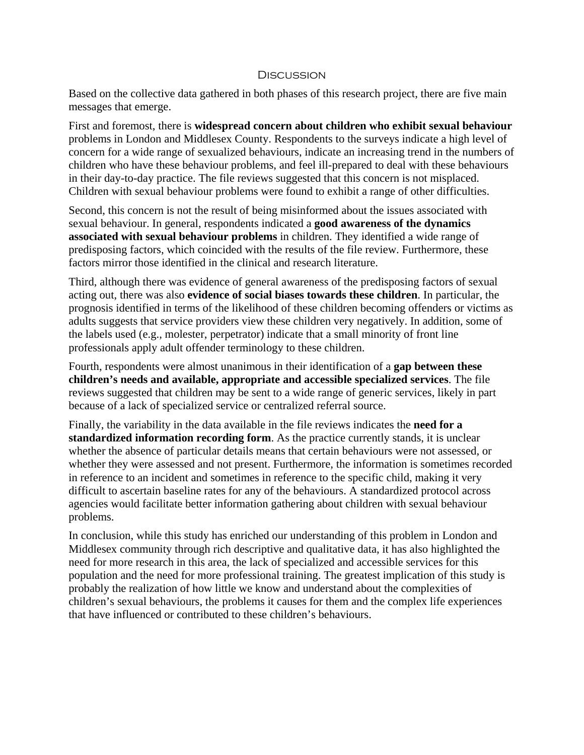# Discussion

Based on the collective data gathered in both phases of this research project, there are five main messages that emerge.

First and foremost, there is **widespread concern about children who exhibit sexual behaviour** problems in London and Middlesex County. Respondents to the surveys indicate a high level of concern for a wide range of sexualized behaviours, indicate an increasing trend in the numbers of children who have these behaviour problems, and feel ill-prepared to deal with these behaviours in their day-to-day practice. The file reviews suggested that this concern is not misplaced. Children with sexual behaviour problems were found to exhibit a range of other difficulties.

Second, this concern is not the result of being misinformed about the issues associated with sexual behaviour. In general, respondents indicated a **good awareness of the dynamics associated with sexual behaviour problems** in children. They identified a wide range of predisposing factors, which coincided with the results of the file review. Furthermore, these factors mirror those identified in the clinical and research literature.

Third, although there was evidence of general awareness of the predisposing factors of sexual acting out, there was also **evidence of social biases towards these children**. In particular, the prognosis identified in terms of the likelihood of these children becoming offenders or victims as adults suggests that service providers view these children very negatively. In addition, some of the labels used (e.g., molester, perpetrator) indicate that a small minority of front line professionals apply adult offender terminology to these children.

Fourth, respondents were almost unanimous in their identification of a **gap between these children's needs and available, appropriate and accessible specialized services**. The file reviews suggested that children may be sent to a wide range of generic services, likely in part because of a lack of specialized service or centralized referral source.

Finally, the variability in the data available in the file reviews indicates the **need for a standardized information recording form**. As the practice currently stands, it is unclear whether the absence of particular details means that certain behaviours were not assessed, or whether they were assessed and not present. Furthermore, the information is sometimes recorded in reference to an incident and sometimes in reference to the specific child, making it very difficult to ascertain baseline rates for any of the behaviours. A standardized protocol across agencies would facilitate better information gathering about children with sexual behaviour problems.

In conclusion, while this study has enriched our understanding of this problem in London and Middlesex community through rich descriptive and qualitative data, it has also highlighted the need for more research in this area, the lack of specialized and accessible services for this population and the need for more professional training. The greatest implication of this study is probably the realization of how little we know and understand about the complexities of children's sexual behaviours, the problems it causes for them and the complex life experiences that have influenced or contributed to these children's behaviours.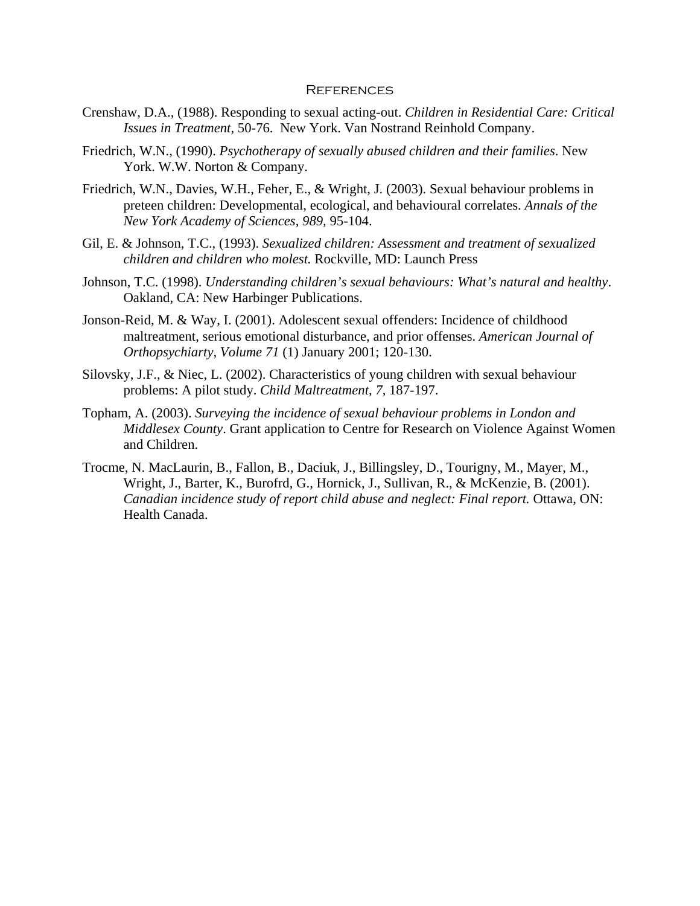# References

Crenshaw, D.A., (1988). Responding to sexual acting-out. *Children in Residential Care: Critical Issues in Treatment,* 50-76. New York. Van Nostrand Reinhold Company.

Friedrich, W.N., (1990). *Psychotherapy of sexually abused children and their families*. New York. W.W. Norton & Company.

Friedrich, W.N., Davies, W.H., Feher, E., & Wright, J. (2003). Sexual behaviour problems in preteen children: Developmental, ecological, and behavioural correlates. *Annals of the New York Academy of Sciences, 989,* 95-104.

Gil, E. & Johnson, T.C., (1993). *Sexualized children: Assessment and treatment of sexualized children and children who molest.* Rockville, MD: Launch Press

Johnson, T.C. (1998). *Understanding children's sexual behaviours: What's natural and healthy*. Oakland, CA: New Harbinger Publications.

Jonson-Reid, M. & Way, I. (2001). Adolescent sexual offenders: Incidence of childhood maltreatment, serious emotional disturbance, and prior offenses. *American Journal of Orthopsychiarty, Volume 71* (1) January 2001; 120-130.

Silovsky, J.F., & Niec, L. (2002). Characteristics of young children with sexual behaviour problems: A pilot study. *Child Maltreatment, 7,* 187-197.

Topham, A. (2003). *Surveying the incidence of sexual behaviour problems in London and Middlesex County*. Grant application to Centre for Research on Violence Against Women and Children.

Trocme, N. MacLaurin, B., Fallon, B., Daciuk, J., Billingsley, D., Tourigny, M., Mayer, M., Wright, J., Barter, K., Burofrd, G., Hornick, J., Sullivan, R., & McKenzie, B. (2001). *Canadian incidence study of report child abuse and neglect: Final report.* Ottawa, ON: Health Canada.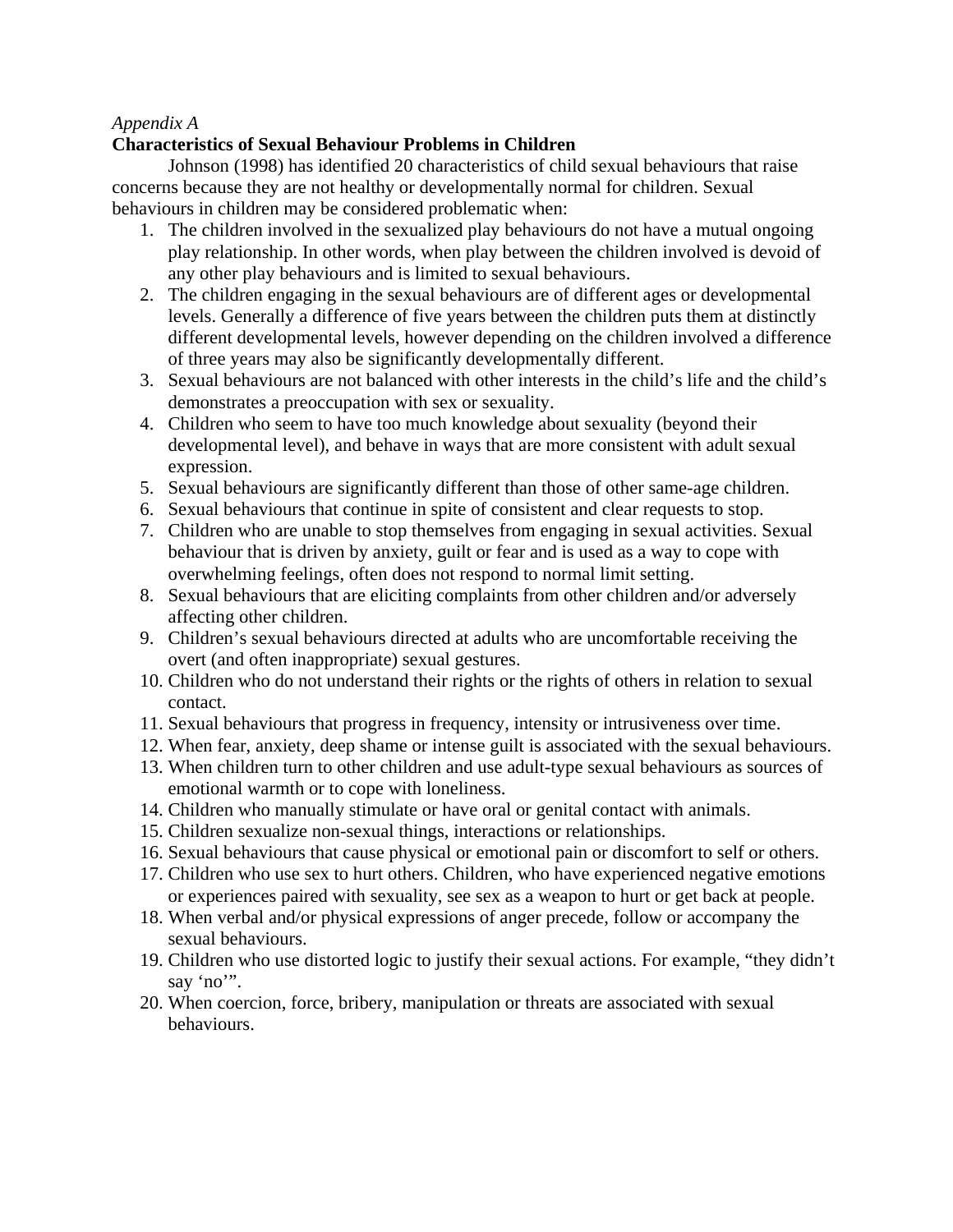*Appendix A*

**Characteristics of Sexual Behaviour Problems in Children**

Johnson (1998) has identified 20 characteristics of child sexual behaviours that raise concerns because they are not healthy or developmentally normal for children. Sexual behaviours in children may be considered problematic when:

1. The children involved in the sexualized play behaviours do not have a mutual ongoing play relationship. In other words, when play between the children involved is devoid of any other play behaviours and is limited to sexual behaviours.
2. The children engaging in the sexual behaviours are of different ages or developmental levels. Generally a difference of five years between the children puts them at distinctly different developmental levels, however depending on the children involved a difference of three years may also be significantly developmentally different.
3. Sexual behaviours are not balanced with other interests in the child's life and the child's demonstrates a preoccupation with sex or sexuality.
4. Children who seem to have too much knowledge about sexuality (beyond their developmental level), and behave in ways that are more consistent with adult sexual expression.
5. Sexual behaviours are significantly different than those of other same-age children.
6. Sexual behaviours that continue in spite of consistent and clear requests to stop.
7. Children who are unable to stop themselves from engaging in sexual activities. Sexual behaviour that is driven by anxiety, guilt or fear and is used as a way to cope with overwhelming feelings, often does not respond to normal limit setting.
8. Sexual behaviours that are eliciting complaints from other children and/or adversely affecting other children.
9. Children's sexual behaviours directed at adults who are uncomfortable receiving the overt (and often inappropriate) sexual gestures.
10. Children who do not understand their rights or the rights of others in relation to sexual contact.
11. Sexual behaviours that progress in frequency, intensity or intrusiveness over time.
12. When fear, anxiety, deep shame or intense guilt is associated with the sexual behaviours.
13. When children turn to other children and use adult-type sexual behaviours as sources of emotional warmth or to cope with loneliness.
14. Children who manually stimulate or have oral or genital contact with animals.
15. Children sexualize non-sexual things, interactions or relationships.
16. Sexual behaviours that cause physical or emotional pain or discomfort to self or others.
17. Children who use sex to hurt others. Children, who have experienced negative emotions or experiences paired with sexuality, see sex as a weapon to hurt or get back at people.
18. When verbal and/or physical expressions of anger precede, follow or accompany the sexual behaviours.
19. Children who use distorted logic to justify their sexual actions. For example, "they didn't say 'no'".
20. When coercion, force, bribery, manipulation or threats are associated with sexual behaviours.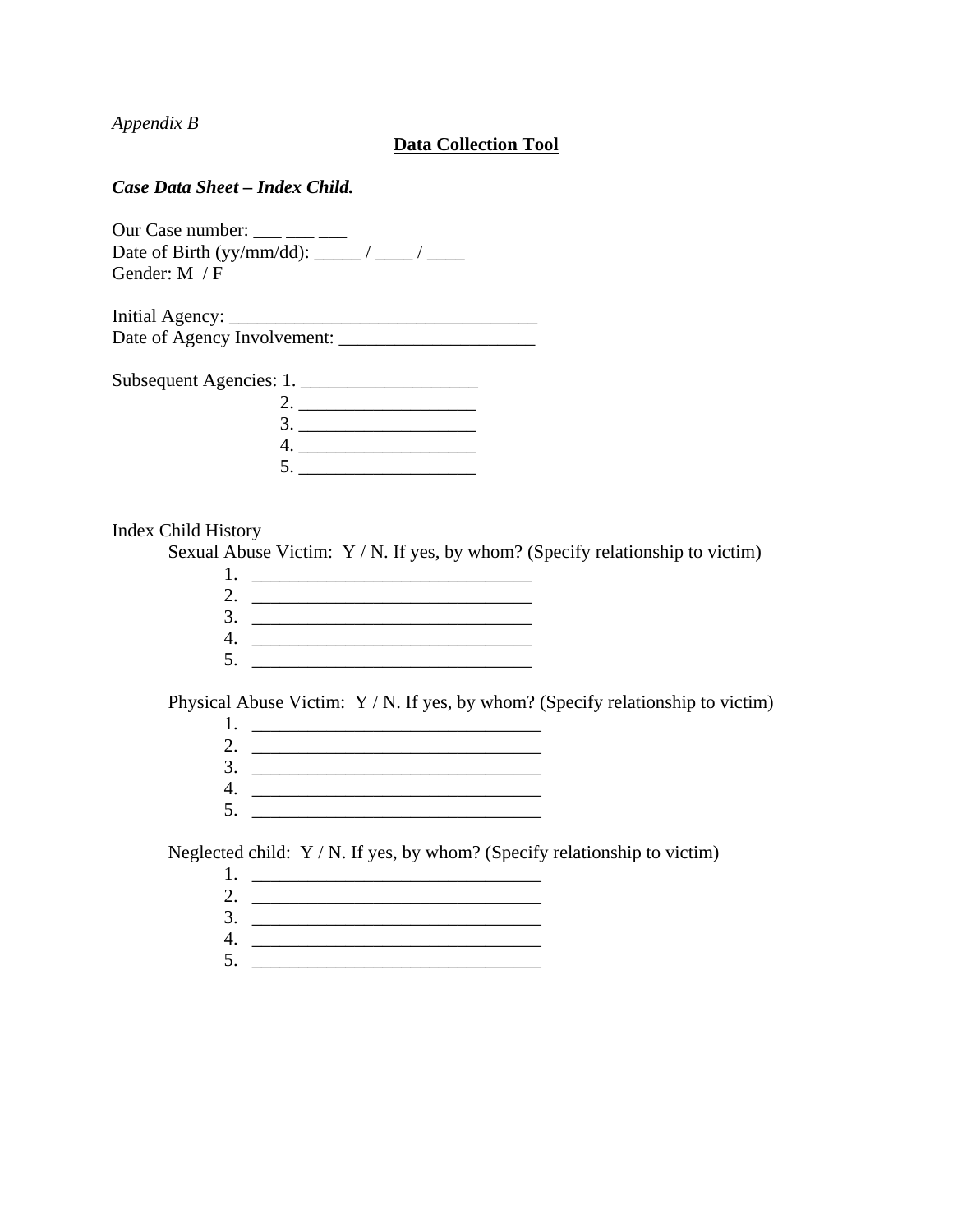*Appendix B*

**Data Collection Tool**

***Case Data Sheet – Index Child.***

Our Case number: ___ ___ ___
Date of Birth (yy/mm/dd): _____ / ____ / ____
Gender: M / F

Initial Agency: _________________________________
Date of Agency Involvement: _____________________

Subsequent Agencies: 1. ___________________
2. ___________________
3. ___________________
4. ___________________
5. ___________________

Index Child History

Sexual Abuse Victim: Y / N. If yes, by whom? (Specify relationship to victim)

1. ______________________________
2. ______________________________
3. ______________________________
4. ______________________________
5. ______________________________

Physical Abuse Victim: Y / N. If yes, by whom? (Specify relationship to victim)

1. _______________________________
2. _______________________________
3. _______________________________
4. _______________________________
5. _______________________________

Neglected child: Y / N. If yes, by whom? (Specify relationship to victim)

1. _______________________________
2. _______________________________
3. _______________________________
4. _______________________________
5. _______________________________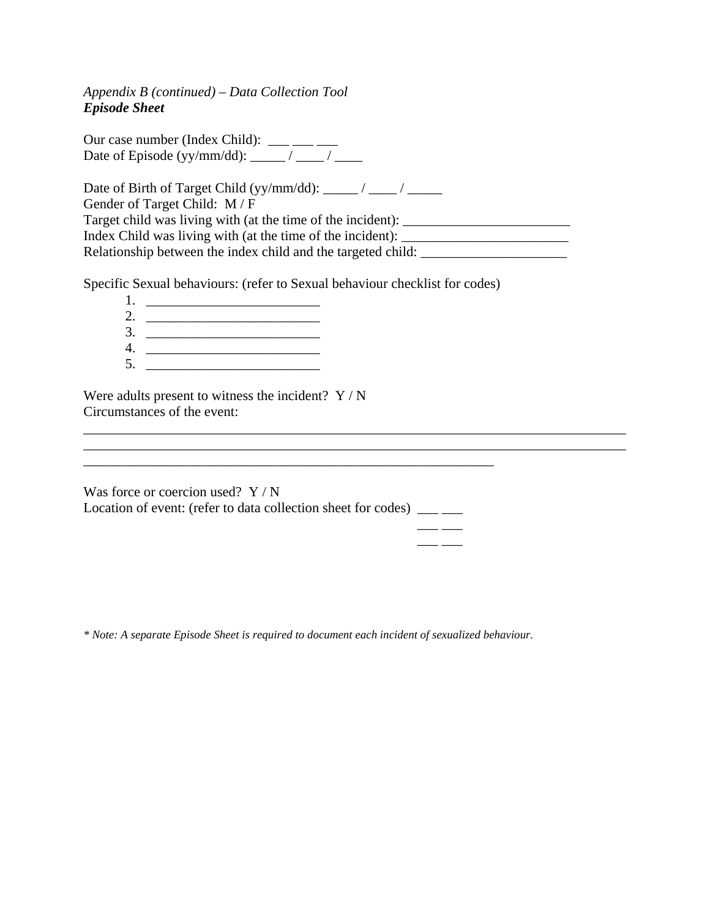*Appendix B (continued) – Data Collection Tool*
***Episode Sheet***

Our case number (Index Child): ___ ___ ___
Date of Episode (yy/mm/dd): _____ / ____ / ____

Date of Birth of Target Child (yy/mm/dd): _____ / ____ / _____
Gender of Target Child: M / F
Target child was living with (at the time of the incident): ________________________
Index Child was living with (at the time of the incident): ________________________
Relationship between the index child and the targeted child: _____________________

Specific Sexual behaviours: (refer to Sexual behaviour checklist for codes)

1. _________________________
2. _________________________
3. _________________________
4. _________________________
5. _________________________

Were adults present to witness the incident? Y / N
Circumstances of the event:
_______________________________________________________________________________
_______________________________________________________________________________
____________________________________________________________

Was force or coercion used? Y / N
Location of event: (refer to data collection sheet for codes) ___ ___
___ ___
___ ___

*\* Note: A separate Episode Sheet is required to document each incident of sexualized behaviour.*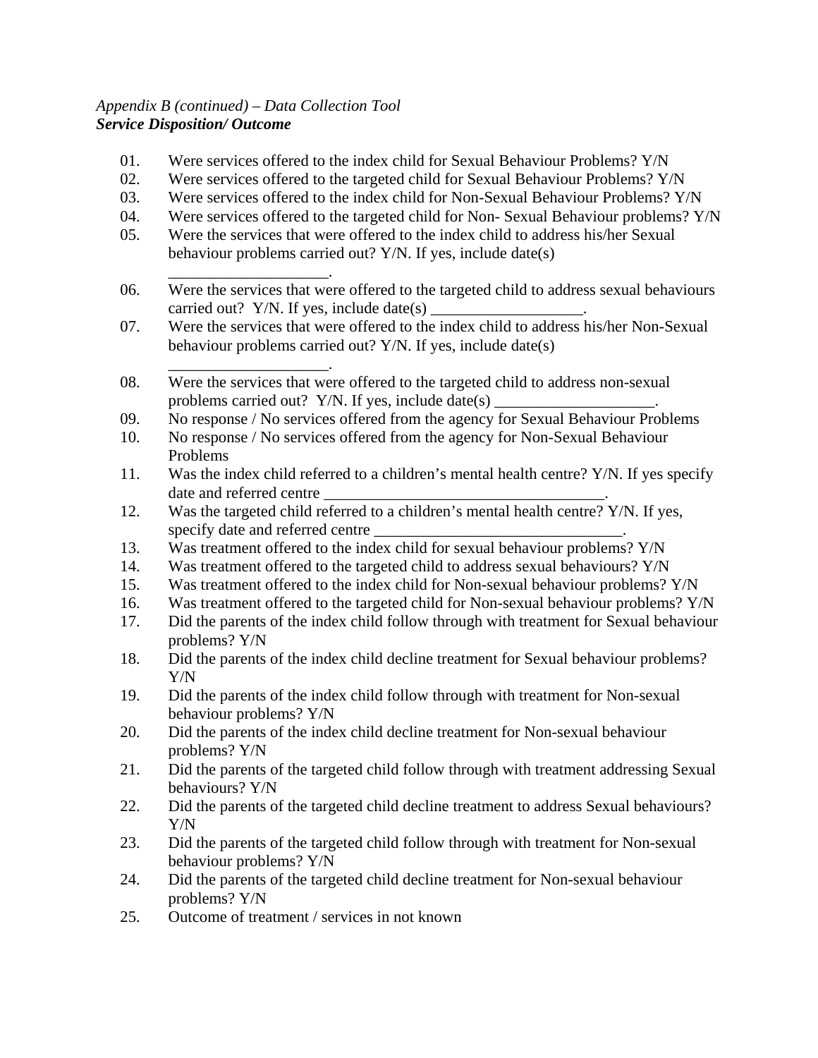*Appendix B (continued) – Data Collection Tool*
***Service Disposition/ Outcome***

01. Were services offered to the index child for Sexual Behaviour Problems? Y/N
02. Were services offered to the targeted child for Sexual Behaviour Problems? Y/N
03. Were services offered to the index child for Non-Sexual Behaviour Problems? Y/N
04. Were services offered to the targeted child for Non- Sexual Behaviour problems? Y/N
05. Were the services that were offered to the index child to address his/her Sexual behaviour problems carried out? Y/N. If yes, include date(s) ____________________.
06. Were the services that were offered to the targeted child to address sexual behaviours carried out? Y/N. If yes, include date(s) ___________________.
07. Were the services that were offered to the index child to address his/her Non-Sexual behaviour problems carried out? Y/N. If yes, include date(s) ____________________.
08. Were the services that were offered to the targeted child to address non-sexual problems carried out? Y/N. If yes, include date(s) ____________________.
09. No response / No services offered from the agency for Sexual Behaviour Problems
10. No response / No services offered from the agency for Non-Sexual Behaviour Problems
11. Was the index child referred to a children's mental health centre? Y/N. If yes specify date and referred centre ___________________________________.
12. Was the targeted child referred to a children's mental health centre? Y/N. If yes, specify date and referred centre _______________________________.
13. Was treatment offered to the index child for sexual behaviour problems? Y/N
14. Was treatment offered to the targeted child to address sexual behaviours? Y/N
15. Was treatment offered to the index child for Non-sexual behaviour problems? Y/N
16. Was treatment offered to the targeted child for Non-sexual behaviour problems? Y/N
17. Did the parents of the index child follow through with treatment for Sexual behaviour problems? Y/N
18. Did the parents of the index child decline treatment for Sexual behaviour problems? Y/N
19. Did the parents of the index child follow through with treatment for Non-sexual behaviour problems? Y/N
20. Did the parents of the index child decline treatment for Non-sexual behaviour problems? Y/N
21. Did the parents of the targeted child follow through with treatment addressing Sexual behaviours? Y/N
22. Did the parents of the targeted child decline treatment to address Sexual behaviours? Y/N
23. Did the parents of the targeted child follow through with treatment for Non-sexual behaviour problems? Y/N
24. Did the parents of the targeted child decline treatment for Non-sexual behaviour problems? Y/N
25. Outcome of treatment / services in not known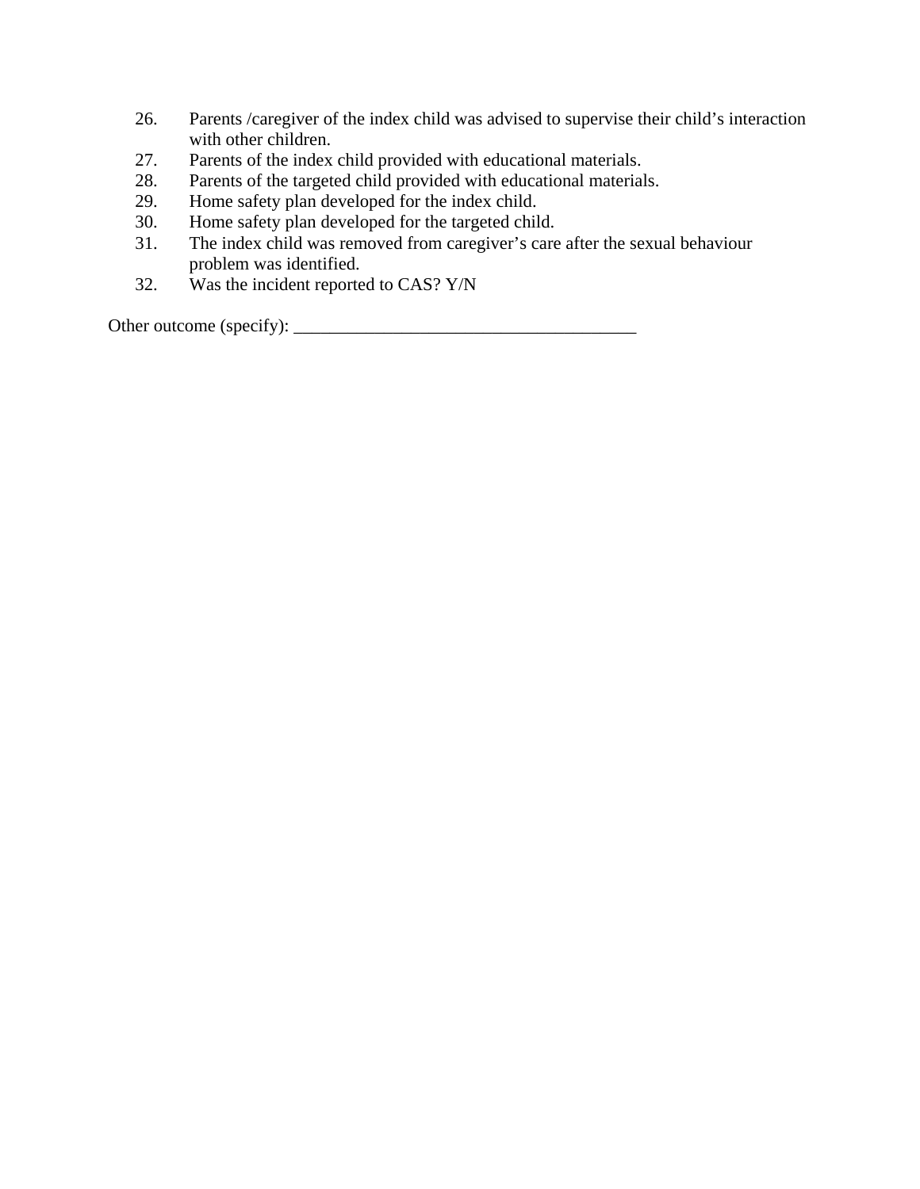26. Parents /caregiver of the index child was advised to supervise their child's interaction with other children.
27. Parents of the index child provided with educational materials.
28. Parents of the targeted child provided with educational materials.
29. Home safety plan developed for the index child.
30. Home safety plan developed for the targeted child.
31. The index child was removed from caregiver's care after the sexual behaviour problem was identified.
32. Was the incident reported to CAS? Y/N

Other outcome (specify): _______________________________________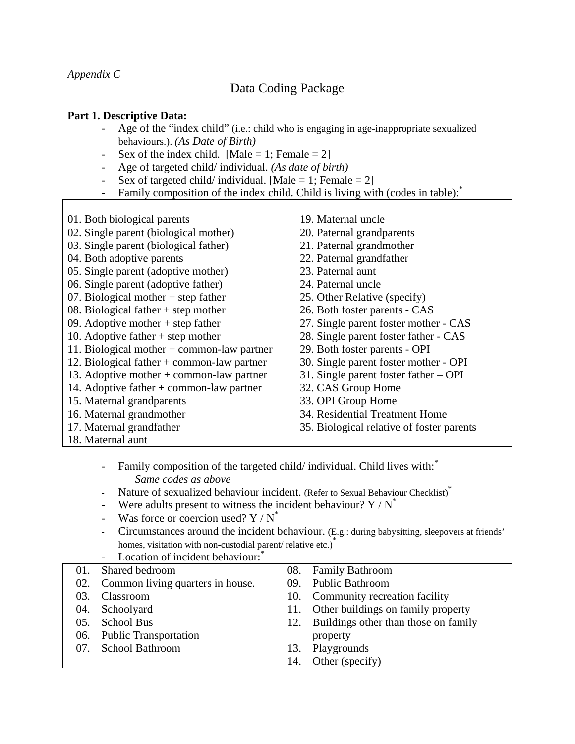*Appendix C*

# Data Coding Package

**Part 1. Descriptive Data:**

- Age of the "index child" (i.e.: child who is engaging in age-inappropriate sexualized behaviours.). *(As Date of Birth)*
- Sex of the index child. [Male = 1; Female = 2]
- Age of targeted child/ individual. *(As date of birth)*
- Sex of targeted child/ individual. [Male = 1; Female = 2]
- Family composition of the index child. Child is living with (codes in table):*

| | |
|---|---|
| 01. Both biological parents | 19. Maternal uncle |
| 02. Single parent (biological mother) | 20. Paternal grandparents |
| 03. Single parent (biological father) | 21. Paternal grandmother |
| 04. Both adoptive parents | 22. Paternal grandfather |
| 05. Single parent (adoptive mother) | 23. Paternal aunt |
| 06. Single parent (adoptive father) | 24. Paternal uncle |
| 07. Biological mother + step father | 25. Other Relative (specify) |
| 08. Biological father + step mother | 26. Both foster parents - CAS |
| 09. Adoptive mother + step father | 27. Single parent foster mother - CAS |
| 10. Adoptive father + step mother | 28. Single parent foster father - CAS |
| 11. Biological mother + common-law partner | 29. Both foster parents - OPI |
| 12. Biological father + common-law partner | 30. Single parent foster mother - OPI |
| 13. Adoptive mother + common-law partner | 31. Single parent foster father – OPI |
| 14. Adoptive father + common-law partner | 32. CAS Group Home |
| 15. Maternal grandparents | 33. OPI Group Home |
| 16. Maternal grandmother | 34. Residential Treatment Home |
| 17. Maternal grandfather | 35. Biological relative of foster parents |
| 18. Maternal aunt | |

- Family composition of the targeted child/ individual. Child lives with:*
  *Same codes as above*
- Nature of sexualized behaviour incident. (Refer to Sexual Behaviour Checklist)*
- Were adults present to witness the incident behaviour? Y / N*
- Was force or coercion used? Y / N*
- Circumstances around the incident behaviour. (E.g.: during babysitting, sleepovers at friends' homes, visitation with non-custodial parent/ relative etc.)*
- Location of incident behaviour:*

| | |
|---|---|
| 01. Shared bedroom | 08. Family Bathroom |
| 02. Common living quarters in house. | 09. Public Bathroom |
| 03. Classroom | 10. Community recreation facility |
| 04. Schoolyard | 11. Other buildings on family property |
| 05. School Bus | 12. Buildings other than those on family property |
| 06. Public Transportation | 13. Playgrounds |
| 07. School Bathroom | 14. Other (specify) |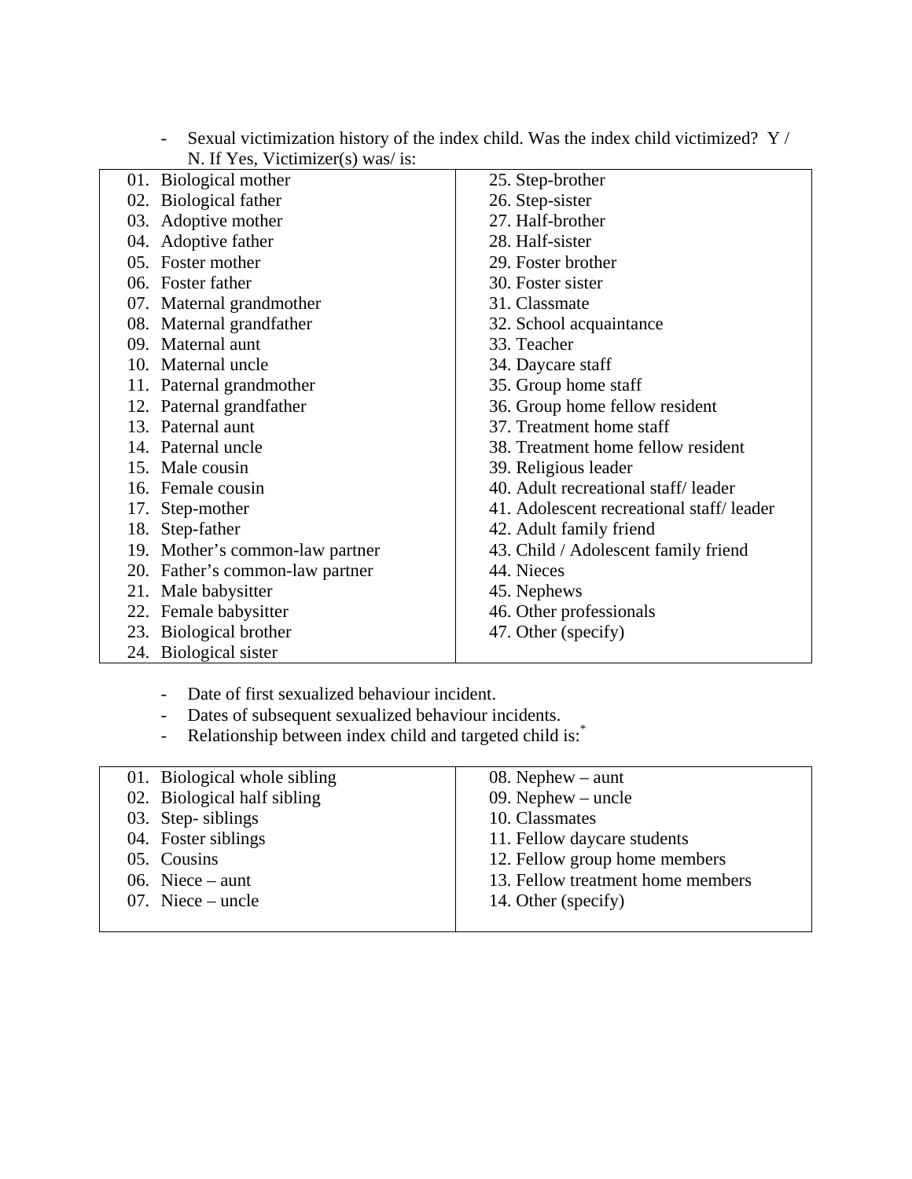- Sexual victimization history of the index child. Was the index child victimized? Y / N. If Yes, Victimizer(s) was/ is:

| | |
|---|---|
| 01. Biological mother | 25. Step-brother |
| 02. Biological father | 26. Step-sister |
| 03. Adoptive mother | 27. Half-brother |
| 04. Adoptive father | 28. Half-sister |
| 05. Foster mother | 29. Foster brother |
| 06. Foster father | 30. Foster sister |
| 07. Maternal grandmother | 31. Classmate |
| 08. Maternal grandfather | 32. School acquaintance |
| 09. Maternal aunt | 33. Teacher |
| 10. Maternal uncle | 34. Daycare staff |
| 11. Paternal grandmother | 35. Group home staff |
| 12. Paternal grandfather | 36. Group home fellow resident |
| 13. Paternal aunt | 37. Treatment home staff |
| 14. Paternal uncle | 38. Treatment home fellow resident |
| 15. Male cousin | 39. Religious leader |
| 16. Female cousin | 40. Adult recreational staff/ leader |
| 17. Step-mother | 41. Adolescent recreational staff/ leader |
| 18. Step-father | 42. Adult family friend |
| 19. Mother's common-law partner | 43. Child / Adolescent family friend |
| 20. Father's common-law partner | 44. Nieces |
| 21. Male babysitter | 45. Nephews |
| 22. Female babysitter | 46. Other professionals |
| 23. Biological brother | 47. Other (specify) |
| 24. Biological sister | |

- Date of first sexualized behaviour incident.
- Dates of subsequent sexualized behaviour incidents.
- Relationship between index child and targeted child is:[*]

| | |
|---|---|
| 01. Biological whole sibling | 08. Nephew – aunt |
| 02. Biological half sibling | 09. Nephew – uncle |
| 03. Step- siblings | 10. Classmates |
| 04. Foster siblings | 11. Fellow daycare students |
| 05. Cousins | 12. Fellow group home members |
| 06. Niece – aunt | 13. Fellow treatment home members |
| 07. Niece – uncle | 14. Other (specify) |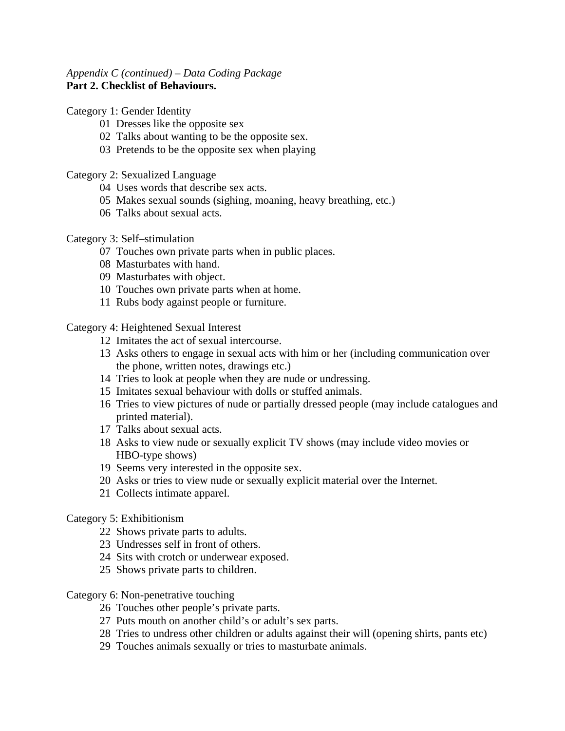*Appendix C (continued) – Data Coding Package*

**Part 2. Checklist of Behaviours.**

Category 1: Gender Identity

- 01 Dresses like the opposite sex
- 02 Talks about wanting to be the opposite sex.
- 03 Pretends to be the opposite sex when playing

Category 2: Sexualized Language

- 04 Uses words that describe sex acts.
- 05 Makes sexual sounds (sighing, moaning, heavy breathing, etc.)
- 06 Talks about sexual acts.

Category 3: Self–stimulation

- 07 Touches own private parts when in public places.
- 08 Masturbates with hand.
- 09 Masturbates with object.
- 10 Touches own private parts when at home.
- 11 Rubs body against people or furniture.

Category 4: Heightened Sexual Interest

- 12 Imitates the act of sexual intercourse.
- 13 Asks others to engage in sexual acts with him or her (including communication over the phone, written notes, drawings etc.)
- 14 Tries to look at people when they are nude or undressing.
- 15 Imitates sexual behaviour with dolls or stuffed animals.
- 16 Tries to view pictures of nude or partially dressed people (may include catalogues and printed material).
- 17 Talks about sexual acts.
- 18 Asks to view nude or sexually explicit TV shows (may include video movies or HBO-type shows)
- 19 Seems very interested in the opposite sex.
- 20 Asks or tries to view nude or sexually explicit material over the Internet.
- 21 Collects intimate apparel.

Category 5: Exhibitionism

- 22 Shows private parts to adults.
- 23 Undresses self in front of others.
- 24 Sits with crotch or underwear exposed.
- 25 Shows private parts to children.

Category 6: Non-penetrative touching

- 26 Touches other people's private parts.
- 27 Puts mouth on another child's or adult's sex parts.
- 28 Tries to undress other children or adults against their will (opening shirts, pants etc)
- 29 Touches animals sexually or tries to masturbate animals.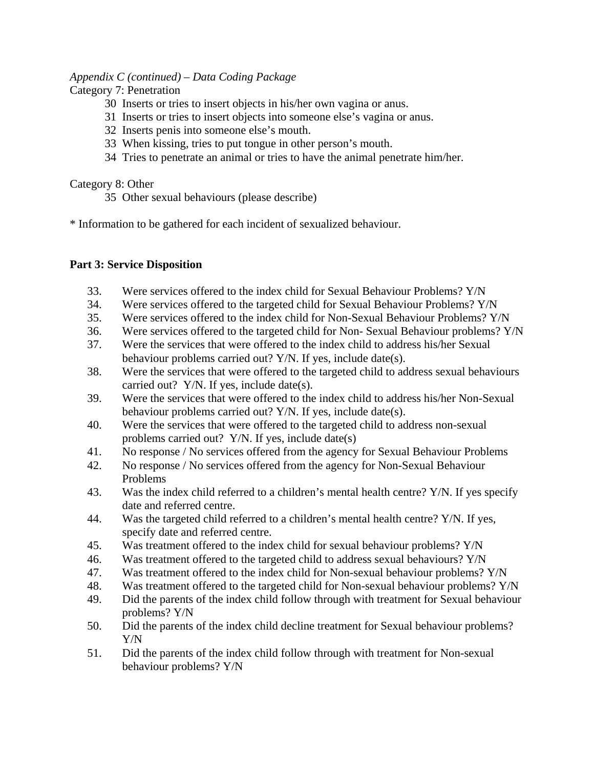*Appendix C (continued) – Data Coding Package*

Category 7: Penetration

30 Inserts or tries to insert objects in his/her own vagina or anus.
31 Inserts or tries to insert objects into someone else's vagina or anus.
32 Inserts penis into someone else's mouth.
33 When kissing, tries to put tongue in other person's mouth.
34 Tries to penetrate an animal or tries to have the animal penetrate him/her.

Category 8: Other

35 Other sexual behaviours (please describe)

* Information to be gathered for each incident of sexualized behaviour.

**Part 3: Service Disposition**

33. Were services offered to the index child for Sexual Behaviour Problems? Y/N
34. Were services offered to the targeted child for Sexual Behaviour Problems? Y/N
35. Were services offered to the index child for Non-Sexual Behaviour Problems? Y/N
36. Were services offered to the targeted child for Non- Sexual Behaviour problems? Y/N
37. Were the services that were offered to the index child to address his/her Sexual behaviour problems carried out? Y/N. If yes, include date(s).
38. Were the services that were offered to the targeted child to address sexual behaviours carried out? Y/N. If yes, include date(s).
39. Were the services that were offered to the index child to address his/her Non-Sexual behaviour problems carried out? Y/N. If yes, include date(s).
40. Were the services that were offered to the targeted child to address non-sexual problems carried out? Y/N. If yes, include date(s)
41. No response / No services offered from the agency for Sexual Behaviour Problems
42. No response / No services offered from the agency for Non-Sexual Behaviour Problems
43. Was the index child referred to a children's mental health centre? Y/N. If yes specify date and referred centre.
44. Was the targeted child referred to a children's mental health centre? Y/N. If yes, specify date and referred centre.
45. Was treatment offered to the index child for sexual behaviour problems? Y/N
46. Was treatment offered to the targeted child to address sexual behaviours? Y/N
47. Was treatment offered to the index child for Non-sexual behaviour problems? Y/N
48. Was treatment offered to the targeted child for Non-sexual behaviour problems? Y/N
49. Did the parents of the index child follow through with treatment for Sexual behaviour problems? Y/N
50. Did the parents of the index child decline treatment for Sexual behaviour problems? Y/N
51. Did the parents of the index child follow through with treatment for Non-sexual behaviour problems? Y/N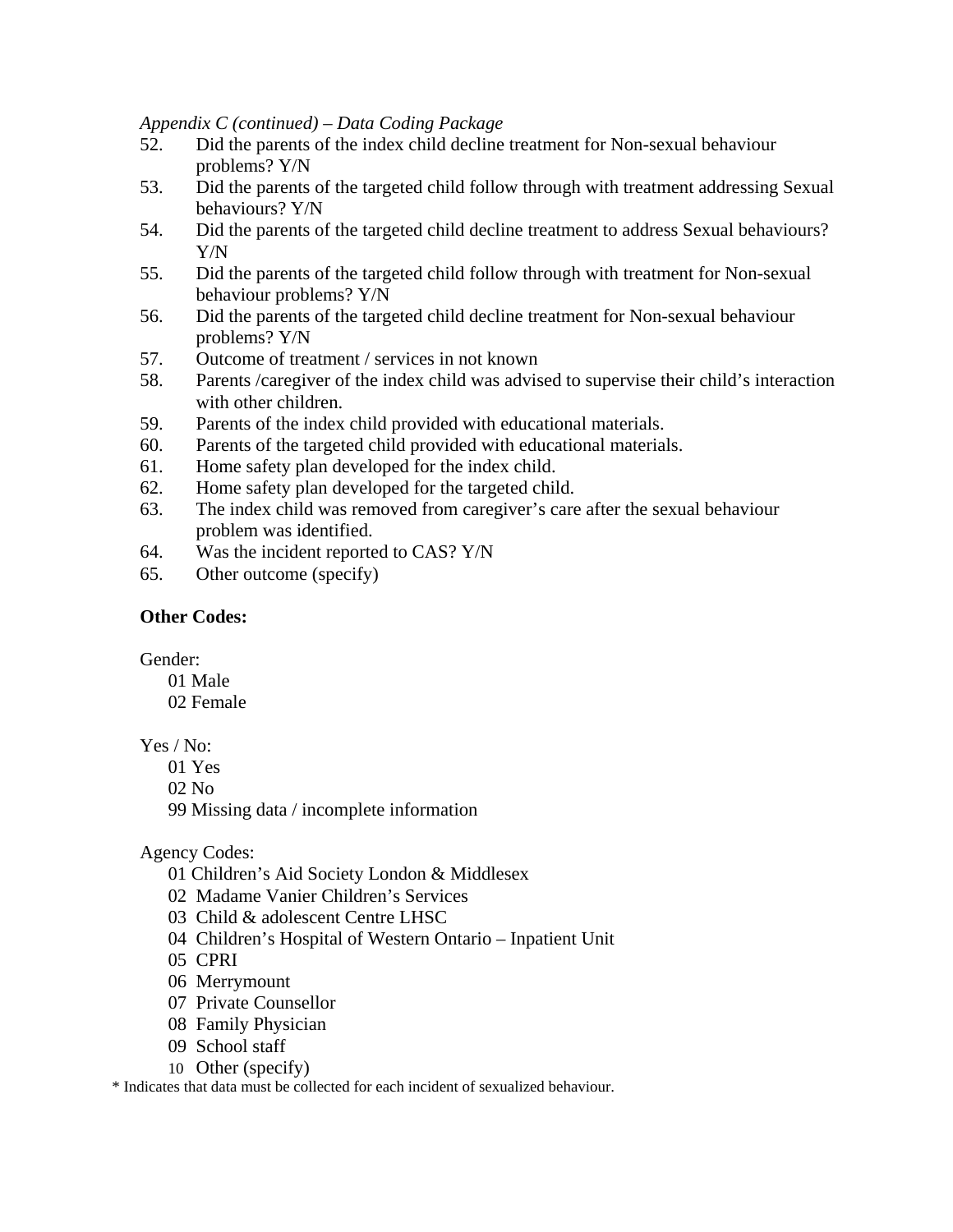*Appendix C (continued) – Data Coding Package*

52. Did the parents of the index child decline treatment for Non-sexual behaviour problems? Y/N
53. Did the parents of the targeted child follow through with treatment addressing Sexual behaviours? Y/N
54. Did the parents of the targeted child decline treatment to address Sexual behaviours? Y/N
55. Did the parents of the targeted child follow through with treatment for Non-sexual behaviour problems? Y/N
56. Did the parents of the targeted child decline treatment for Non-sexual behaviour problems? Y/N
57. Outcome of treatment / services in not known
58. Parents /caregiver of the index child was advised to supervise their child's interaction with other children.
59. Parents of the index child provided with educational materials.
60. Parents of the targeted child provided with educational materials.
61. Home safety plan developed for the index child.
62. Home safety plan developed for the targeted child.
63. The index child was removed from caregiver's care after the sexual behaviour problem was identified.
64. Was the incident reported to CAS? Y/N
65. Other outcome (specify)

**Other Codes:**

Gender:
- 01 Male
- 02 Female

Yes / No:
- 01 Yes
- 02 No
- 99 Missing data / incomplete information

Agency Codes:
- 01 Children's Aid Society London & Middlesex
- 02 Madame Vanier Children's Services
- 03 Child & adolescent Centre LHSC
- 04 Children's Hospital of Western Ontario – Inpatient Unit
- 05 CPRI
- 06 Merrymount
- 07 Private Counsellor
- 08 Family Physician
- 09 School staff
- 10 Other (specify)

* Indicates that data must be collected for each incident of sexualized behaviour.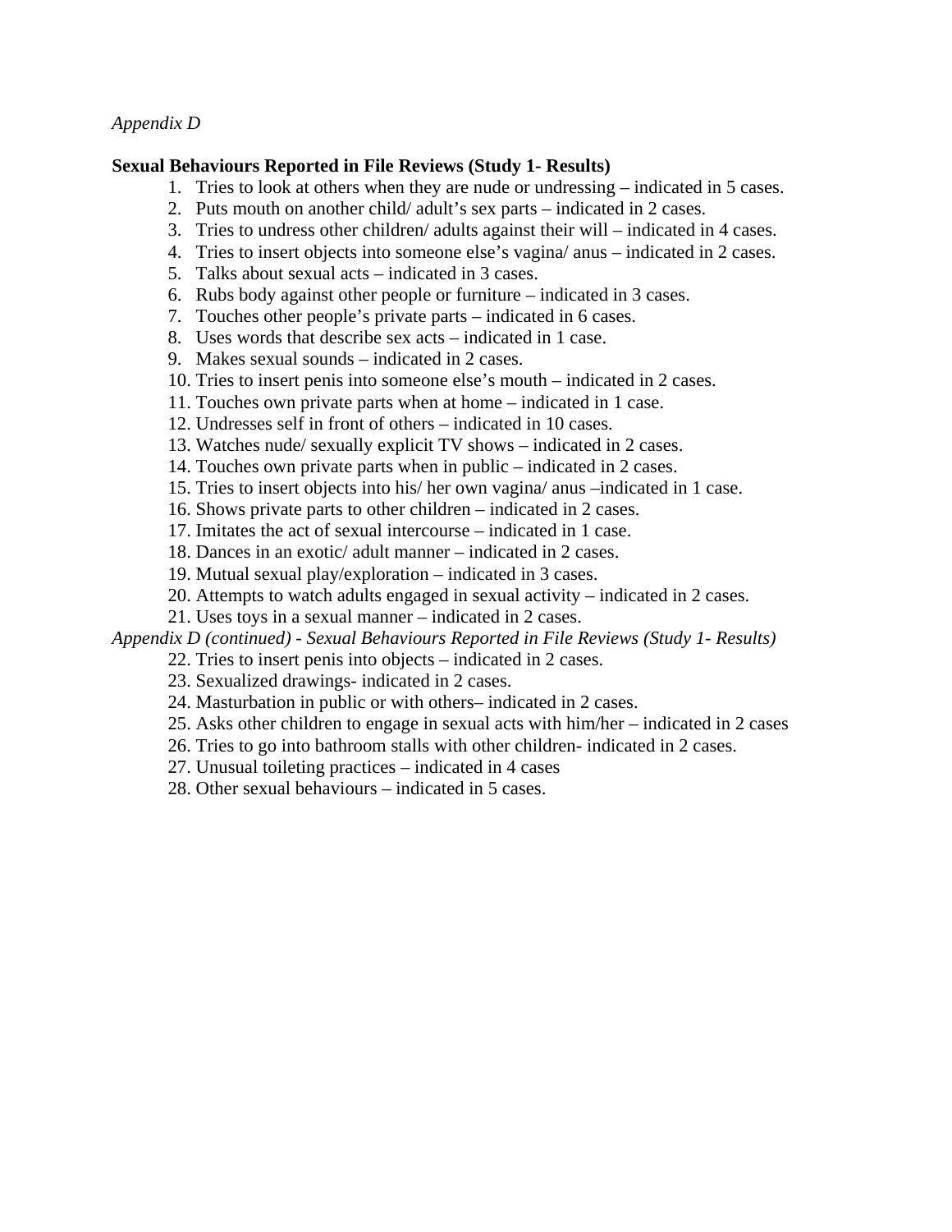*Appendix D*

**Sexual Behaviours Reported in File Reviews (Study 1- Results)**

1. Tries to look at others when they are nude or undressing – indicated in 5 cases.
2. Puts mouth on another child/ adult's sex parts – indicated in 2 cases.
3. Tries to undress other children/ adults against their will – indicated in 4 cases.
4. Tries to insert objects into someone else's vagina/ anus – indicated in 2 cases.
5. Talks about sexual acts – indicated in 3 cases.
6. Rubs body against other people or furniture – indicated in 3 cases.
7. Touches other people's private parts – indicated in 6 cases.
8. Uses words that describe sex acts – indicated in 1 case.
9. Makes sexual sounds – indicated in 2 cases.
10. Tries to insert penis into someone else's mouth – indicated in 2 cases.
11. Touches own private parts when at home – indicated in 1 case.
12. Undresses self in front of others – indicated in 10 cases.
13. Watches nude/ sexually explicit TV shows – indicated in 2 cases.
14. Touches own private parts when in public – indicated in 2 cases.
15. Tries to insert objects into his/ her own vagina/ anus –indicated in 1 case.
16. Shows private parts to other children – indicated in 2 cases.
17. Imitates the act of sexual intercourse – indicated in 1 case.
18. Dances in an exotic/ adult manner – indicated in 2 cases.
19. Mutual sexual play/exploration – indicated in 3 cases.
20. Attempts to watch adults engaged in sexual activity – indicated in 2 cases.
21. Uses toys in a sexual manner – indicated in 2 cases.

*Appendix D (continued) - Sexual Behaviours Reported in File Reviews (Study 1- Results)*

22. Tries to insert penis into objects – indicated in 2 cases.
23. Sexualized drawings- indicated in 2 cases.
24. Masturbation in public or with others– indicated in 2 cases.
25. Asks other children to engage in sexual acts with him/her – indicated in 2 cases
26. Tries to go into bathroom stalls with other children- indicated in 2 cases.
27. Unusual toileting practices – indicated in 4 cases
28. Other sexual behaviours – indicated in 5 cases.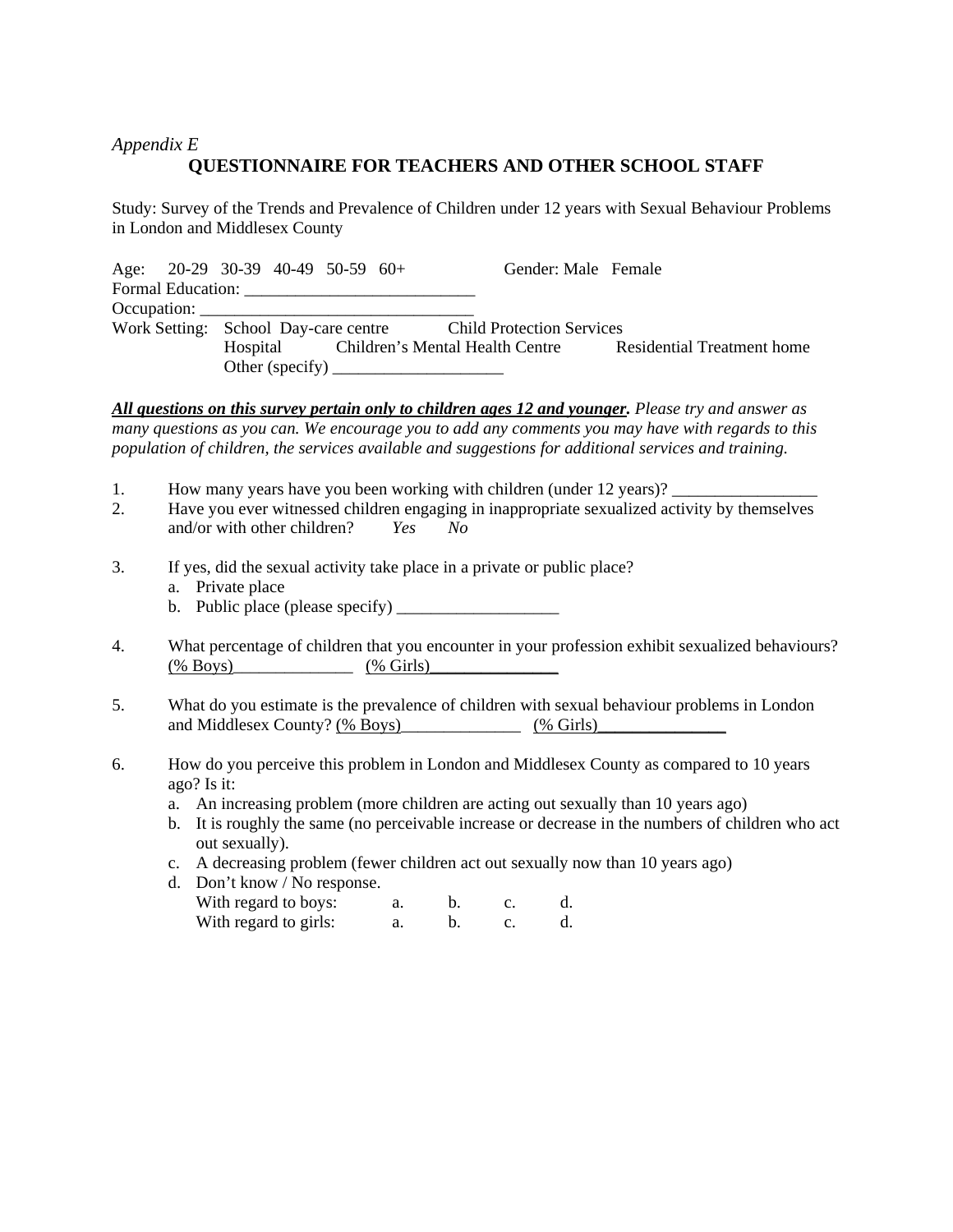*Appendix E*

## QUESTIONNAIRE FOR TEACHERS AND OTHER SCHOOL STAFF

Study: Survey of the Trends and Prevalence of Children under 12 years with Sexual Behaviour Problems in London and Middlesex County

Age: 20-29 30-39 40-49 50-59 60+ Gender: Male Female
Formal Education: ___________________________
Occupation: _________________________________
Work Setting: School Day-care centre Child Protection Services
Hospital Children's Mental Health Centre Residential Treatment home
Other (specify) ____________________

***All questions on this survey pertain only to children ages 12 and younger.*** *Please try and answer as many questions as you can. We encourage you to add any comments you may have with regards to this population of children, the services available and suggestions for additional services and training.*

1. How many years have you been working with children (under 12 years)? _________________
2. Have you ever witnessed children engaging in inappropriate sexualized activity by themselves and/or with other children? *Yes* *No*

3. If yes, did the sexual activity take place in a private or public place?
   a. Private place
   b. Public place (please specify) ___________________

4. What percentage of children that you encounter in your profession exhibit sexualized behaviours?
   (% Boys)______________ (% Girls)_______________

5. What do you estimate is the prevalence of children with sexual behaviour problems in London and Middlesex County? (% Boys)______________ (% Girls)_______________

6. How do you perceive this problem in London and Middlesex County as compared to 10 years ago? Is it:
   a. An increasing problem (more children are acting out sexually than 10 years ago)
   b. It is roughly the same (no perceivable increase or decrease in the numbers of children who act out sexually).
   c. A decreasing problem (fewer children act out sexually now than 10 years ago)
   d. Don't know / No response.
   With regard to boys: a. b. c. d.
   With regard to girls: a. b. c. d.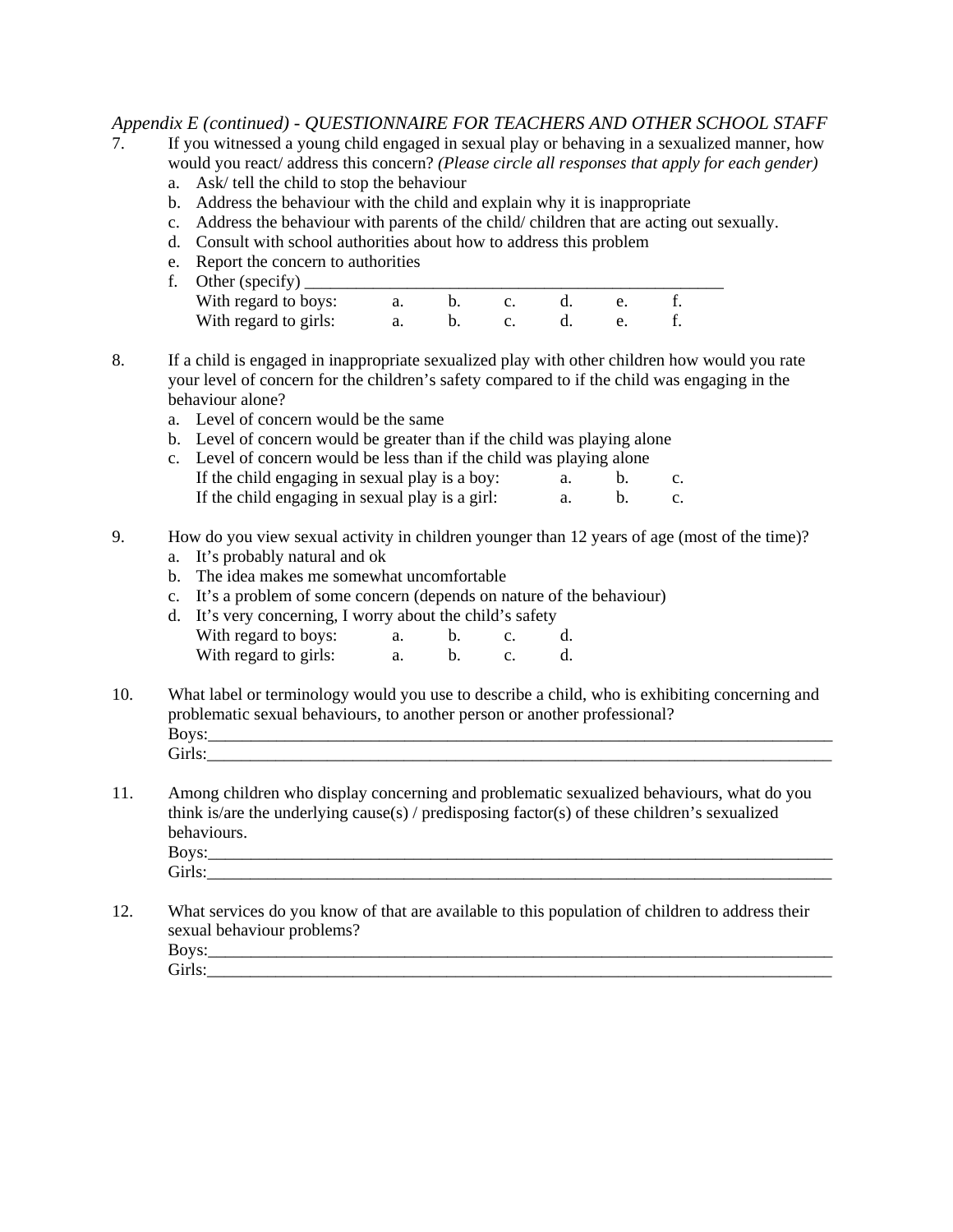*Appendix E (continued) - QUESTIONNAIRE FOR TEACHERS AND OTHER SCHOOL STAFF*

7. If you witnessed a young child engaged in sexual play or behaving in a sexualized manner, how would you react/ address this concern? *(Please circle all responses that apply for each gender)*
   a. Ask/ tell the child to stop the behaviour
   b. Address the behaviour with the child and explain why it is inappropriate
   c. Address the behaviour with parents of the child/ children that are acting out sexually.
   d. Consult with school authorities about how to address this problem
   e. Report the concern to authorities
   f. Other (specify) _______________________________________________

   | | | | | | | |
   |---|---|---|---|---|---|---|
   | With regard to boys: | a. | b. | c. | d. | e. | f. |
   | With regard to girls: | a. | b. | c. | d. | e. | f. |

8. If a child is engaged in inappropriate sexualized play with other children how would you rate your level of concern for the children's safety compared to if the child was engaging in the behaviour alone?
   a. Level of concern would be the same
   b. Level of concern would be greater than if the child was playing alone
   c. Level of concern would be less than if the child was playing alone

   | | | | |
   |---|---|---|---|
   | If the child engaging in sexual play is a boy: | a. | b. | c. |
   | If the child engaging in sexual play is a girl: | a. | b. | c. |

9. How do you view sexual activity in children younger than 12 years of age (most of the time)?
   a. It's probably natural and ok
   b. The idea makes me somewhat uncomfortable
   c. It's a problem of some concern (depends on nature of the behaviour)
   d. It's very concerning, I worry about the child's safety

   | | | | | |
   |---|---|---|---|---|
   | With regard to boys: | a. | b. | c. | d. |
   | With regard to girls: | a. | b. | c. | d. |

10. What label or terminology would you use to describe a child, who is exhibiting concerning and problematic sexual behaviours, to another person or another professional?
    Boys:_______________________________________________________________________________
    Girls:_______________________________________________________________________________

11. Among children who display concerning and problematic sexualized behaviours, what do you think is/are the underlying cause(s) / predisposing factor(s) of these children's sexualized behaviours.
    Boys:_______________________________________________________________________________
    Girls:_______________________________________________________________________________

12. What services do you know of that are available to this population of children to address their sexual behaviour problems?
    Boys:_______________________________________________________________________________
    Girls:_______________________________________________________________________________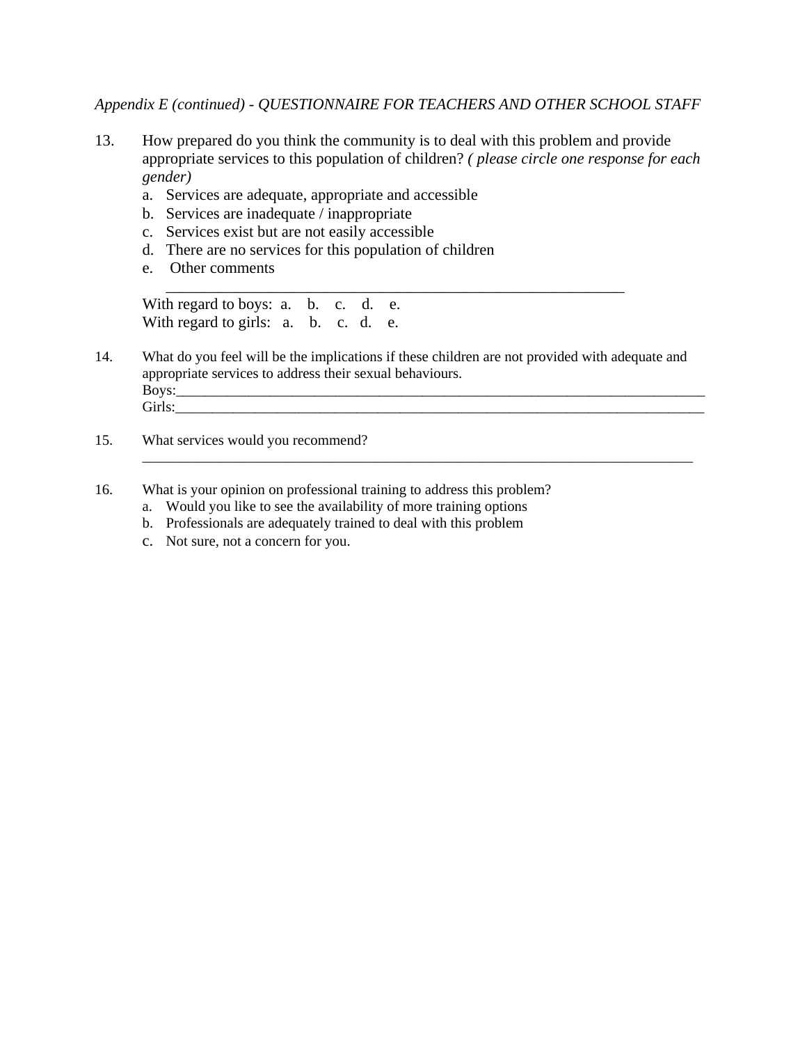*Appendix E (continued) - QUESTIONNAIRE FOR TEACHERS AND OTHER SCHOOL STAFF*

13. How prepared do you think the community is to deal with this problem and provide appropriate services to this population of children? *( please circle one response for each gender)*
    a. Services are adequate, appropriate and accessible
    b. Services are inadequate / inappropriate
    c. Services exist but are not easily accessible
    d. There are no services for this population of children
    e. Other comments
    ________________________________________________________________

    With regard to boys: a. b. c. d. e.
    With regard to girls: a. b. c. d. e.

14. What do you feel will be the implications if these children are not provided with adequate and appropriate services to address their sexual behaviours.
    Boys:___________________________________________________________________________
    Girls:___________________________________________________________________________

15. What services would you recommend?
    ________________________________________________________________________________

16. What is your opinion on professional training to address this problem?
    a. Would you like to see the availability of more training options
    b. Professionals are adequately trained to deal with this problem
    c. Not sure, not a concern for you.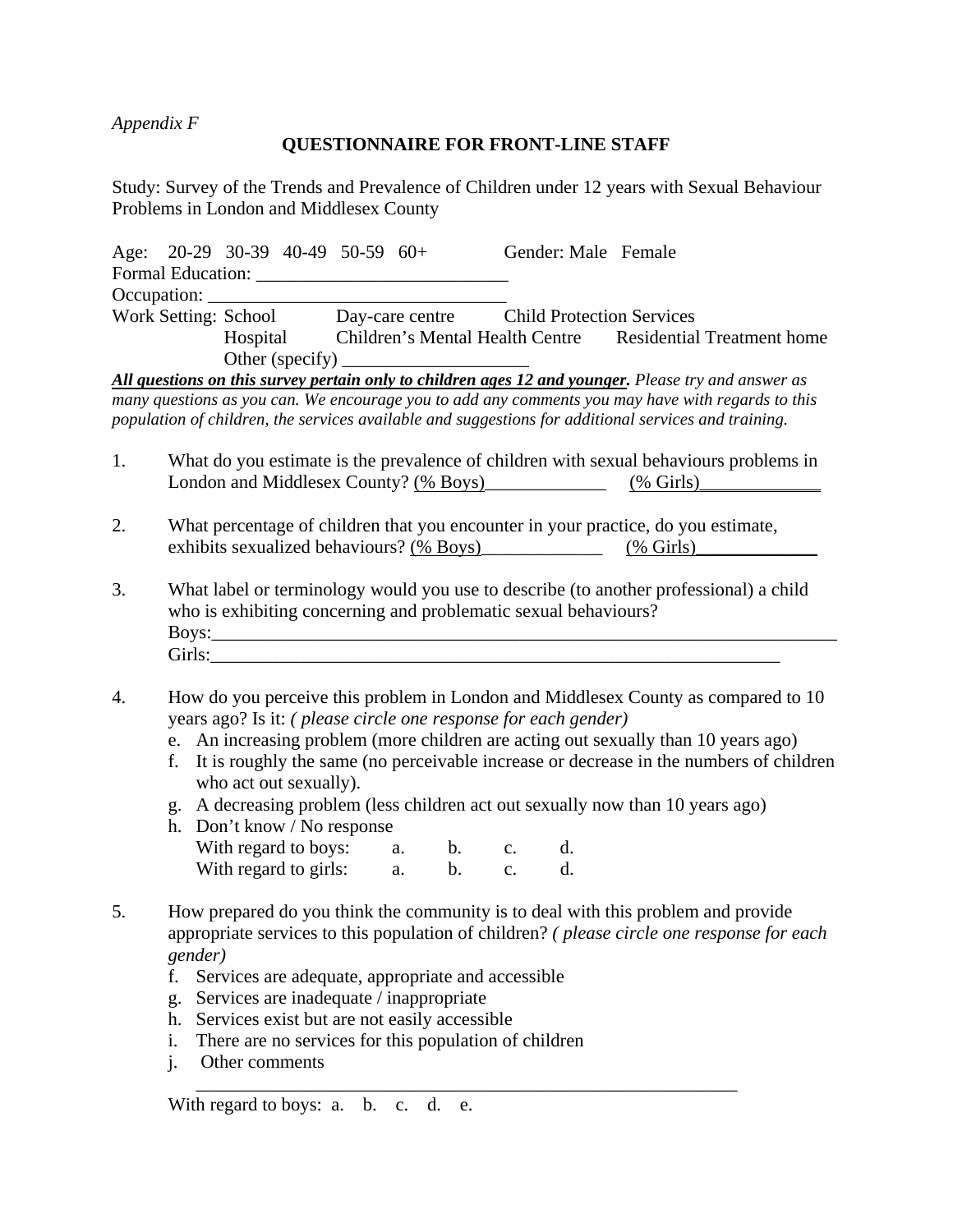*Appendix F*

## QUESTIONNAIRE FOR FRONT-LINE STAFF

Study: Survey of the Trends and Prevalence of Children under 12 years with Sexual Behaviour Problems in London and Middlesex County

Age: 20-29 30-39 40-49 50-59 60+ Gender: Male Female

Formal Education: ___________________________

Occupation: ______________________________

Work Setting: School Day-care centre Child Protection Services
Hospital Children's Mental Health Centre Residential Treatment home
Other (specify) ____________________

***All questions on this survey pertain only to children ages 12 and younger.*** *Please try and answer as many questions as you can. We encourage you to add any comments you may have with regards to this population of children, the services available and suggestions for additional services and training.*

1. What do you estimate is the prevalence of children with sexual behaviours problems in London and Middlesex County? (% Boys)_____________ (% Girls)_____________

2. What percentage of children that you encounter in your practice, do you estimate, exhibits sexualized behaviours? (% Boys)_____________ (% Girls)_____________

3. What label or terminology would you use to describe (to another professional) a child who is exhibiting concerning and problematic sexual behaviours?
   Boys:_____________________________________________________________________
   Girls:_________________________________________________________________

4. How do you perceive this problem in London and Middlesex County as compared to 10 years ago? Is it: *( please circle one response for each gender)*
   e. An increasing problem (more children are acting out sexually than 10 years ago)
   f. It is roughly the same (no perceivable increase or decrease in the numbers of children who act out sexually).
   g. A decreasing problem (less children act out sexually now than 10 years ago)
   h. Don't know / No response
   With regard to boys: a. b. c. d.
   With regard to girls: a. b. c. d.

5. How prepared do you think the community is to deal with this problem and provide appropriate services to this population of children? *( please circle one response for each gender)*
   f. Services are adequate, appropriate and accessible
   g. Services are inadequate / inappropriate
   h. Services exist but are not easily accessible
   i. There are no services for this population of children
   j. Other comments
   ___________________________________________________________
   With regard to boys: a. b. c. d. e.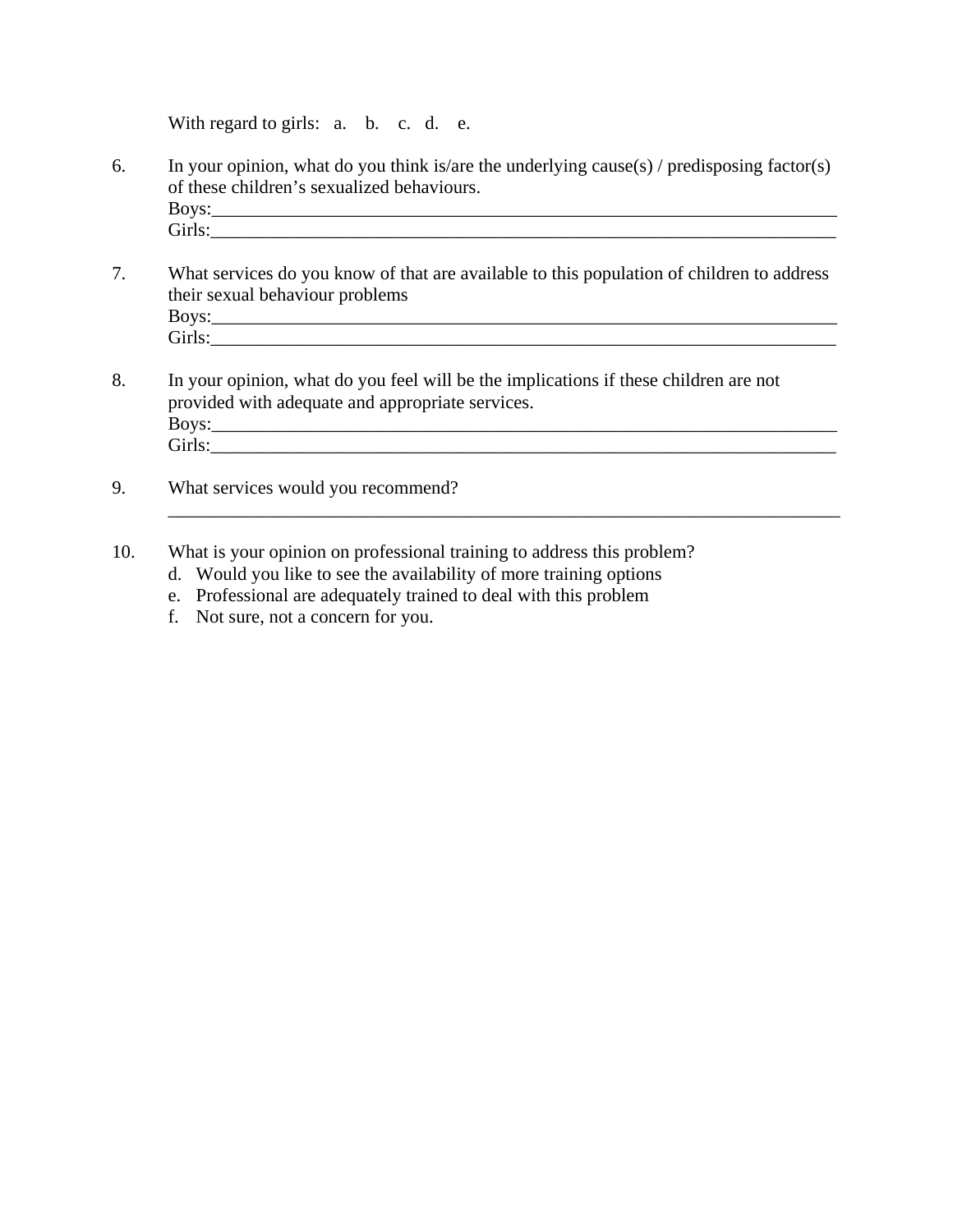With regard to girls: a. b. c. d. e.

6. In your opinion, what do you think is/are the underlying cause(s) / predisposing factor(s) of these children's sexualized behaviours.
   Boys:_______________________________________________________________________
   Girls:_______________________________________________________________________

7. What services do you know of that are available to this population of children to address their sexual behaviour problems
   Boys:_______________________________________________________________________
   Girls:_______________________________________________________________________

8. In your opinion, what do you feel will be the implications if these children are not provided with adequate and appropriate services.
   Boys:_______________________________________________________________________
   Girls:_______________________________________________________________________

9. What services would you recommend?
   ____________________________________________________________________________

10. What is your opinion on professional training to address this problem?
    d. Would you like to see the availability of more training options
    e. Professional are adequately trained to deal with this problem
    f. Not sure, not a concern for you.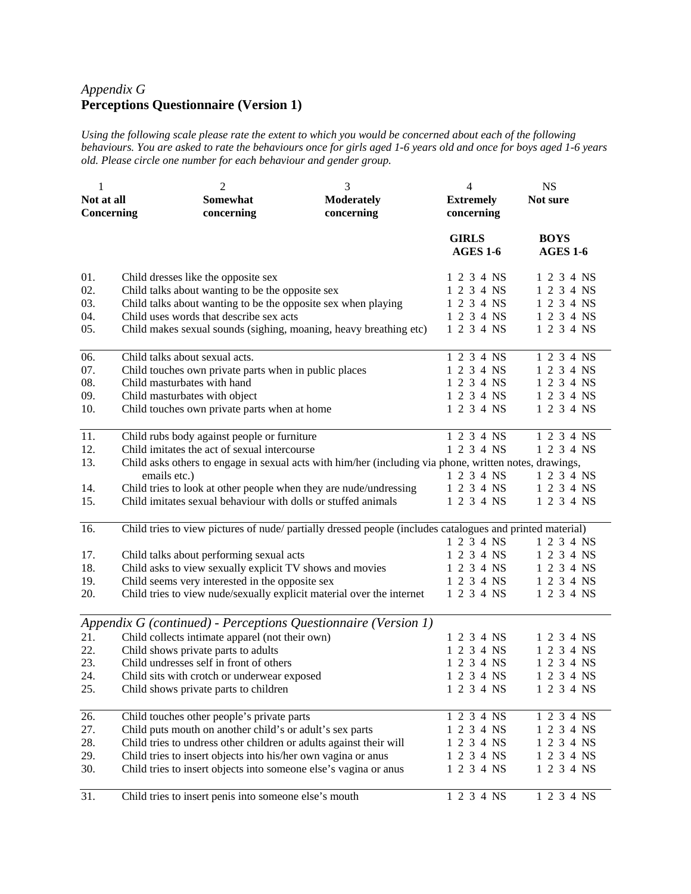*Appendix G*
**Perceptions Questionnaire (Version 1)**

*Using the following scale please rate the extent to which you would be concerned about each of the following behaviours. You are asked to rate the behaviours once for girls aged 1-6 years old and once for boys aged 1-6 years old. Please circle one number for each behaviour and gender group.*

| 1 | 2 | 3 | 4 | NS |
|---|---|---|---|---|
| **Not at all Concerning** | **Somewhat concerning** | **Moderately concerning** | **Extremely concerning** | **Not sure** |

| | | **GIRLS AGES 1-6** | **BOYS AGES 1-6** |
|---|---|---|---|
| 01. | Child dresses like the opposite sex | 1 2 3 4 NS | 1 2 3 4 NS |
| 02. | Child talks about wanting to be the opposite sex | 1 2 3 4 NS | 1 2 3 4 NS |
| 03. | Child talks about wanting to be the opposite sex when playing | 1 2 3 4 NS | 1 2 3 4 NS |
| 04. | Child uses words that describe sex acts | 1 2 3 4 NS | 1 2 3 4 NS |
| 05. | Child makes sexual sounds (sighing, moaning, heavy breathing etc) | 1 2 3 4 NS | 1 2 3 4 NS |
| 06. | Child talks about sexual acts. | 1 2 3 4 NS | 1 2 3 4 NS |
| 07. | Child touches own private parts when in public places | 1 2 3 4 NS | 1 2 3 4 NS |
| 08. | Child masturbates with hand | 1 2 3 4 NS | 1 2 3 4 NS |
| 09. | Child masturbates with object | 1 2 3 4 NS | 1 2 3 4 NS |
| 10. | Child touches own private parts when at home | 1 2 3 4 NS | 1 2 3 4 NS |
| 11. | Child rubs body against people or furniture | 1 2 3 4 NS | 1 2 3 4 NS |
| 12. | Child imitates the act of sexual intercourse | 1 2 3 4 NS | 1 2 3 4 NS |
| 13. | Child asks others to engage in sexual acts with him/her (including via phone, written notes, drawings, emails etc.) | 1 2 3 4 NS | 1 2 3 4 NS |
| 14. | Child tries to look at other people when they are nude/undressing | 1 2 3 4 NS | 1 2 3 4 NS |
| 15. | Child imitates sexual behaviour with dolls or stuffed animals | 1 2 3 4 NS | 1 2 3 4 NS |
| 16. | Child tries to view pictures of nude/ partially dressed people (includes catalogues and printed material) | 1 2 3 4 NS | 1 2 3 4 NS |
| 17. | Child talks about performing sexual acts | 1 2 3 4 NS | 1 2 3 4 NS |
| 18. | Child asks to view sexually explicit TV shows and movies | 1 2 3 4 NS | 1 2 3 4 NS |
| 19. | Child seems very interested in the opposite sex | 1 2 3 4 NS | 1 2 3 4 NS |
| 20. | Child tries to view nude/sexually explicit material over the internet | 1 2 3 4 NS | 1 2 3 4 NS |

*Appendix G (continued) - Perceptions Questionnaire (Version 1)*

| | | **GIRLS AGES 1-6** | **BOYS AGES 1-6** |
|---|---|---|---|
| 21. | Child collects intimate apparel (not their own) | 1 2 3 4 NS | 1 2 3 4 NS |
| 22. | Child shows private parts to adults | 1 2 3 4 NS | 1 2 3 4 NS |
| 23. | Child undresses self in front of others | 1 2 3 4 NS | 1 2 3 4 NS |
| 24. | Child sits with crotch or underwear exposed | 1 2 3 4 NS | 1 2 3 4 NS |
| 25. | Child shows private parts to children | 1 2 3 4 NS | 1 2 3 4 NS |
| 26. | Child touches other people's private parts | 1 2 3 4 NS | 1 2 3 4 NS |
| 27. | Child puts mouth on another child's or adult's sex parts | 1 2 3 4 NS | 1 2 3 4 NS |
| 28. | Child tries to undress other children or adults against their will | 1 2 3 4 NS | 1 2 3 4 NS |
| 29. | Child tries to insert objects into his/her own vagina or anus | 1 2 3 4 NS | 1 2 3 4 NS |
| 30. | Child tries to insert objects into someone else's vagina or anus | 1 2 3 4 NS | 1 2 3 4 NS |
| 31. | Child tries to insert penis into someone else's mouth | 1 2 3 4 NS | 1 2 3 4 NS |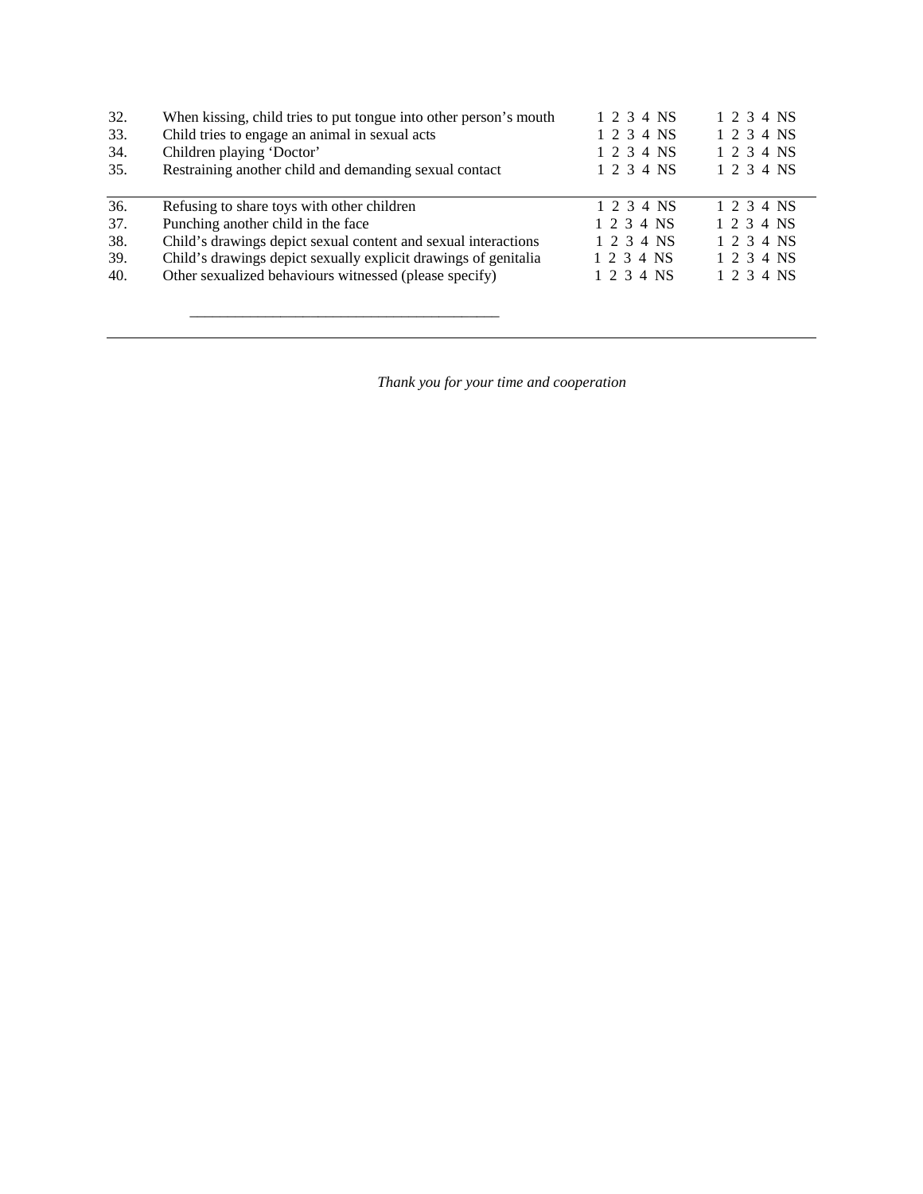| | | | |
|---|---|---|---|
| 32. | When kissing, child tries to put tongue into other person's mouth | 1 2 3 4 NS | 1 2 3 4 NS |
| 33. | Child tries to engage an animal in sexual acts | 1 2 3 4 NS | 1 2 3 4 NS |
| 34. | Children playing 'Doctor' | 1 2 3 4 NS | 1 2 3 4 NS |
| 35. | Restraining another child and demanding sexual contact | 1 2 3 4 NS | 1 2 3 4 NS |
| 36. | Refusing to share toys with other children | 1 2 3 4 NS | 1 2 3 4 NS |
| 37. | Punching another child in the face | 1 2 3 4 NS | 1 2 3 4 NS |
| 38. | Child's drawings depict sexual content and sexual interactions | 1 2 3 4 NS | 1 2 3 4 NS |
| 39. | Child's drawings depict sexually explicit drawings of genitalia | 1 2 3 4 NS | 1 2 3 4 NS |
| 40. | Other sexualized behaviours witnessed (please specify) | 1 2 3 4 NS | 1 2 3 4 NS |

___________________________________________

*Thank you for your time and cooperation*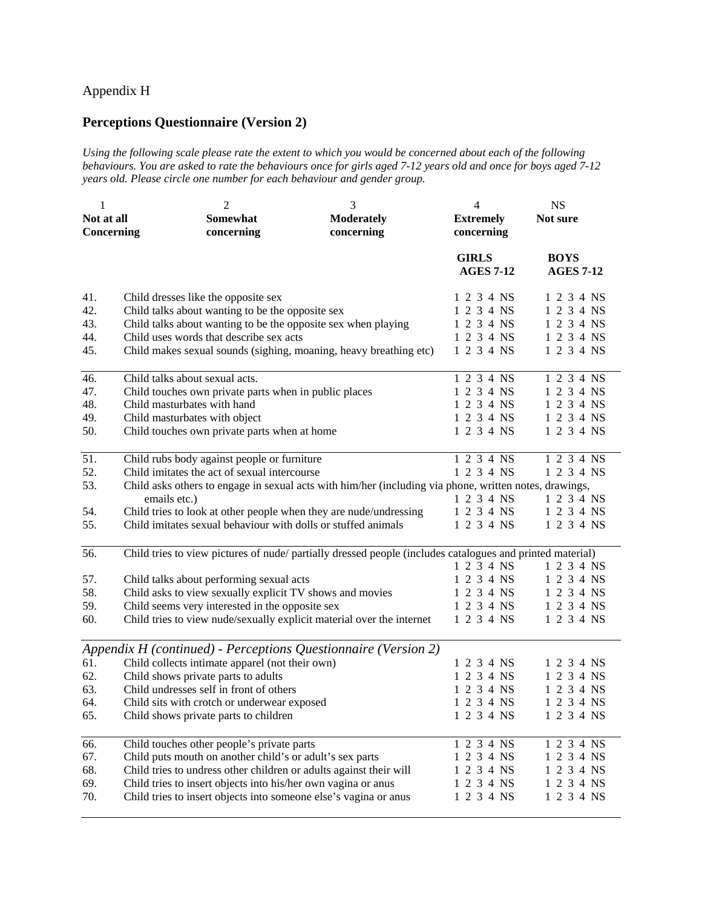Appendix H

## Perceptions Questionnaire (Version 2)

*Using the following scale please rate the extent to which you would be concerned about each of the following behaviours. You are asked to rate the behaviours once for girls aged 7-12 years old and once for boys aged 7-12 years old. Please circle one number for each behaviour and gender group.*

| 1 | 2 | 3 | 4 | NS |
|---|---|---|---|---|
| **Not at all Concerning** | **Somewhat concerning** | **Moderately concerning** | **Extremely concerning** | **Not sure** |

| | | **GIRLS AGES 7-12** | **BOYS AGES 7-12** |
|---|---|---|---|
| 41. | Child dresses like the opposite sex | 1 2 3 4 NS | 1 2 3 4 NS |
| 42. | Child talks about wanting to be the opposite sex | 1 2 3 4 NS | 1 2 3 4 NS |
| 43. | Child talks about wanting to be the opposite sex when playing | 1 2 3 4 NS | 1 2 3 4 NS |
| 44. | Child uses words that describe sex acts | 1 2 3 4 NS | 1 2 3 4 NS |
| 45. | Child makes sexual sounds (sighing, moaning, heavy breathing etc) | 1 2 3 4 NS | 1 2 3 4 NS |
| 46. | Child talks about sexual acts. | 1 2 3 4 NS | 1 2 3 4 NS |
| 47. | Child touches own private parts when in public places | 1 2 3 4 NS | 1 2 3 4 NS |
| 48. | Child masturbates with hand | 1 2 3 4 NS | 1 2 3 4 NS |
| 49. | Child masturbates with object | 1 2 3 4 NS | 1 2 3 4 NS |
| 50. | Child touches own private parts when at home | 1 2 3 4 NS | 1 2 3 4 NS |
| 51. | Child rubs body against people or furniture | 1 2 3 4 NS | 1 2 3 4 NS |
| 52. | Child imitates the act of sexual intercourse | 1 2 3 4 NS | 1 2 3 4 NS |
| 53. | Child asks others to engage in sexual acts with him/her (including via phone, written notes, drawings, emails etc.) | 1 2 3 4 NS | 1 2 3 4 NS |
| 54. | Child tries to look at other people when they are nude/undressing | 1 2 3 4 NS | 1 2 3 4 NS |
| 55. | Child imitates sexual behaviour with dolls or stuffed animals | 1 2 3 4 NS | 1 2 3 4 NS |
| 56. | Child tries to view pictures of nude/ partially dressed people (includes catalogues and printed material) | 1 2 3 4 NS | 1 2 3 4 NS |
| 57. | Child talks about performing sexual acts | 1 2 3 4 NS | 1 2 3 4 NS |
| 58. | Child asks to view sexually explicit TV shows and movies | 1 2 3 4 NS | 1 2 3 4 NS |
| 59. | Child seems very interested in the opposite sex | 1 2 3 4 NS | 1 2 3 4 NS |
| 60. | Child tries to view nude/sexually explicit material over the internet | 1 2 3 4 NS | 1 2 3 4 NS |

*Appendix H (continued) - Perceptions Questionnaire (Version 2)*

| | | **GIRLS AGES 7-12** | **BOYS AGES 7-12** |
|---|---|---|---|
| 61. | Child collects intimate apparel (not their own) | 1 2 3 4 NS | 1 2 3 4 NS |
| 62. | Child shows private parts to adults | 1 2 3 4 NS | 1 2 3 4 NS |
| 63. | Child undresses self in front of others | 1 2 3 4 NS | 1 2 3 4 NS |
| 64. | Child sits with crotch or underwear exposed | 1 2 3 4 NS | 1 2 3 4 NS |
| 65. | Child shows private parts to children | 1 2 3 4 NS | 1 2 3 4 NS |
| 66. | Child touches other people's private parts | 1 2 3 4 NS | 1 2 3 4 NS |
| 67. | Child puts mouth on another child's or adult's sex parts | 1 2 3 4 NS | 1 2 3 4 NS |
| 68. | Child tries to undress other children or adults against their will | 1 2 3 4 NS | 1 2 3 4 NS |
| 69. | Child tries to insert objects into his/her own vagina or anus | 1 2 3 4 NS | 1 2 3 4 NS |
| 70. | Child tries to insert objects into someone else's vagina or anus | 1 2 3 4 NS | 1 2 3 4 NS |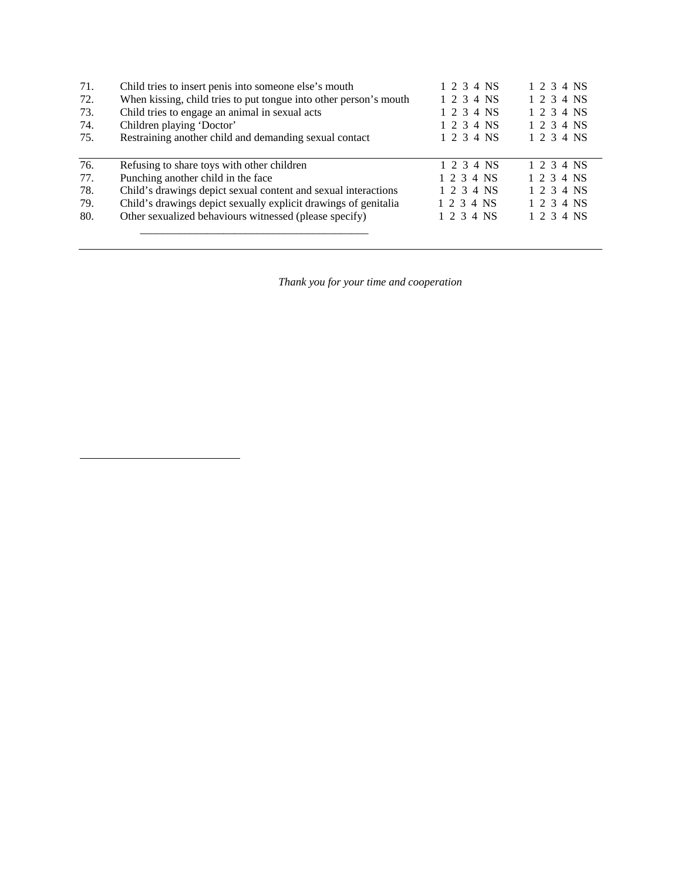| | | | |
|---|---|---|---|
| 71. | Child tries to insert penis into someone else's mouth | 1 2 3 4 NS | 1 2 3 4 NS |
| 72. | When kissing, child tries to put tongue into other person's mouth | 1 2 3 4 NS | 1 2 3 4 NS |
| 73. | Child tries to engage an animal in sexual acts | 1 2 3 4 NS | 1 2 3 4 NS |
| 74. | Children playing 'Doctor' | 1 2 3 4 NS | 1 2 3 4 NS |
| 75. | Restraining another child and demanding sexual contact | 1 2 3 4 NS | 1 2 3 4 NS |
| 76. | Refusing to share toys with other children | 1 2 3 4 NS | 1 2 3 4 NS |
| 77. | Punching another child in the face | 1 2 3 4 NS | 1 2 3 4 NS |
| 78. | Child's drawings depict sexual content and sexual interactions | 1 2 3 4 NS | 1 2 3 4 NS |
| 79. | Child's drawings depict sexually explicit drawings of genitalia | 1 2 3 4 NS | 1 2 3 4 NS |
| 80. | Other sexualized behaviours witnessed (please specify) ___________________________________________ | 1 2 3 4 NS | 1 2 3 4 NS |

*Thank you for your time and cooperation*